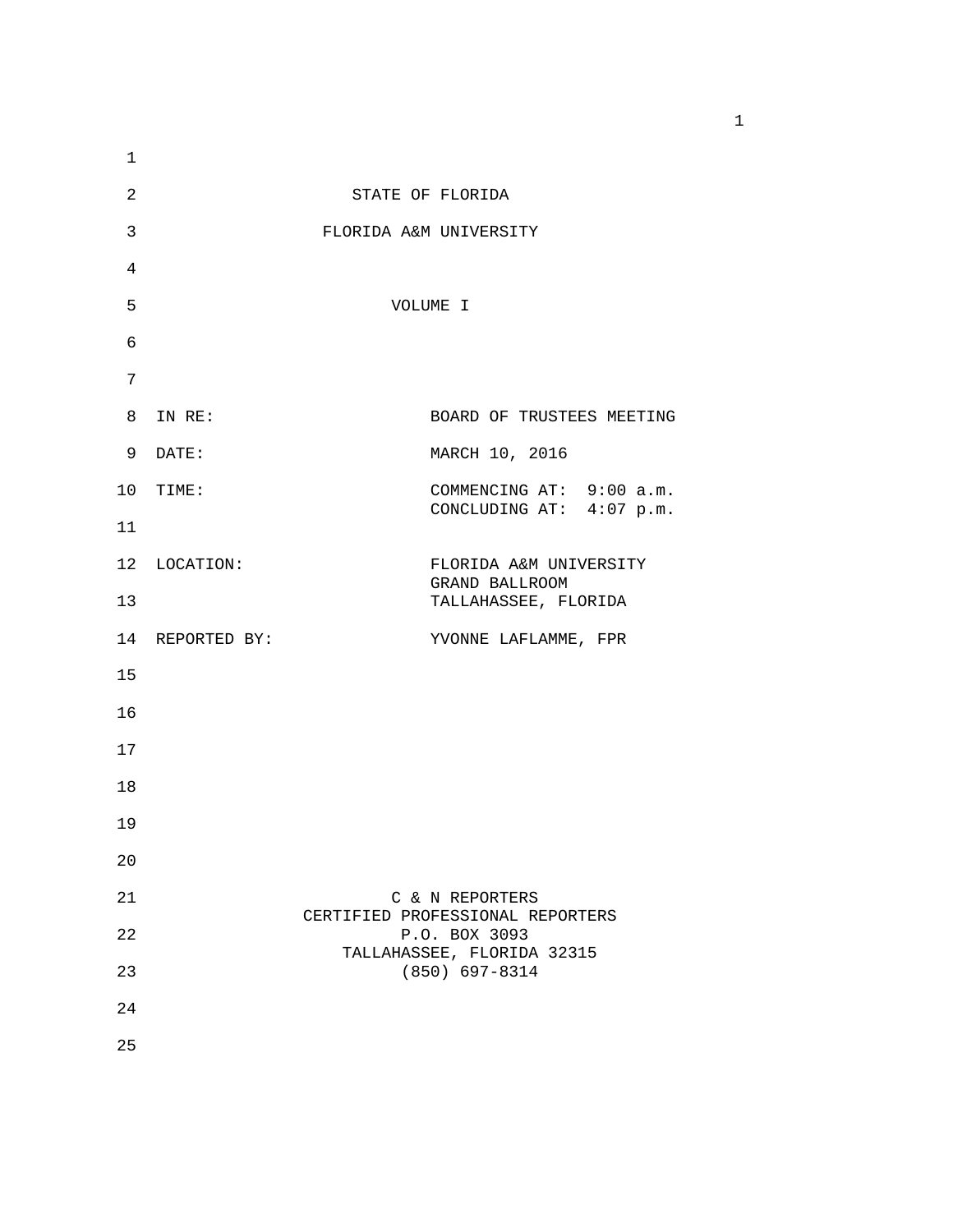STATE OF FLORIDA

FLORIDA A&M UNIVERSITY

VOLUME I

| | |
|---|---|
| IN RE: | BOARD OF TRUSTEES MEETING |
| DATE: | MARCH 10, 2016 |
| TIME: | COMMENCING AT: 9:00 a.m.<br>CONCLUDING AT: 4:07 p.m. |
| LOCATION: | FLORIDA A&M UNIVERSITY<br>GRAND BALLROOM<br>TALLAHASSEE, FLORIDA |
| REPORTED BY: | YVONNE LAFLAMME, FPR |

C & N REPORTERS
CERTIFIED PROFESSIONAL REPORTERS
P.O. BOX 3093
TALLAHASSEE, FLORIDA 32315
(850) 697-8314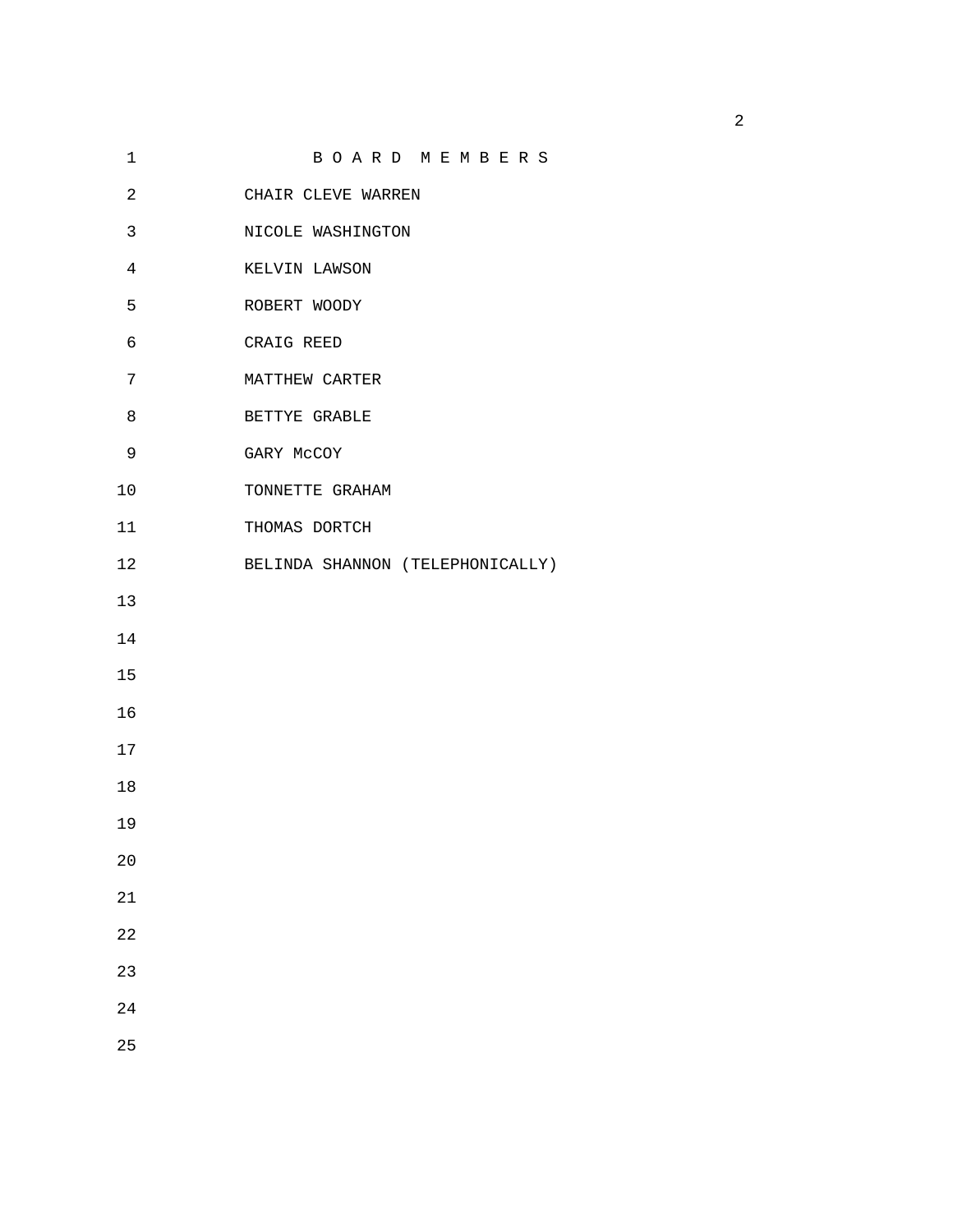## B O A R D  M E M B E R S

CHAIR CLEVE WARREN

NICOLE WASHINGTON

KELVIN LAWSON

ROBERT WOODY

CRAIG REED

MATTHEW CARTER

BETTYE GRABLE

GARY McCOY

TONNETTE GRAHAM

THOMAS DORTCH

BELINDA SHANNON (TELEPHONICALLY)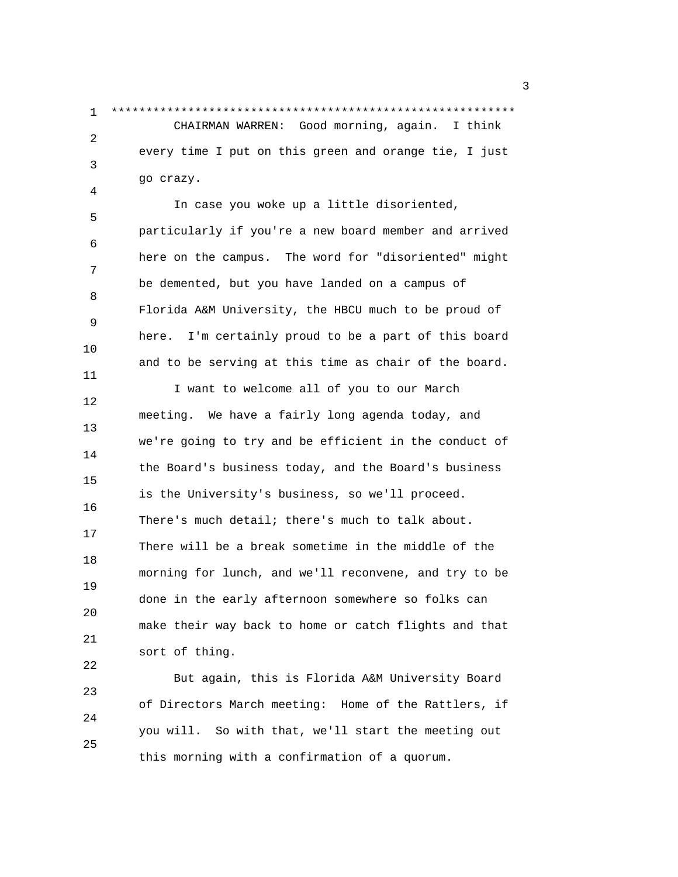*********************************************************

CHAIRMAN WARREN: Good morning, again. I think every time I put on this green and orange tie, I just go crazy.

In case you woke up a little disoriented, particularly if you're a new board member and arrived here on the campus. The word for "disoriented" might be demented, but you have landed on a campus of Florida A&M University, the HBCU much to be proud of here. I'm certainly proud to be a part of this board and to be serving at this time as chair of the board.

I want to welcome all of you to our March meeting. We have a fairly long agenda today, and we're going to try and be efficient in the conduct of the Board's business today, and the Board's business is the University's business, so we'll proceed. There's much detail; there's much to talk about. There will be a break sometime in the middle of the morning for lunch, and we'll reconvene, and try to be done in the early afternoon somewhere so folks can make their way back to home or catch flights and that sort of thing.

But again, this is Florida A&M University Board of Directors March meeting: Home of the Rattlers, if you will. So with that, we'll start the meeting out this morning with a confirmation of a quorum.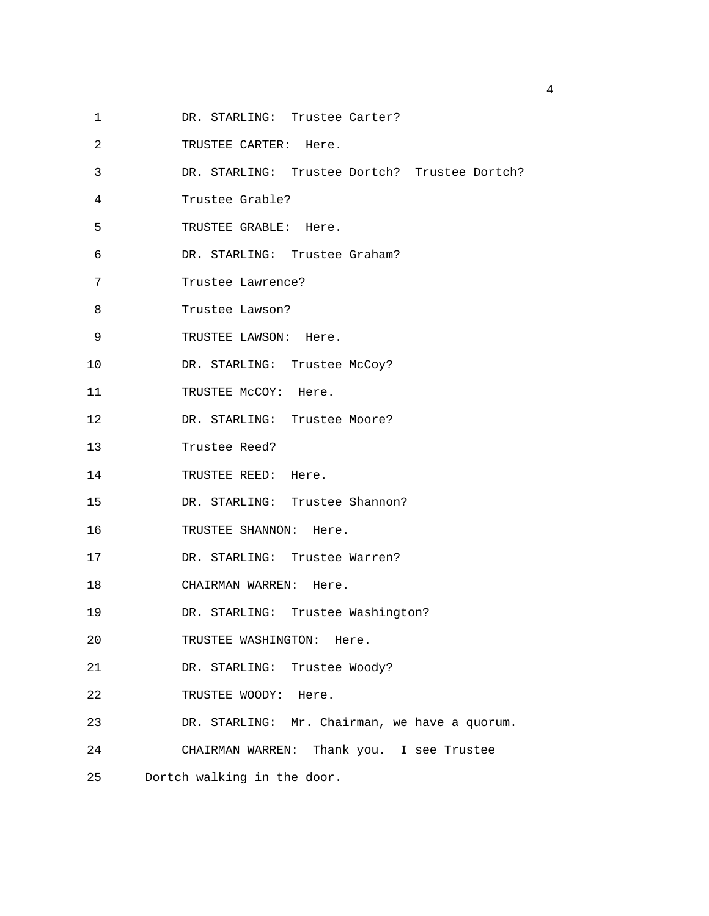DR. STARLING: Trustee Carter?

TRUSTEE CARTER: Here.

DR. STARLING: Trustee Dortch? Trustee Dortch?

Trustee Grable?

TRUSTEE GRABLE: Here.

DR. STARLING: Trustee Graham?

Trustee Lawrence?

Trustee Lawson?

TRUSTEE LAWSON: Here.

DR. STARLING: Trustee McCoy?

TRUSTEE McCOY: Here.

DR. STARLING: Trustee Moore?

Trustee Reed?

TRUSTEE REED: Here.

DR. STARLING: Trustee Shannon?

TRUSTEE SHANNON: Here.

DR. STARLING: Trustee Warren?

CHAIRMAN WARREN: Here.

DR. STARLING: Trustee Washington?

TRUSTEE WASHINGTON: Here.

DR. STARLING: Trustee Woody?

TRUSTEE WOODY: Here.

DR. STARLING: Mr. Chairman, we have a quorum.

CHAIRMAN WARREN: Thank you. I see Trustee Dortch walking in the door.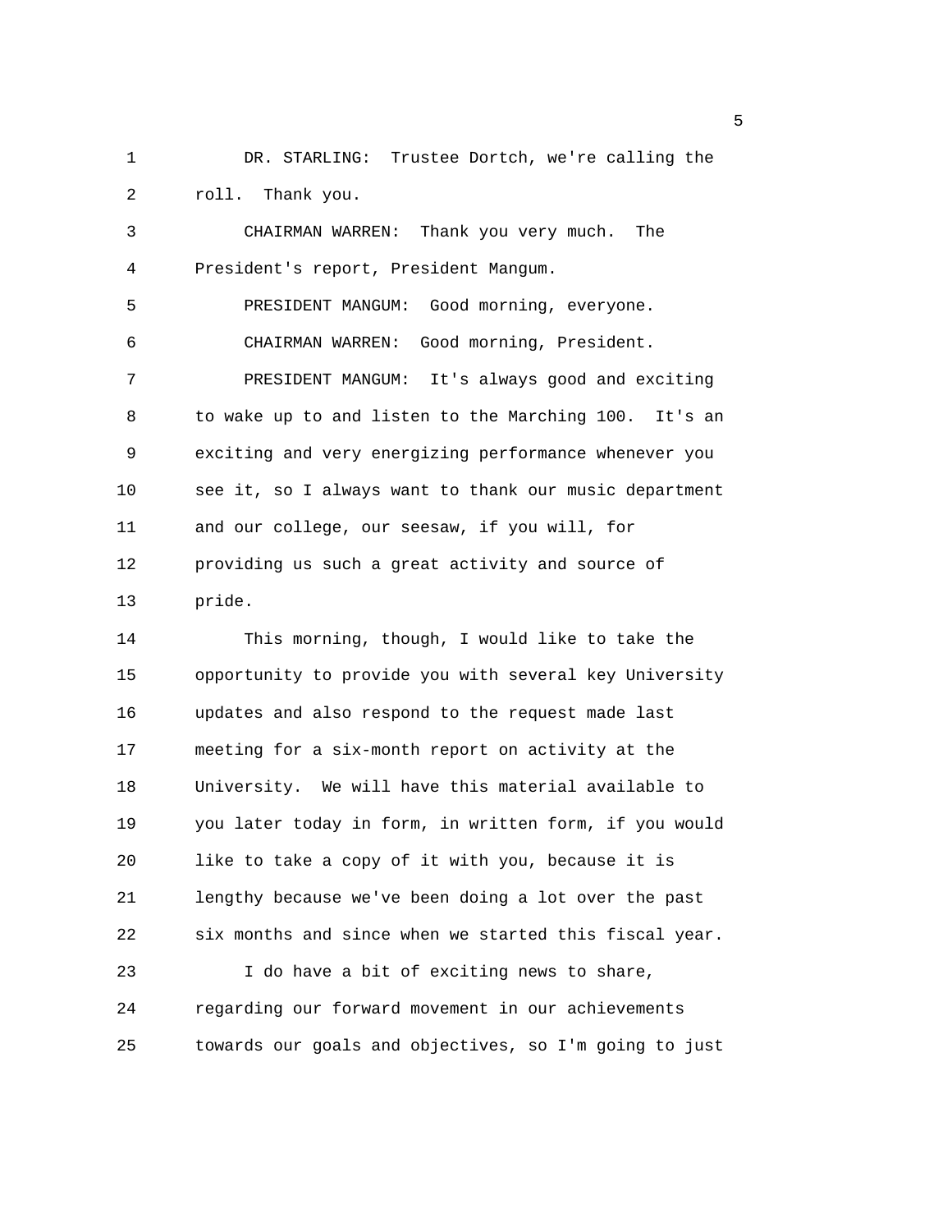DR. STARLING: Trustee Dortch, we're calling the roll. Thank you.

CHAIRMAN WARREN: Thank you very much. The President's report, President Mangum.

PRESIDENT MANGUM: Good morning, everyone.

CHAIRMAN WARREN: Good morning, President.

PRESIDENT MANGUM: It's always good and exciting to wake up to and listen to the Marching 100. It's an exciting and very energizing performance whenever you see it, so I always want to thank our music department and our college, our seesaw, if you will, for providing us such a great activity and source of pride.

This morning, though, I would like to take the opportunity to provide you with several key University updates and also respond to the request made last meeting for a six-month report on activity at the University. We will have this material available to you later today in form, in written form, if you would like to take a copy of it with you, because it is lengthy because we've been doing a lot over the past six months and since when we started this fiscal year.

I do have a bit of exciting news to share, regarding our forward movement in our achievements towards our goals and objectives, so I'm going to just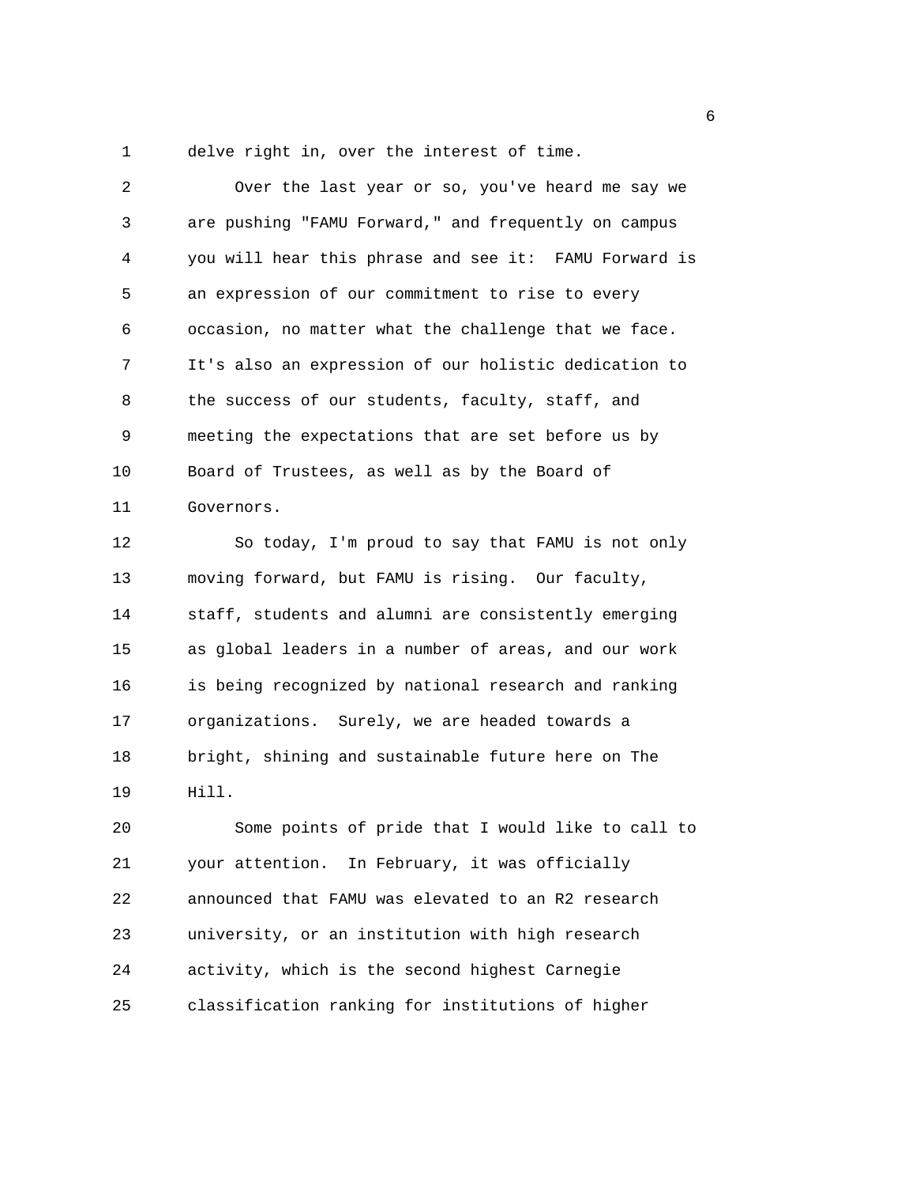delve right in, over the interest of time.

Over the last year or so, you've heard me say we are pushing "FAMU Forward," and frequently on campus you will hear this phrase and see it: FAMU Forward is an expression of our commitment to rise to every occasion, no matter what the challenge that we face. It's also an expression of our holistic dedication to the success of our students, faculty, staff, and meeting the expectations that are set before us by Board of Trustees, as well as by the Board of Governors.

So today, I'm proud to say that FAMU is not only moving forward, but FAMU is rising. Our faculty, staff, students and alumni are consistently emerging as global leaders in a number of areas, and our work is being recognized by national research and ranking organizations. Surely, we are headed towards a bright, shining and sustainable future here on The Hill.

Some points of pride that I would like to call to your attention. In February, it was officially announced that FAMU was elevated to an R2 research university, or an institution with high research activity, which is the second highest Carnegie classification ranking for institutions of higher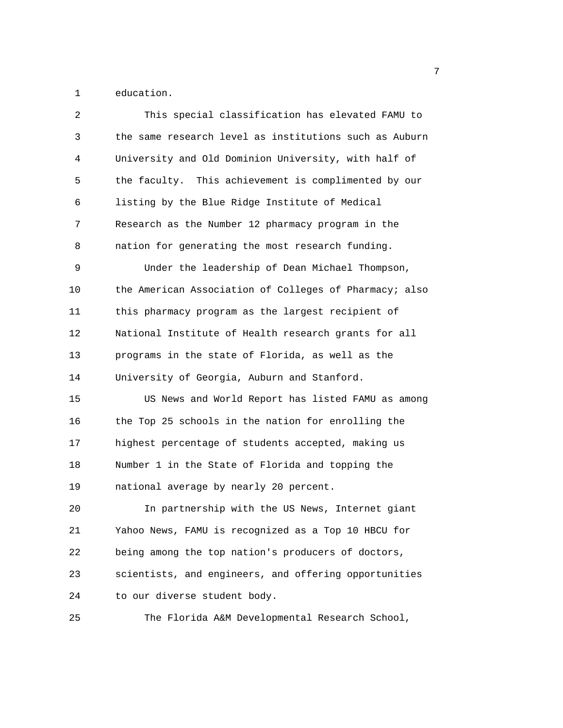education.

This special classification has elevated FAMU to the same research level as institutions such as Auburn University and Old Dominion University, with half of the faculty. This achievement is complimented by our listing by the Blue Ridge Institute of Medical Research as the Number 12 pharmacy program in the nation for generating the most research funding.

Under the leadership of Dean Michael Thompson, the American Association of Colleges of Pharmacy; also this pharmacy program as the largest recipient of National Institute of Health research grants for all programs in the state of Florida, as well as the University of Georgia, Auburn and Stanford.

US News and World Report has listed FAMU as among the Top 25 schools in the nation for enrolling the highest percentage of students accepted, making us Number 1 in the State of Florida and topping the national average by nearly 20 percent.

In partnership with the US News, Internet giant Yahoo News, FAMU is recognized as a Top 10 HBCU for being among the top nation's producers of doctors, scientists, and engineers, and offering opportunities to our diverse student body.

The Florida A&M Developmental Research School,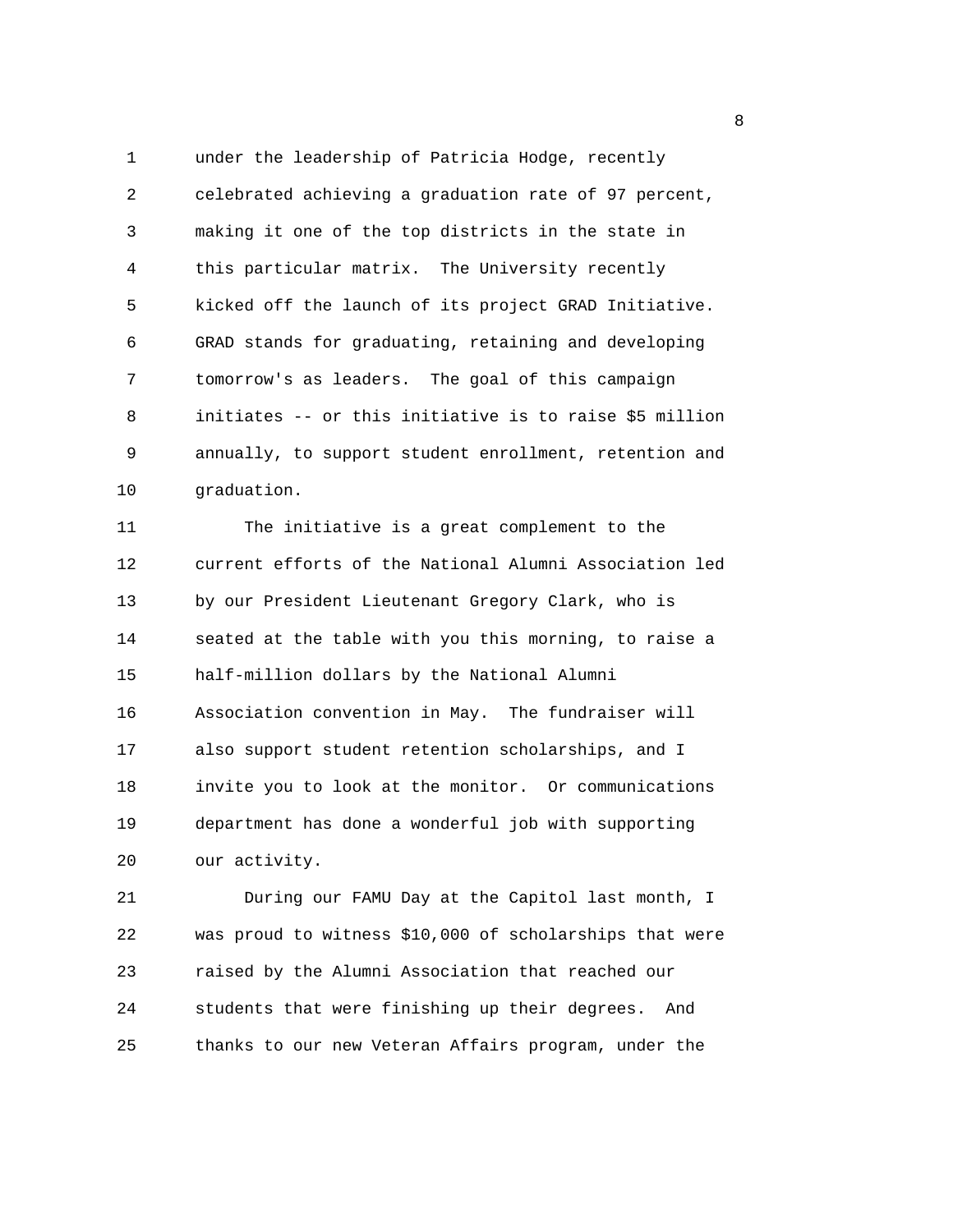under the leadership of Patricia Hodge, recently celebrated achieving a graduation rate of 97 percent, making it one of the top districts in the state in this particular matrix. The University recently kicked off the launch of its project GRAD Initiative. GRAD stands for graduating, retaining and developing tomorrow's as leaders. The goal of this campaign initiates -- or this initiative is to raise $5 million annually, to support student enrollment, retention and graduation.

The initiative is a great complement to the current efforts of the National Alumni Association led by our President Lieutenant Gregory Clark, who is seated at the table with you this morning, to raise a half-million dollars by the National Alumni Association convention in May. The fundraiser will also support student retention scholarships, and I invite you to look at the monitor. Or communications department has done a wonderful job with supporting our activity.

During our FAMU Day at the Capitol last month, I was proud to witness $10,000 of scholarships that were raised by the Alumni Association that reached our students that were finishing up their degrees. And thanks to our new Veteran Affairs program, under the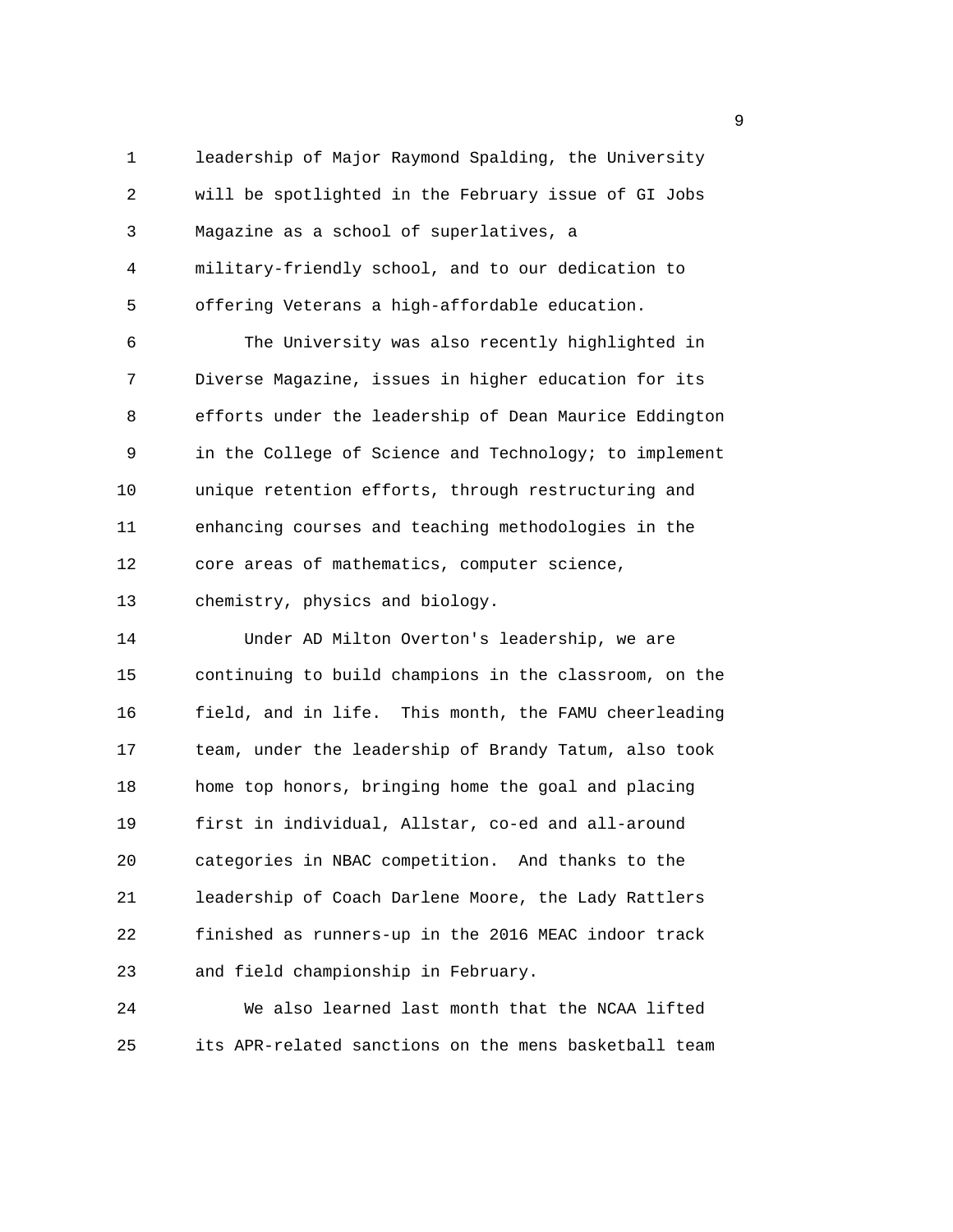leadership of Major Raymond Spalding, the University will be spotlighted in the February issue of GI Jobs Magazine as a school of superlatives, a military-friendly school, and to our dedication to offering Veterans a high-affordable education.

The University was also recently highlighted in Diverse Magazine, issues in higher education for its efforts under the leadership of Dean Maurice Eddington in the College of Science and Technology; to implement unique retention efforts, through restructuring and enhancing courses and teaching methodologies in the core areas of mathematics, computer science, chemistry, physics and biology.

Under AD Milton Overton's leadership, we are continuing to build champions in the classroom, on the field, and in life. This month, the FAMU cheerleading team, under the leadership of Brandy Tatum, also took home top honors, bringing home the goal and placing first in individual, Allstar, co-ed and all-around categories in NBAC competition. And thanks to the leadership of Coach Darlene Moore, the Lady Rattlers finished as runners-up in the 2016 MEAC indoor track and field championship in February.

We also learned last month that the NCAA lifted its APR-related sanctions on the mens basketball team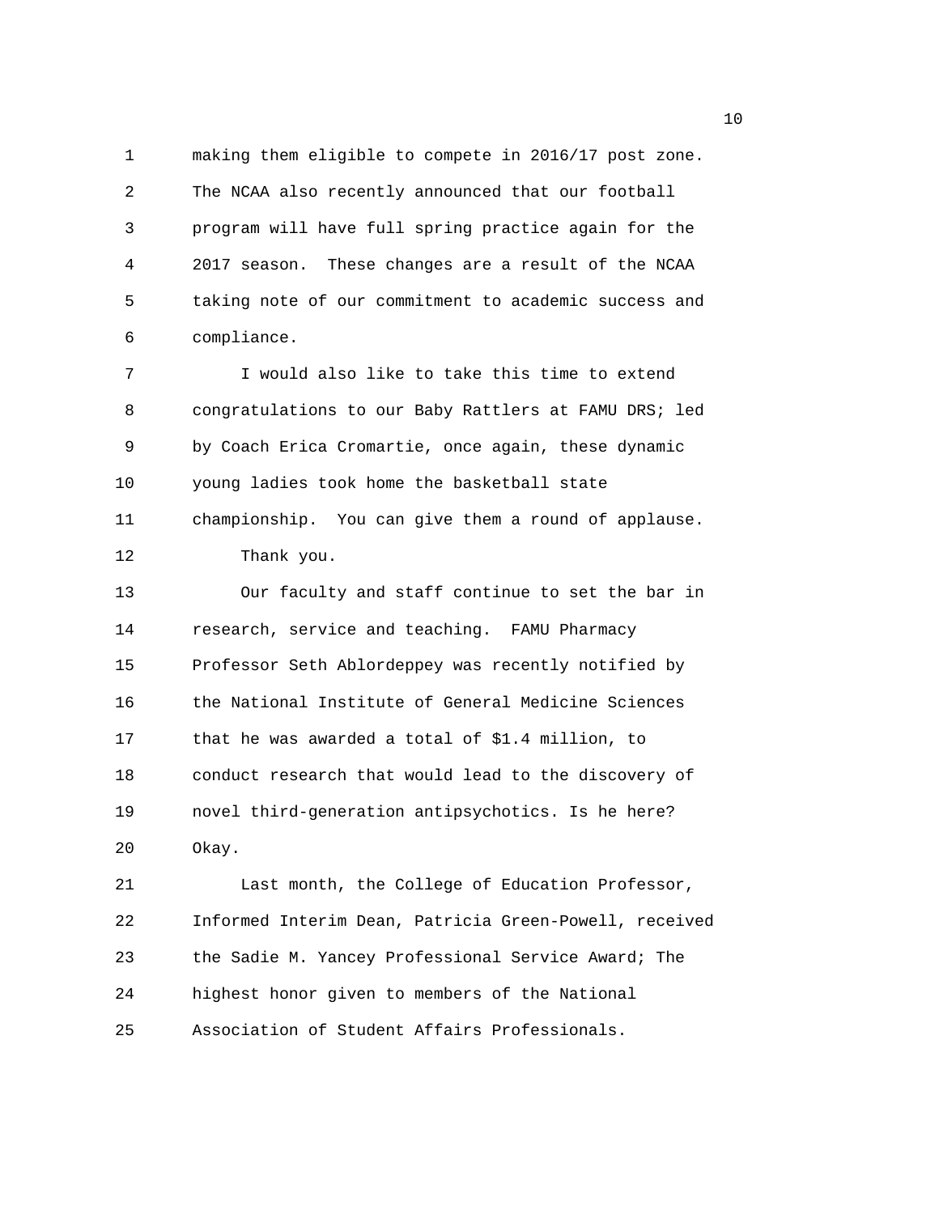making them eligible to compete in 2016/17 post zone. The NCAA also recently announced that our football program will have full spring practice again for the 2017 season. These changes are a result of the NCAA taking note of our commitment to academic success and compliance.

I would also like to take this time to extend congratulations to our Baby Rattlers at FAMU DRS; led by Coach Erica Cromartie, once again, these dynamic young ladies took home the basketball state championship. You can give them a round of applause.

Thank you.

Our faculty and staff continue to set the bar in research, service and teaching. FAMU Pharmacy Professor Seth Ablordeppey was recently notified by the National Institute of General Medicine Sciences that he was awarded a total of $1.4 million, to conduct research that would lead to the discovery of novel third-generation antipsychotics. Is he here? Okay.

Last month, the College of Education Professor, Informed Interim Dean, Patricia Green-Powell, received the Sadie M. Yancey Professional Service Award; The highest honor given to members of the National Association of Student Affairs Professionals.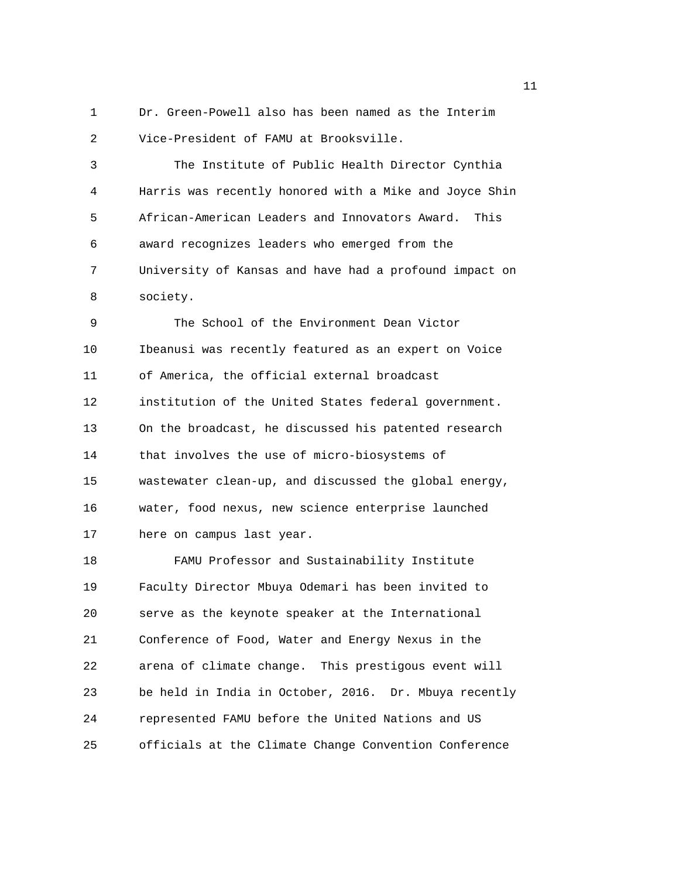Dr. Green-Powell also has been named as the Interim Vice-President of FAMU at Brooksville.

The Institute of Public Health Director Cynthia Harris was recently honored with a Mike and Joyce Shin African-American Leaders and Innovators Award. This award recognizes leaders who emerged from the University of Kansas and have had a profound impact on society.

The School of the Environment Dean Victor Ibeanusi was recently featured as an expert on Voice of America, the official external broadcast institution of the United States federal government. On the broadcast, he discussed his patented research that involves the use of micro-biosystems of wastewater clean-up, and discussed the global energy, water, food nexus, new science enterprise launched here on campus last year.

FAMU Professor and Sustainability Institute Faculty Director Mbuya Odemari has been invited to serve as the keynote speaker at the International Conference of Food, Water and Energy Nexus in the arena of climate change. This prestigous event will be held in India in October, 2016. Dr. Mbuya recently represented FAMU before the United Nations and US officials at the Climate Change Convention Conference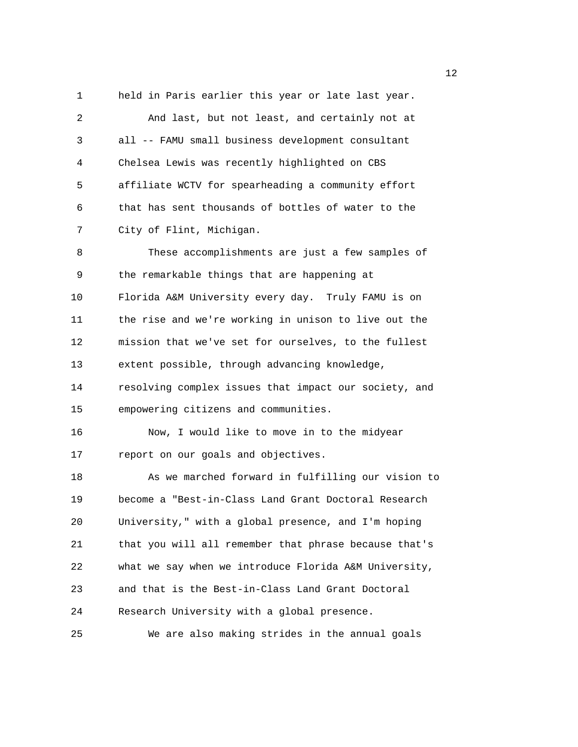held in Paris earlier this year or late last year.

And last, but not least, and certainly not at all -- FAMU small business development consultant Chelsea Lewis was recently highlighted on CBS affiliate WCTV for spearheading a community effort that has sent thousands of bottles of water to the City of Flint, Michigan.

These accomplishments are just a few samples of the remarkable things that are happening at Florida A&M University every day. Truly FAMU is on the rise and we're working in unison to live out the mission that we've set for ourselves, to the fullest extent possible, through advancing knowledge, resolving complex issues that impact our society, and empowering citizens and communities.

Now, I would like to move in to the midyear report on our goals and objectives.

As we marched forward in fulfilling our vision to become a "Best-in-Class Land Grant Doctoral Research University," with a global presence, and I'm hoping that you will all remember that phrase because that's what we say when we introduce Florida A&M University, and that is the Best-in-Class Land Grant Doctoral Research University with a global presence.

We are also making strides in the annual goals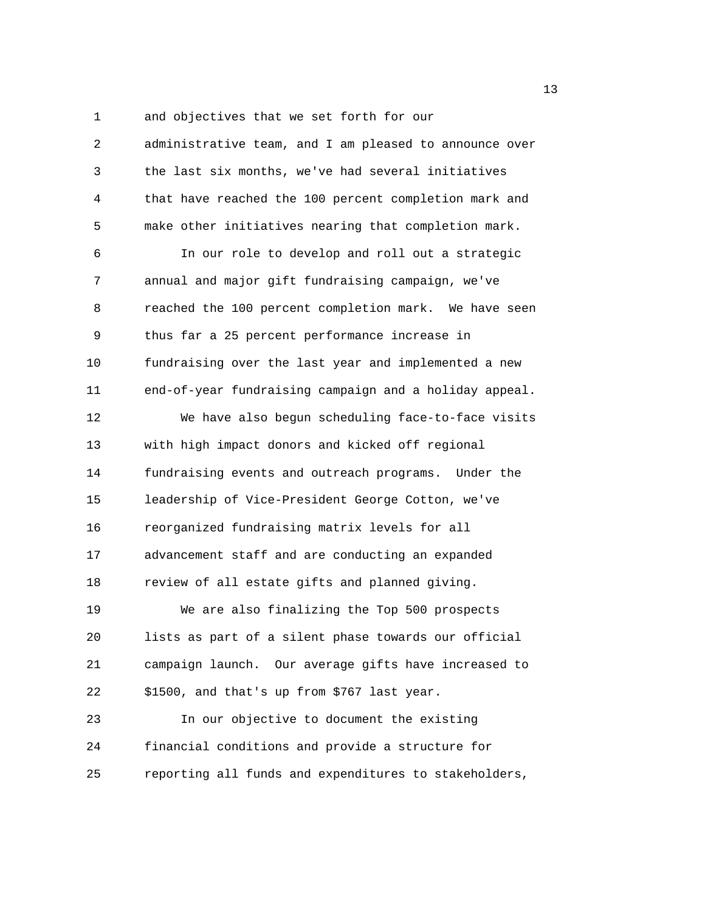and objectives that we set forth for our administrative team, and I am pleased to announce over the last six months, we've had several initiatives that have reached the 100 percent completion mark and make other initiatives nearing that completion mark.

In our role to develop and roll out a strategic annual and major gift fundraising campaign, we've reached the 100 percent completion mark. We have seen thus far a 25 percent performance increase in fundraising over the last year and implemented a new end-of-year fundraising campaign and a holiday appeal.

We have also begun scheduling face-to-face visits with high impact donors and kicked off regional fundraising events and outreach programs. Under the leadership of Vice-President George Cotton, we've reorganized fundraising matrix levels for all advancement staff and are conducting an expanded review of all estate gifts and planned giving.

We are also finalizing the Top 500 prospects lists as part of a silent phase towards our official campaign launch. Our average gifts have increased to $1500, and that's up from $767 last year.

In our objective to document the existing financial conditions and provide a structure for reporting all funds and expenditures to stakeholders,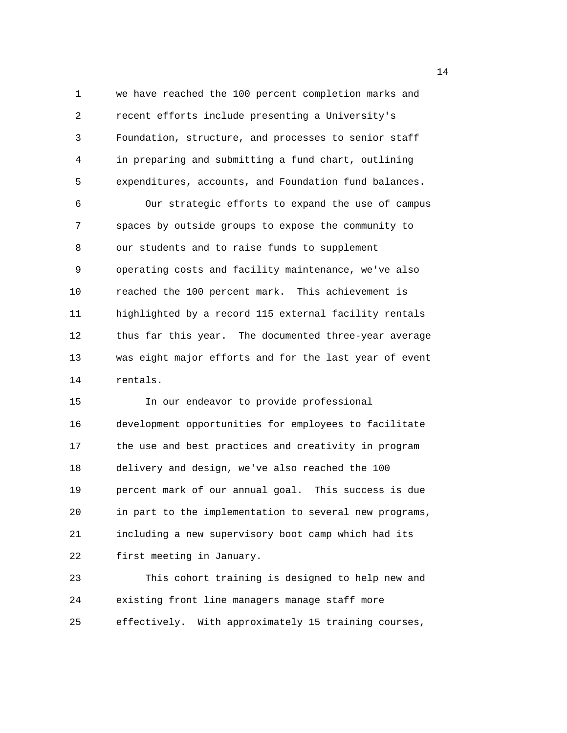we have reached the 100 percent completion marks and recent efforts include presenting a University's Foundation, structure, and processes to senior staff in preparing and submitting a fund chart, outlining expenditures, accounts, and Foundation fund balances.

Our strategic efforts to expand the use of campus spaces by outside groups to expose the community to our students and to raise funds to supplement operating costs and facility maintenance, we've also reached the 100 percent mark. This achievement is highlighted by a record 115 external facility rentals thus far this year. The documented three-year average was eight major efforts and for the last year of event rentals.

In our endeavor to provide professional development opportunities for employees to facilitate the use and best practices and creativity in program delivery and design, we've also reached the 100 percent mark of our annual goal. This success is due in part to the implementation to several new programs, including a new supervisory boot camp which had its first meeting in January.

This cohort training is designed to help new and existing front line managers manage staff more effectively. With approximately 15 training courses,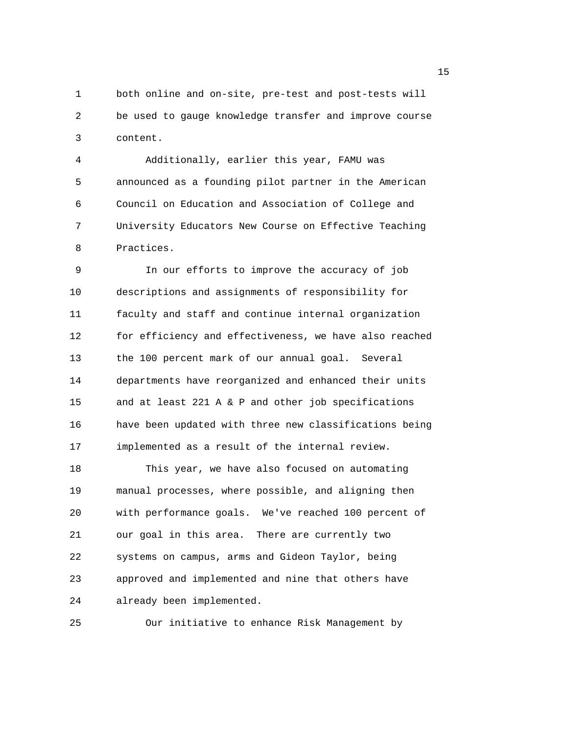both online and on-site, pre-test and post-tests will be used to gauge knowledge transfer and improve course content.

Additionally, earlier this year, FAMU was announced as a founding pilot partner in the American Council on Education and Association of College and University Educators New Course on Effective Teaching Practices.

In our efforts to improve the accuracy of job descriptions and assignments of responsibility for faculty and staff and continue internal organization for efficiency and effectiveness, we have also reached the 100 percent mark of our annual goal. Several departments have reorganized and enhanced their units and at least 221 A & P and other job specifications have been updated with three new classifications being implemented as a result of the internal review.

This year, we have also focused on automating manual processes, where possible, and aligning then with performance goals. We've reached 100 percent of our goal in this area. There are currently two systems on campus, arms and Gideon Taylor, being approved and implemented and nine that others have already been implemented.

Our initiative to enhance Risk Management by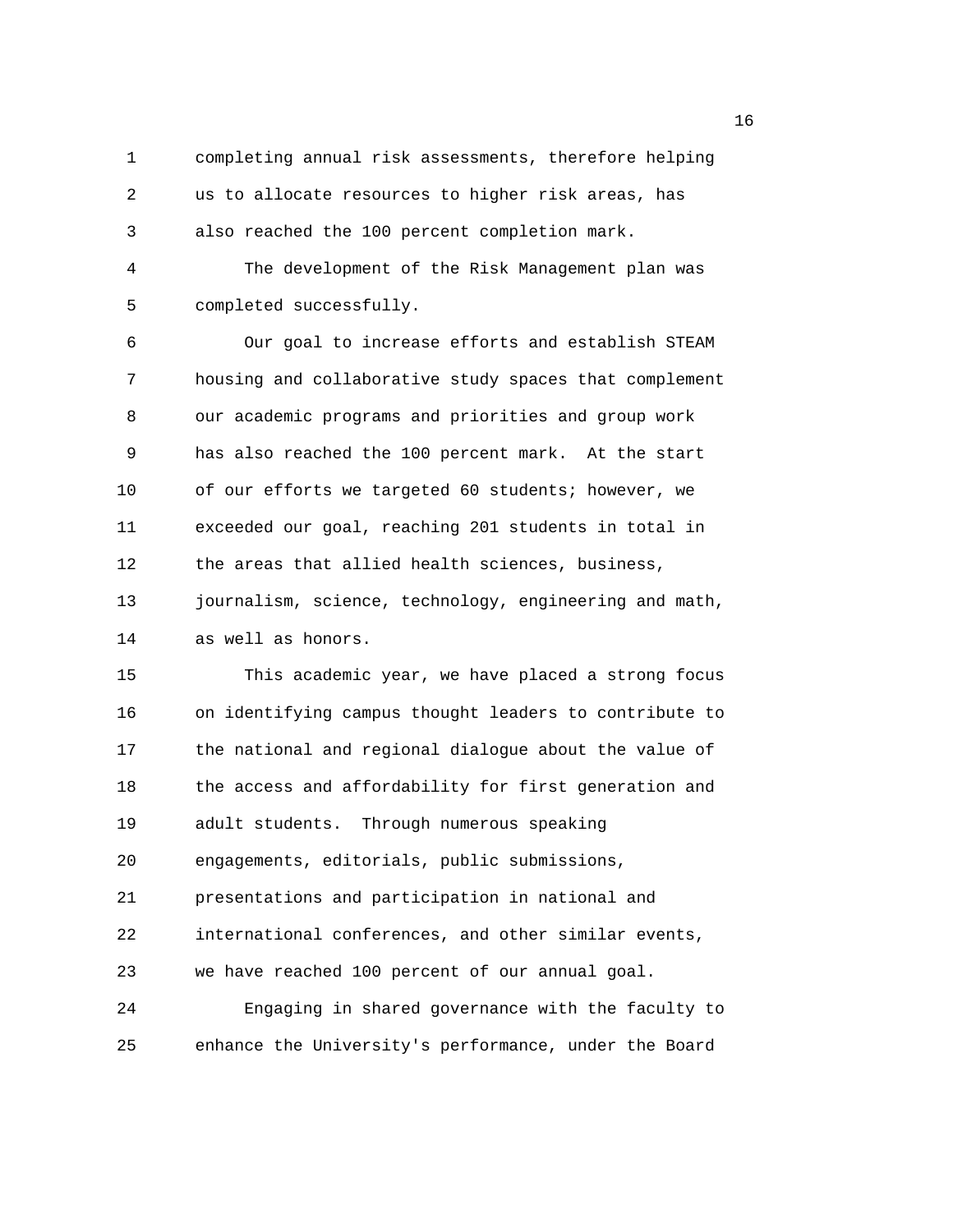completing annual risk assessments, therefore helping us to allocate resources to higher risk areas, has also reached the 100 percent completion mark.

The development of the Risk Management plan was completed successfully.

Our goal to increase efforts and establish STEAM housing and collaborative study spaces that complement our academic programs and priorities and group work has also reached the 100 percent mark. At the start of our efforts we targeted 60 students; however, we exceeded our goal, reaching 201 students in total in the areas that allied health sciences, business, journalism, science, technology, engineering and math, as well as honors.

This academic year, we have placed a strong focus on identifying campus thought leaders to contribute to the national and regional dialogue about the value of the access and affordability for first generation and adult students. Through numerous speaking engagements, editorials, public submissions, presentations and participation in national and international conferences, and other similar events, we have reached 100 percent of our annual goal.

Engaging in shared governance with the faculty to enhance the University's performance, under the Board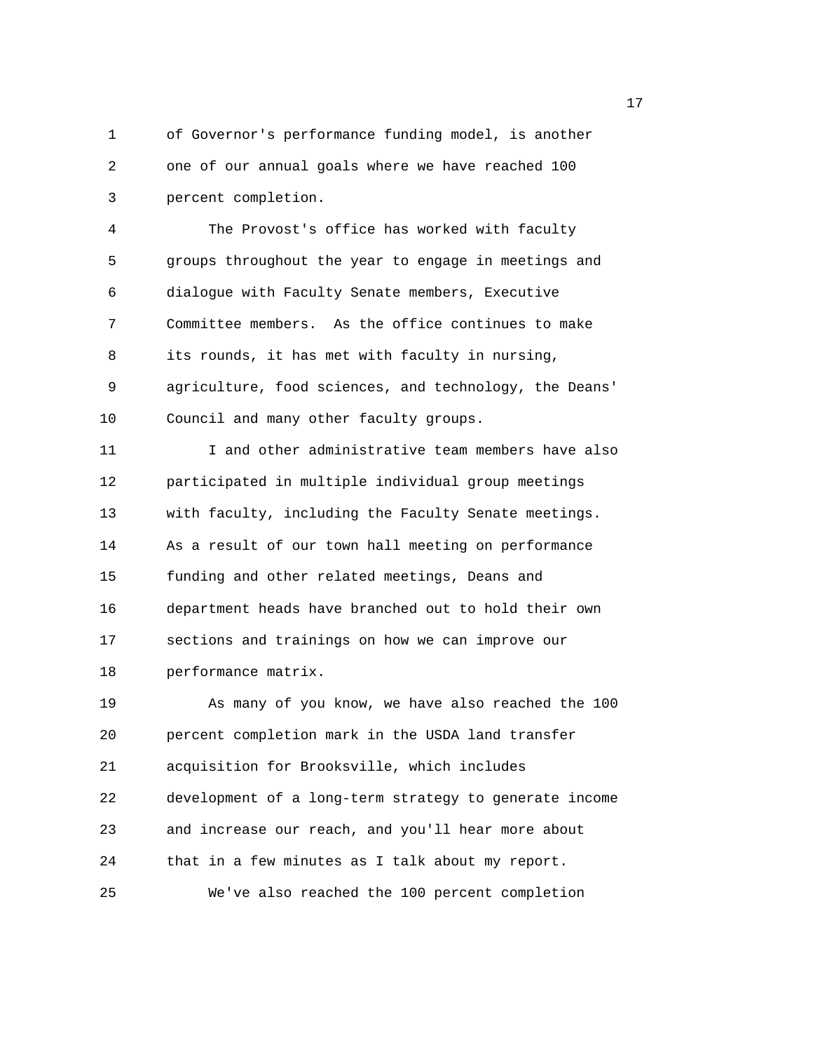of Governor's performance funding model, is another one of our annual goals where we have reached 100 percent completion.

The Provost's office has worked with faculty groups throughout the year to engage in meetings and dialogue with Faculty Senate members, Executive Committee members. As the office continues to make its rounds, it has met with faculty in nursing, agriculture, food sciences, and technology, the Deans' Council and many other faculty groups.

I and other administrative team members have also participated in multiple individual group meetings with faculty, including the Faculty Senate meetings. As a result of our town hall meeting on performance funding and other related meetings, Deans and department heads have branched out to hold their own sections and trainings on how we can improve our performance matrix.

As many of you know, we have also reached the 100 percent completion mark in the USDA land transfer acquisition for Brooksville, which includes development of a long-term strategy to generate income and increase our reach, and you'll hear more about that in a few minutes as I talk about my report.

We've also reached the 100 percent completion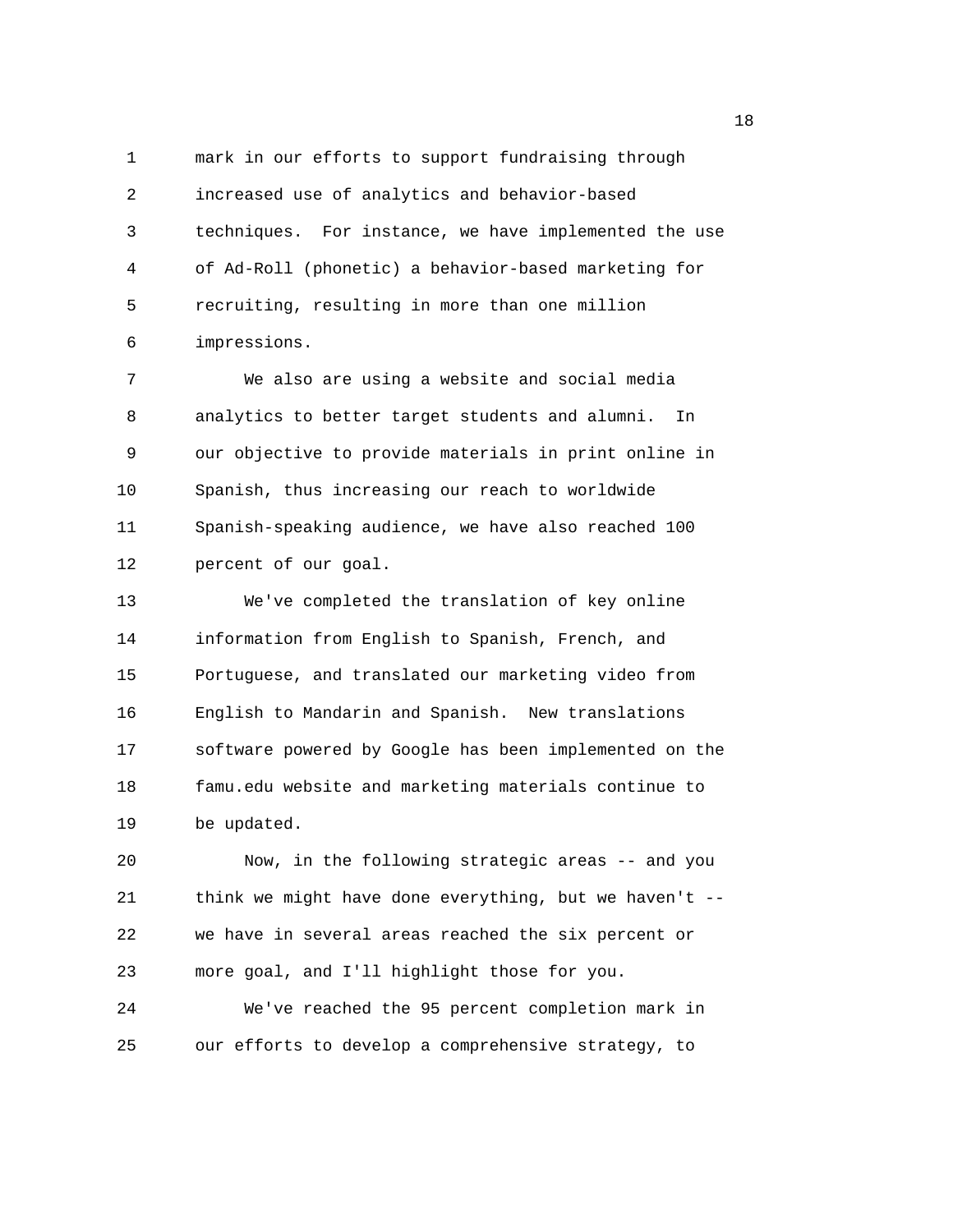mark in our efforts to support fundraising through increased use of analytics and behavior-based techniques. For instance, we have implemented the use of Ad-Roll (phonetic) a behavior-based marketing for recruiting, resulting in more than one million impressions.

We also are using a website and social media analytics to better target students and alumni. In our objective to provide materials in print online in Spanish, thus increasing our reach to worldwide Spanish-speaking audience, we have also reached 100 percent of our goal.

We've completed the translation of key online information from English to Spanish, French, and Portuguese, and translated our marketing video from English to Mandarin and Spanish. New translations software powered by Google has been implemented on the famu.edu website and marketing materials continue to be updated.

Now, in the following strategic areas -- and you think we might have done everything, but we haven't -- we have in several areas reached the six percent or more goal, and I'll highlight those for you.

We've reached the 95 percent completion mark in our efforts to develop a comprehensive strategy, to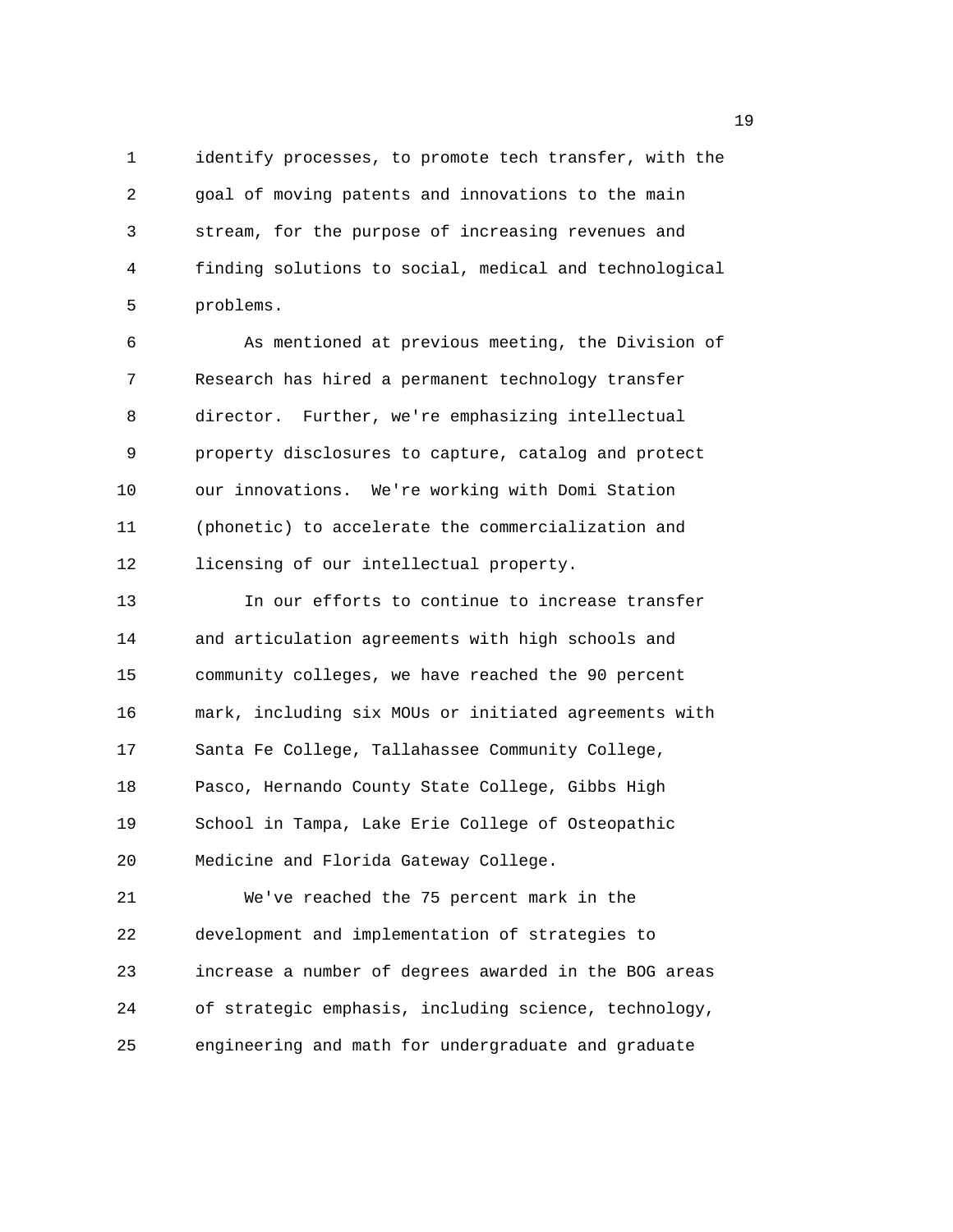identify processes, to promote tech transfer, with the goal of moving patents and innovations to the main stream, for the purpose of increasing revenues and finding solutions to social, medical and technological problems.

As mentioned at previous meeting, the Division of Research has hired a permanent technology transfer director. Further, we're emphasizing intellectual property disclosures to capture, catalog and protect our innovations. We're working with Domi Station (phonetic) to accelerate the commercialization and licensing of our intellectual property.

In our efforts to continue to increase transfer and articulation agreements with high schools and community colleges, we have reached the 90 percent mark, including six MOUs or initiated agreements with Santa Fe College, Tallahassee Community College, Pasco, Hernando County State College, Gibbs High School in Tampa, Lake Erie College of Osteopathic Medicine and Florida Gateway College.

We've reached the 75 percent mark in the development and implementation of strategies to increase a number of degrees awarded in the BOG areas of strategic emphasis, including science, technology, engineering and math for undergraduate and graduate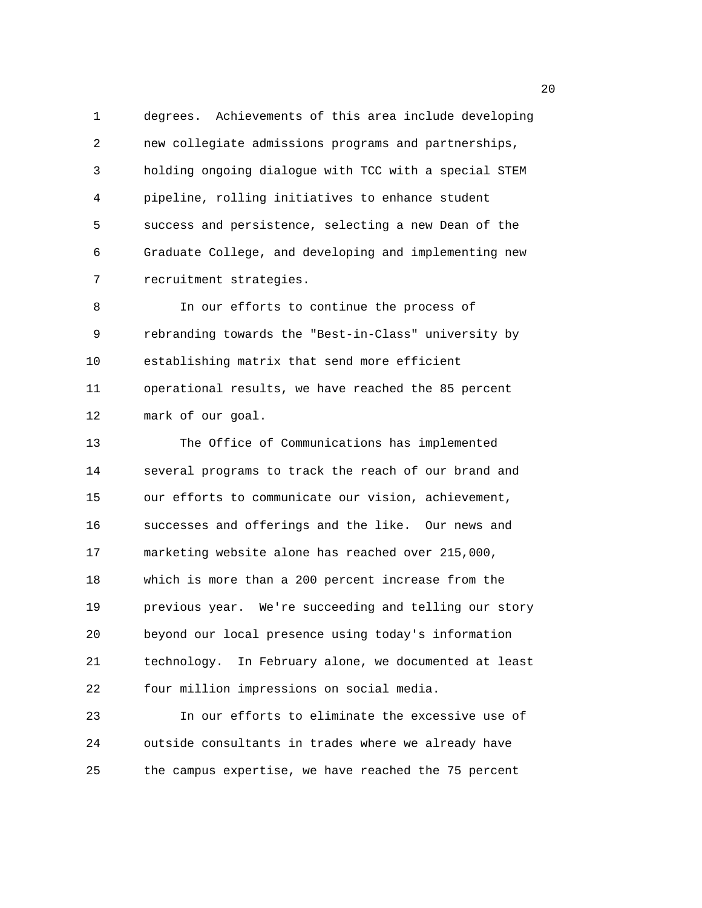degrees. Achievements of this area include developing new collegiate admissions programs and partnerships, holding ongoing dialogue with TCC with a special STEM pipeline, rolling initiatives to enhance student success and persistence, selecting a new Dean of the Graduate College, and developing and implementing new recruitment strategies.

In our efforts to continue the process of rebranding towards the "Best-in-Class" university by establishing matrix that send more efficient operational results, we have reached the 85 percent mark of our goal.

The Office of Communications has implemented several programs to track the reach of our brand and our efforts to communicate our vision, achievement, successes and offerings and the like. Our news and marketing website alone has reached over 215,000, which is more than a 200 percent increase from the previous year. We're succeeding and telling our story beyond our local presence using today's information technology. In February alone, we documented at least four million impressions on social media.

In our efforts to eliminate the excessive use of outside consultants in trades where we already have the campus expertise, we have reached the 75 percent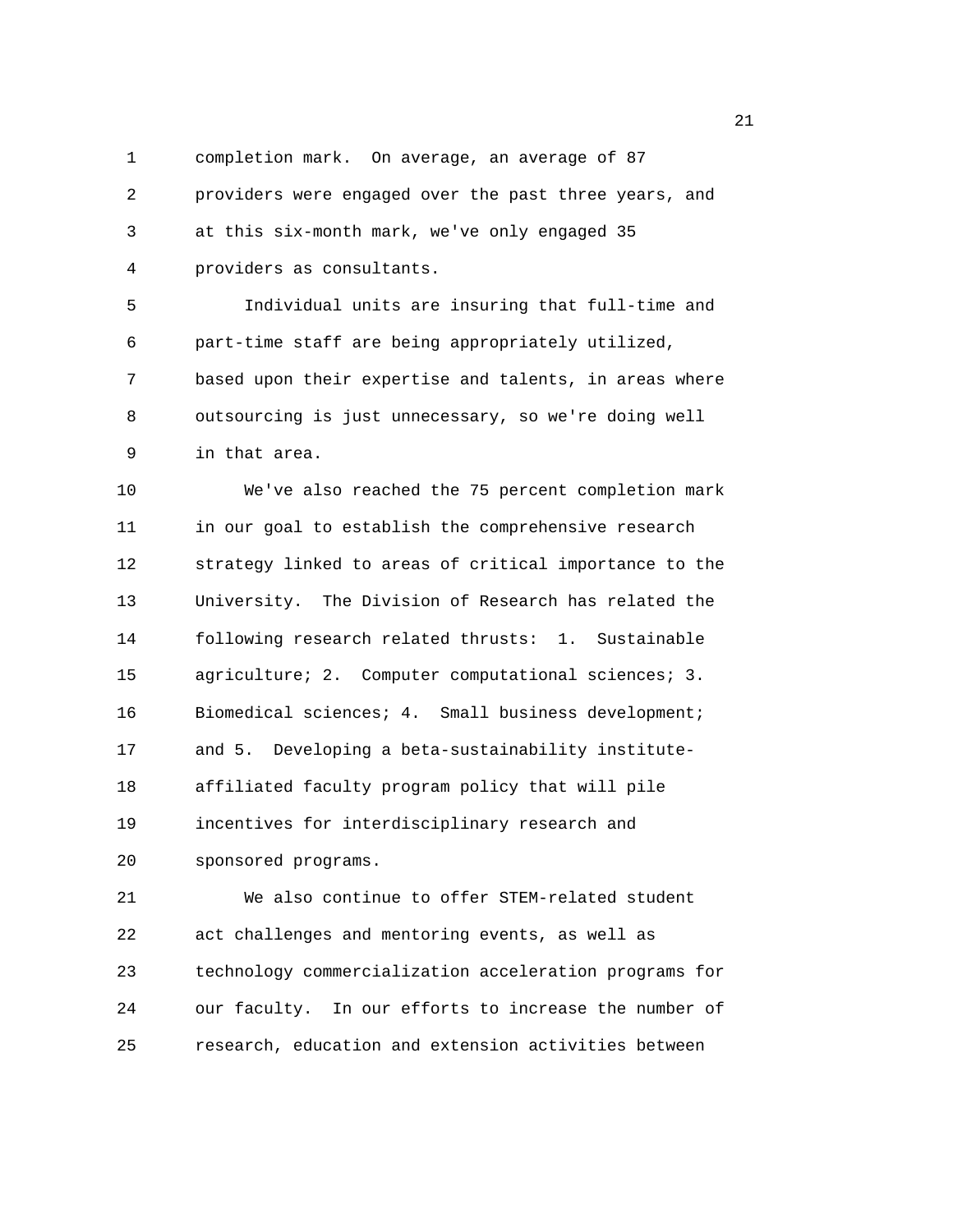completion mark. On average, an average of 87 providers were engaged over the past three years, and at this six-month mark, we've only engaged 35 providers as consultants.

Individual units are insuring that full-time and part-time staff are being appropriately utilized, based upon their expertise and talents, in areas where outsourcing is just unnecessary, so we're doing well in that area.

We've also reached the 75 percent completion mark in our goal to establish the comprehensive research strategy linked to areas of critical importance to the University. The Division of Research has related the following research related thrusts: 1. Sustainable agriculture; 2. Computer computational sciences; 3. Biomedical sciences; 4. Small business development; and 5. Developing a beta-sustainability institute-affiliated faculty program policy that will pile incentives for interdisciplinary research and sponsored programs.

We also continue to offer STEM-related student act challenges and mentoring events, as well as technology commercialization acceleration programs for our faculty. In our efforts to increase the number of research, education and extension activities between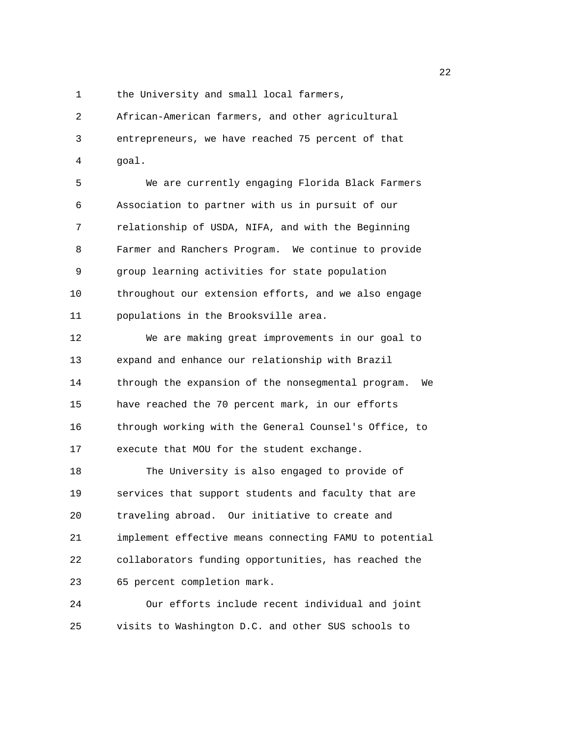the University and small local farmers, African-American farmers, and other agricultural entrepreneurs, we have reached 75 percent of that goal.

We are currently engaging Florida Black Farmers Association to partner with us in pursuit of our relationship of USDA, NIFA, and with the Beginning Farmer and Ranchers Program. We continue to provide group learning activities for state population throughout our extension efforts, and we also engage populations in the Brooksville area.

We are making great improvements in our goal to expand and enhance our relationship with Brazil through the expansion of the nonsegmental program. We have reached the 70 percent mark, in our efforts through working with the General Counsel's Office, to execute that MOU for the student exchange.

The University is also engaged to provide of services that support students and faculty that are traveling abroad. Our initiative to create and implement effective means connecting FAMU to potential collaborators funding opportunities, has reached the 65 percent completion mark.

Our efforts include recent individual and joint visits to Washington D.C. and other SUS schools to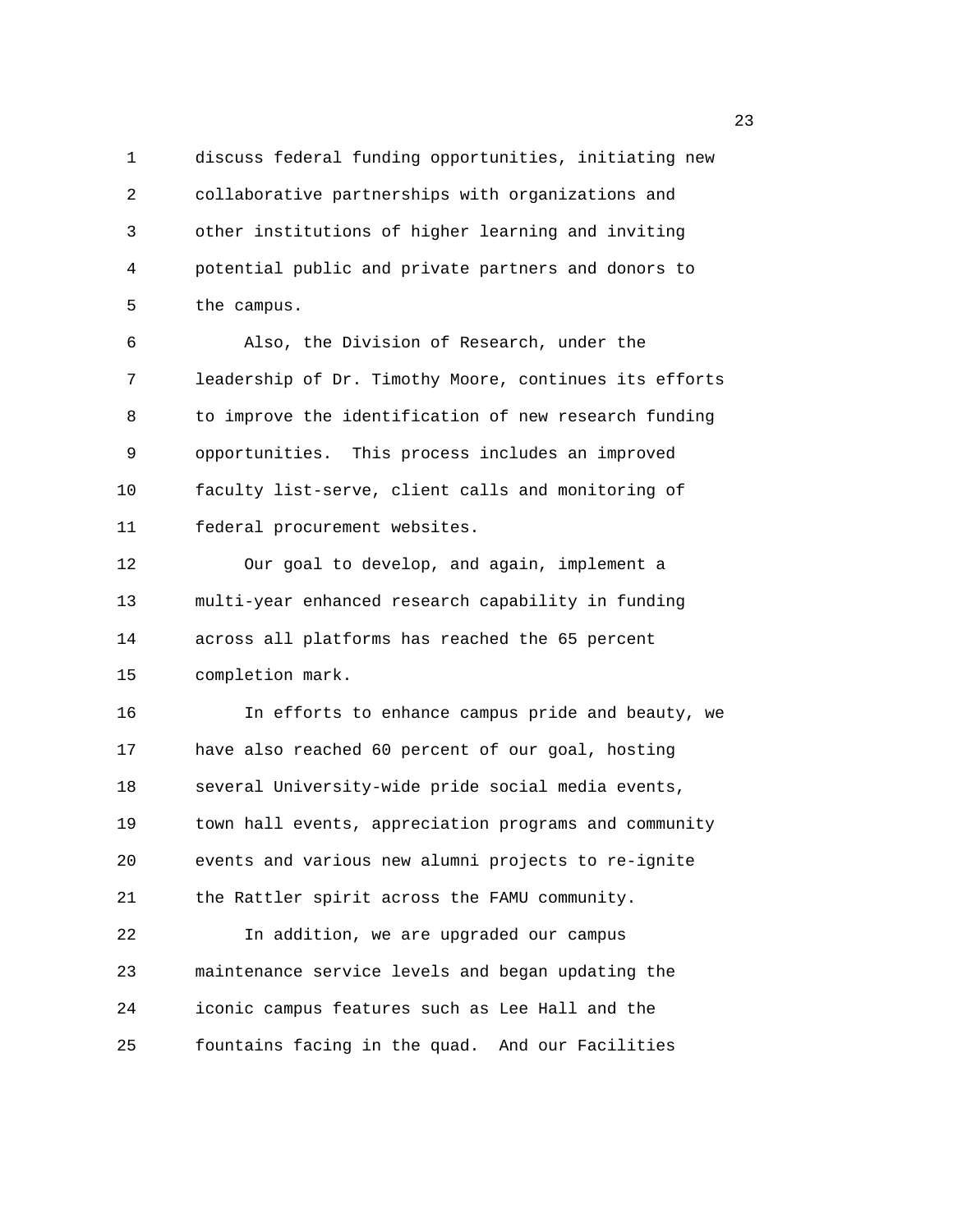discuss federal funding opportunities, initiating new collaborative partnerships with organizations and other institutions of higher learning and inviting potential public and private partners and donors to the campus.

Also, the Division of Research, under the leadership of Dr. Timothy Moore, continues its efforts to improve the identification of new research funding opportunities. This process includes an improved faculty list-serve, client calls and monitoring of federal procurement websites.

Our goal to develop, and again, implement a multi-year enhanced research capability in funding across all platforms has reached the 65 percent completion mark.

In efforts to enhance campus pride and beauty, we have also reached 60 percent of our goal, hosting several University-wide pride social media events, town hall events, appreciation programs and community events and various new alumni projects to re-ignite the Rattler spirit across the FAMU community.

In addition, we are upgraded our campus maintenance service levels and began updating the iconic campus features such as Lee Hall and the fountains facing in the quad. And our Facilities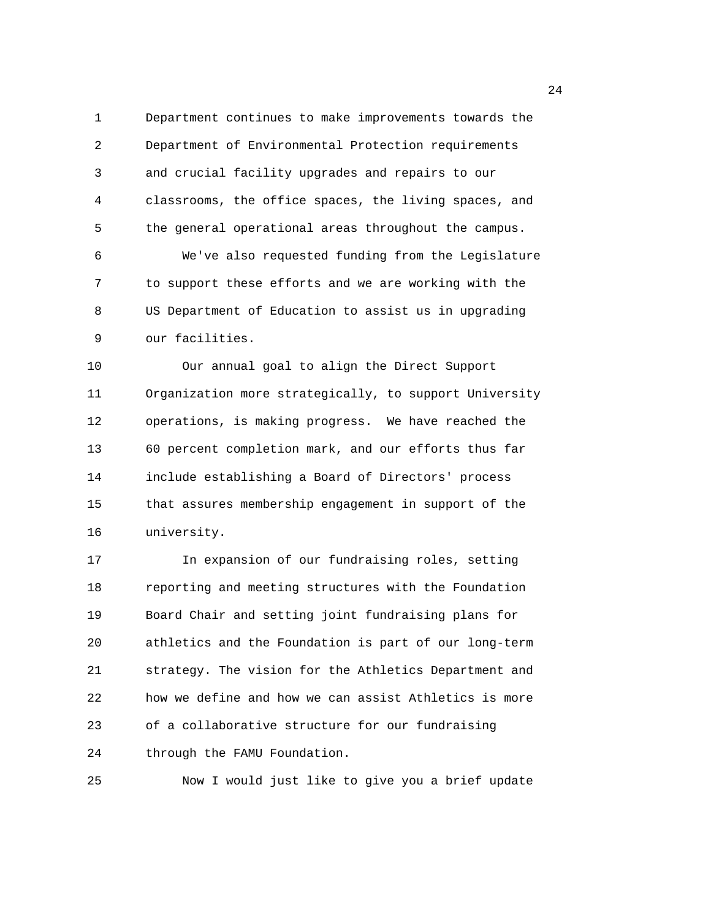Department continues to make improvements towards the Department of Environmental Protection requirements and crucial facility upgrades and repairs to our classrooms, the office spaces, the living spaces, and the general operational areas throughout the campus.

We've also requested funding from the Legislature to support these efforts and we are working with the US Department of Education to assist us in upgrading our facilities.

Our annual goal to align the Direct Support Organization more strategically, to support University operations, is making progress. We have reached the 60 percent completion mark, and our efforts thus far include establishing a Board of Directors' process that assures membership engagement in support of the university.

In expansion of our fundraising roles, setting reporting and meeting structures with the Foundation Board Chair and setting joint fundraising plans for athletics and the Foundation is part of our long-term strategy. The vision for the Athletics Department and how we define and how we can assist Athletics is more of a collaborative structure for our fundraising through the FAMU Foundation.

Now I would just like to give you a brief update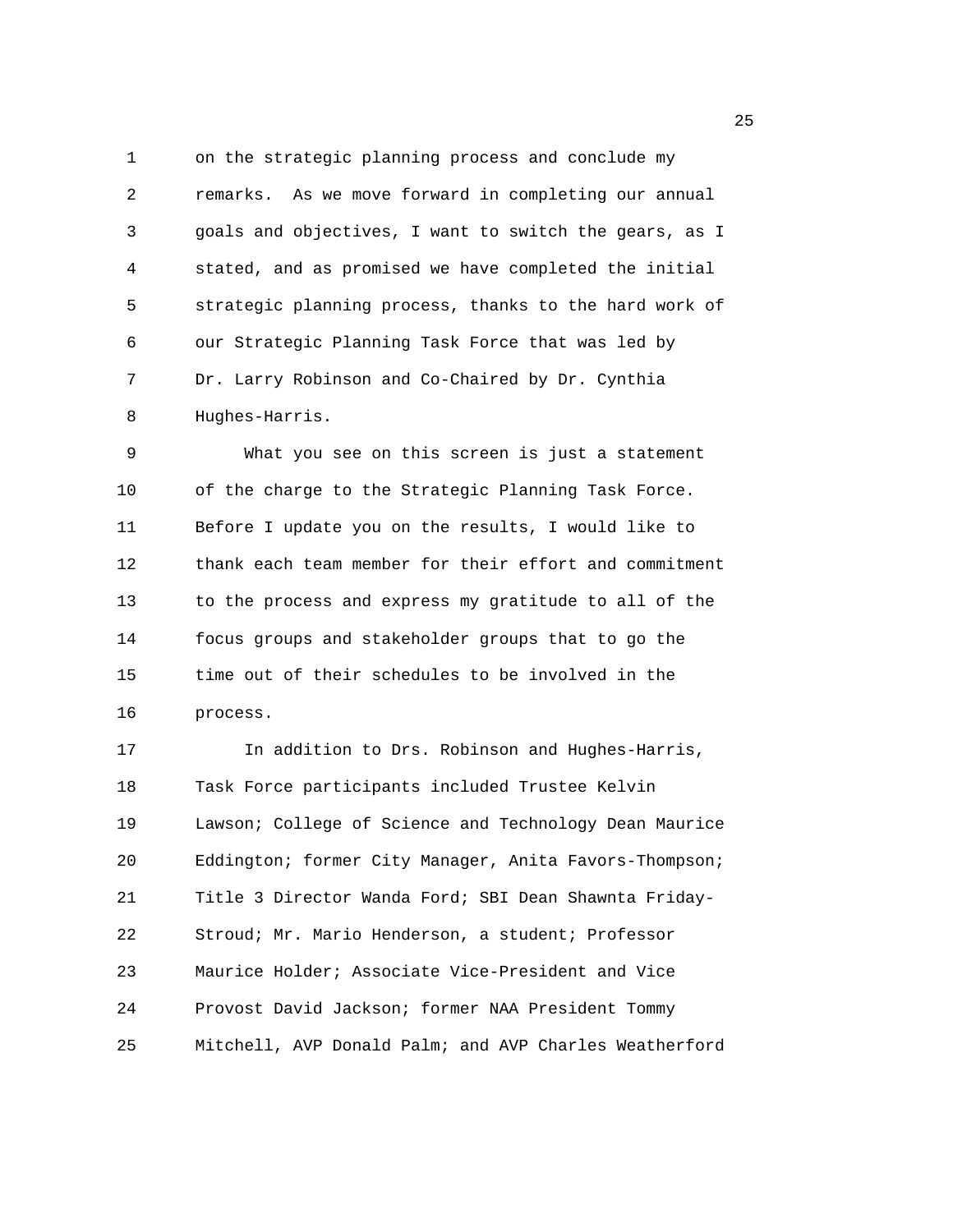on the strategic planning process and conclude my remarks. As we move forward in completing our annual goals and objectives, I want to switch the gears, as I stated, and as promised we have completed the initial strategic planning process, thanks to the hard work of our Strategic Planning Task Force that was led by Dr. Larry Robinson and Co-Chaired by Dr. Cynthia Hughes-Harris.

What you see on this screen is just a statement of the charge to the Strategic Planning Task Force. Before I update you on the results, I would like to thank each team member for their effort and commitment to the process and express my gratitude to all of the focus groups and stakeholder groups that to go the time out of their schedules to be involved in the process.

In addition to Drs. Robinson and Hughes-Harris, Task Force participants included Trustee Kelvin Lawson; College of Science and Technology Dean Maurice Eddington; former City Manager, Anita Favors-Thompson; Title 3 Director Wanda Ford; SBI Dean Shawnta Friday-Stroud; Mr. Mario Henderson, a student; Professor Maurice Holder; Associate Vice-President and Vice Provost David Jackson; former NAA President Tommy Mitchell, AVP Donald Palm; and AVP Charles Weatherford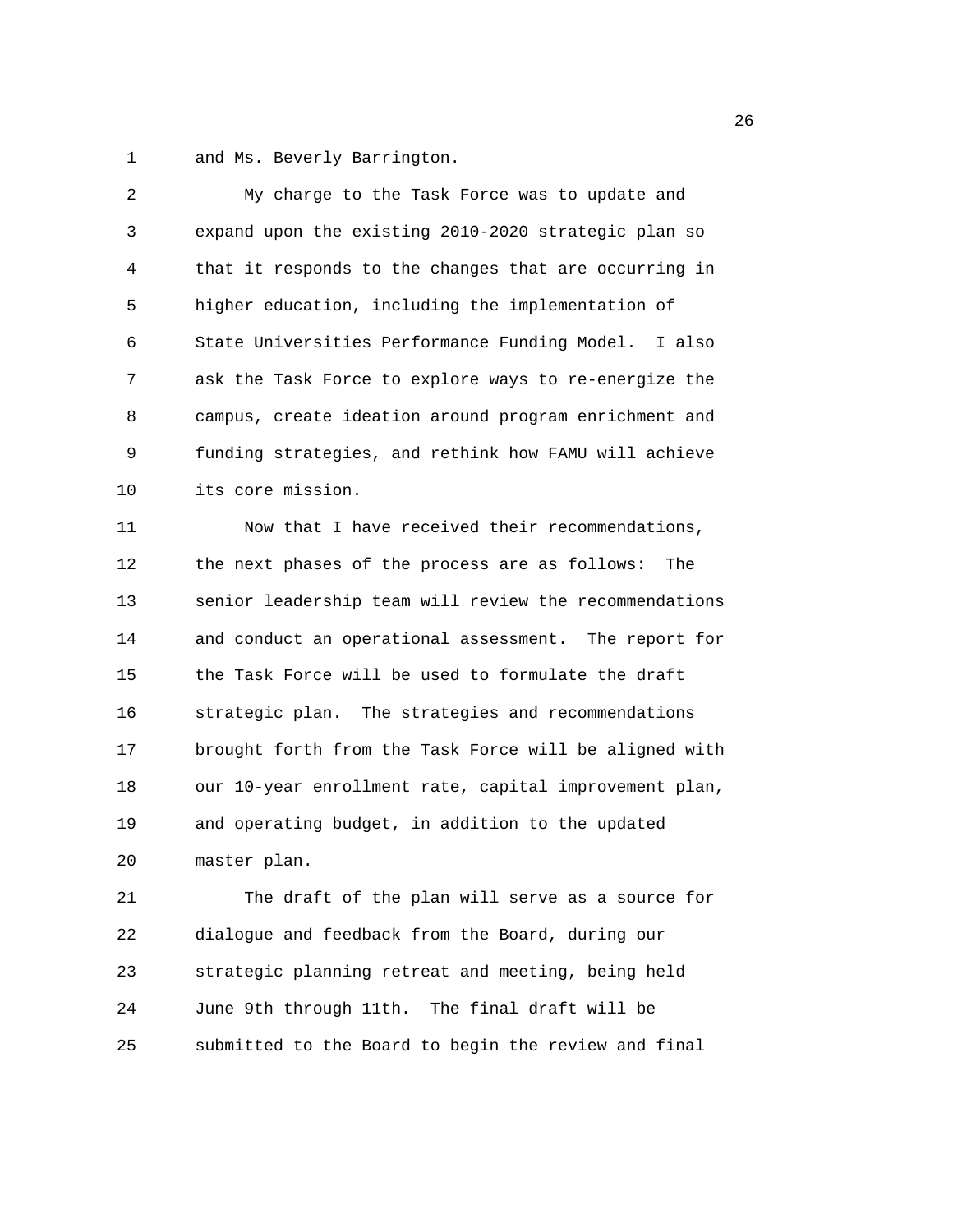and Ms. Beverly Barrington.

My charge to the Task Force was to update and expand upon the existing 2010-2020 strategic plan so that it responds to the changes that are occurring in higher education, including the implementation of State Universities Performance Funding Model. I also ask the Task Force to explore ways to re-energize the campus, create ideation around program enrichment and funding strategies, and rethink how FAMU will achieve its core mission.

Now that I have received their recommendations, the next phases of the process are as follows: The senior leadership team will review the recommendations and conduct an operational assessment. The report for the Task Force will be used to formulate the draft strategic plan. The strategies and recommendations brought forth from the Task Force will be aligned with our 10-year enrollment rate, capital improvement plan, and operating budget, in addition to the updated master plan.

The draft of the plan will serve as a source for dialogue and feedback from the Board, during our strategic planning retreat and meeting, being held June 9th through 11th. The final draft will be submitted to the Board to begin the review and final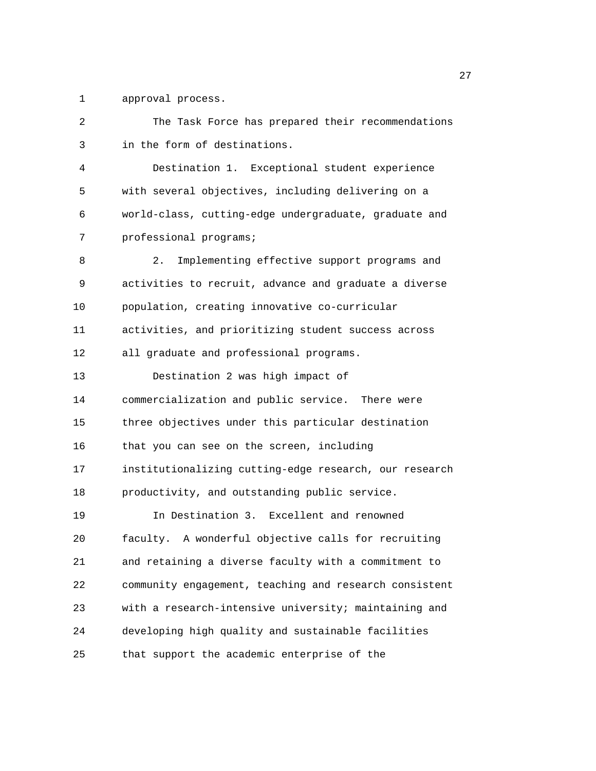approval process.

The Task Force has prepared their recommendations in the form of destinations.

Destination 1. Exceptional student experience with several objectives, including delivering on a world-class, cutting-edge undergraduate, graduate and professional programs;

2. Implementing effective support programs and activities to recruit, advance and graduate a diverse population, creating innovative co-curricular activities, and prioritizing student success across all graduate and professional programs.

Destination 2 was high impact of commercialization and public service. There were three objectives under this particular destination that you can see on the screen, including institutionalizing cutting-edge research, our research productivity, and outstanding public service.

In Destination 3. Excellent and renowned faculty. A wonderful objective calls for recruiting and retaining a diverse faculty with a commitment to community engagement, teaching and research consistent with a research-intensive university; maintaining and developing high quality and sustainable facilities that support the academic enterprise of the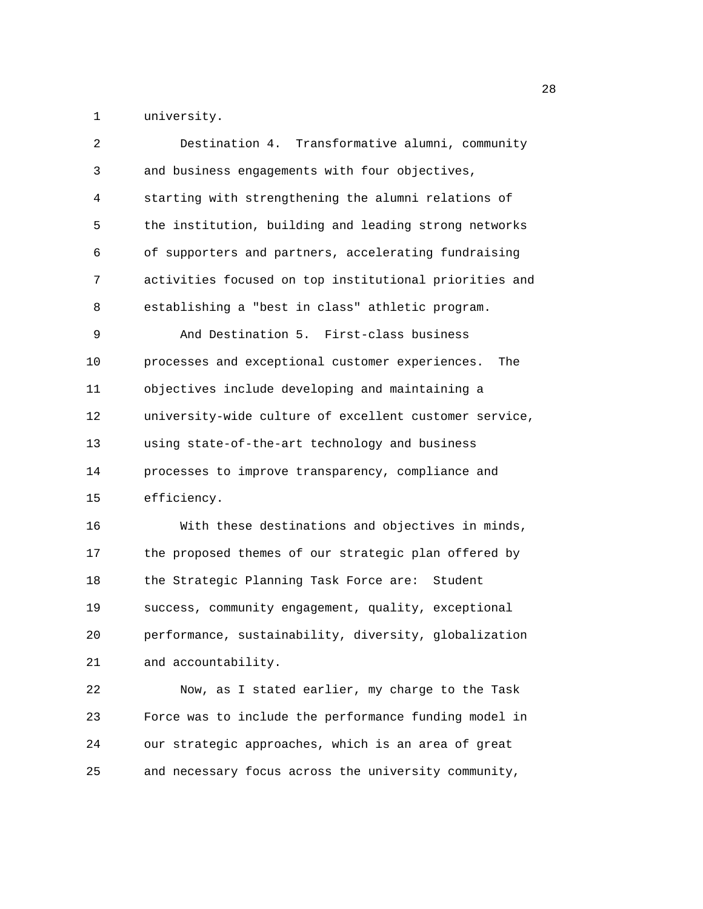university.

Destination 4. Transformative alumni, community and business engagements with four objectives, starting with strengthening the alumni relations of the institution, building and leading strong networks of supporters and partners, accelerating fundraising activities focused on top institutional priorities and establishing a "best in class" athletic program.

And Destination 5. First-class business processes and exceptional customer experiences. The objectives include developing and maintaining a university-wide culture of excellent customer service, using state-of-the-art technology and business processes to improve transparency, compliance and efficiency.

With these destinations and objectives in minds, the proposed themes of our strategic plan offered by the Strategic Planning Task Force are: Student success, community engagement, quality, exceptional performance, sustainability, diversity, globalization and accountability.

Now, as I stated earlier, my charge to the Task Force was to include the performance funding model in our strategic approaches, which is an area of great and necessary focus across the university community,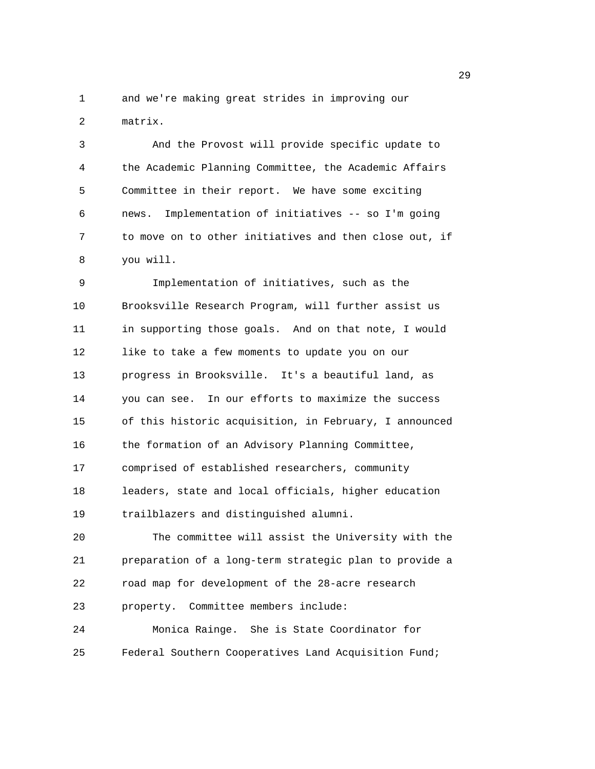and we're making great strides in improving our matrix.

And the Provost will provide specific update to the Academic Planning Committee, the Academic Affairs Committee in their report. We have some exciting news. Implementation of initiatives -- so I'm going to move on to other initiatives and then close out, if you will.

Implementation of initiatives, such as the Brooksville Research Program, will further assist us in supporting those goals. And on that note, I would like to take a few moments to update you on our progress in Brooksville. It's a beautiful land, as you can see. In our efforts to maximize the success of this historic acquisition, in February, I announced the formation of an Advisory Planning Committee, comprised of established researchers, community leaders, state and local officials, higher education trailblazers and distinguished alumni.

The committee will assist the University with the preparation of a long-term strategic plan to provide a road map for development of the 28-acre research property. Committee members include:

Monica Rainge. She is State Coordinator for Federal Southern Cooperatives Land Acquisition Fund;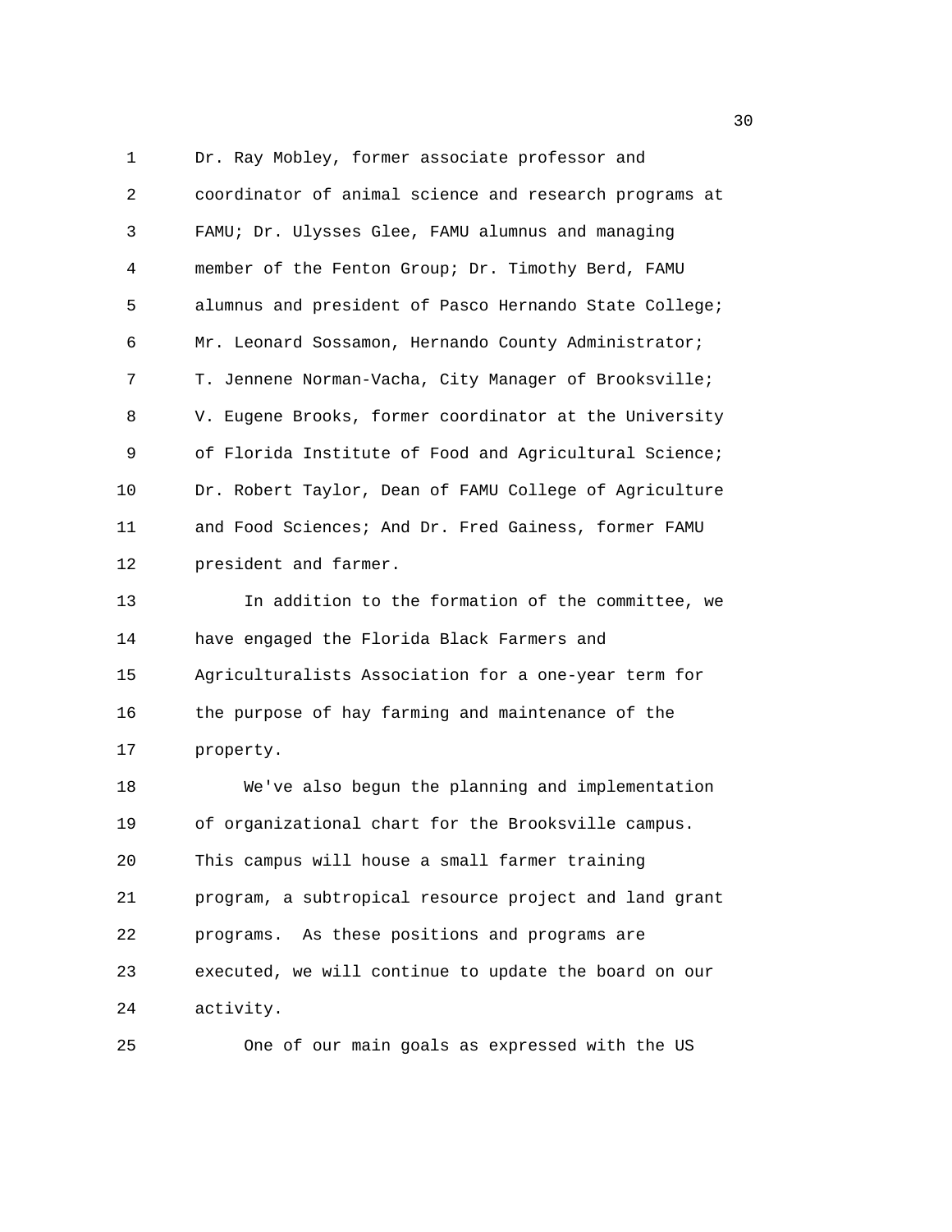Dr. Ray Mobley, former associate professor and coordinator of animal science and research programs at FAMU; Dr. Ulysses Glee, FAMU alumnus and managing member of the Fenton Group; Dr. Timothy Berd, FAMU alumnus and president of Pasco Hernando State College; Mr. Leonard Sossamon, Hernando County Administrator; T. Jennene Norman-Vacha, City Manager of Brooksville; V. Eugene Brooks, former coordinator at the University of Florida Institute of Food and Agricultural Science; Dr. Robert Taylor, Dean of FAMU College of Agriculture and Food Sciences; And Dr. Fred Gainess, former FAMU president and farmer.

In addition to the formation of the committee, we have engaged the Florida Black Farmers and Agriculturalists Association for a one-year term for the purpose of hay farming and maintenance of the property.

We've also begun the planning and implementation of organizational chart for the Brooksville campus. This campus will house a small farmer training program, a subtropical resource project and land grant programs. As these positions and programs are executed, we will continue to update the board on our activity.

One of our main goals as expressed with the US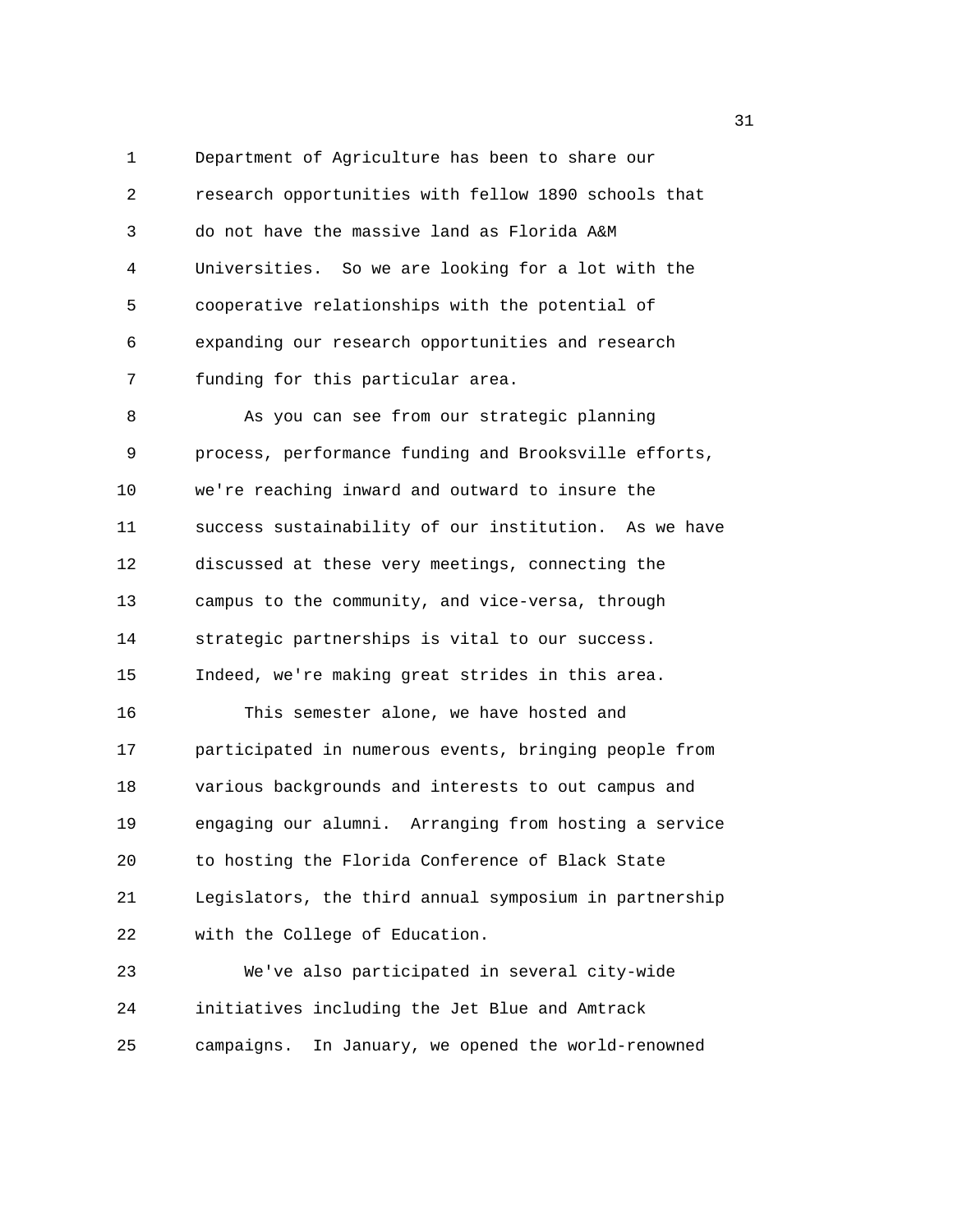Department of Agriculture has been to share our research opportunities with fellow 1890 schools that do not have the massive land as Florida A&M Universities. So we are looking for a lot with the cooperative relationships with the potential of expanding our research opportunities and research funding for this particular area.

As you can see from our strategic planning process, performance funding and Brooksville efforts, we're reaching inward and outward to insure the success sustainability of our institution. As we have discussed at these very meetings, connecting the campus to the community, and vice-versa, through strategic partnerships is vital to our success. Indeed, we're making great strides in this area.

This semester alone, we have hosted and participated in numerous events, bringing people from various backgrounds and interests to out campus and engaging our alumni. Arranging from hosting a service to hosting the Florida Conference of Black State Legislators, the third annual symposium in partnership with the College of Education.

We've also participated in several city-wide initiatives including the Jet Blue and Amtrack campaigns. In January, we opened the world-renowned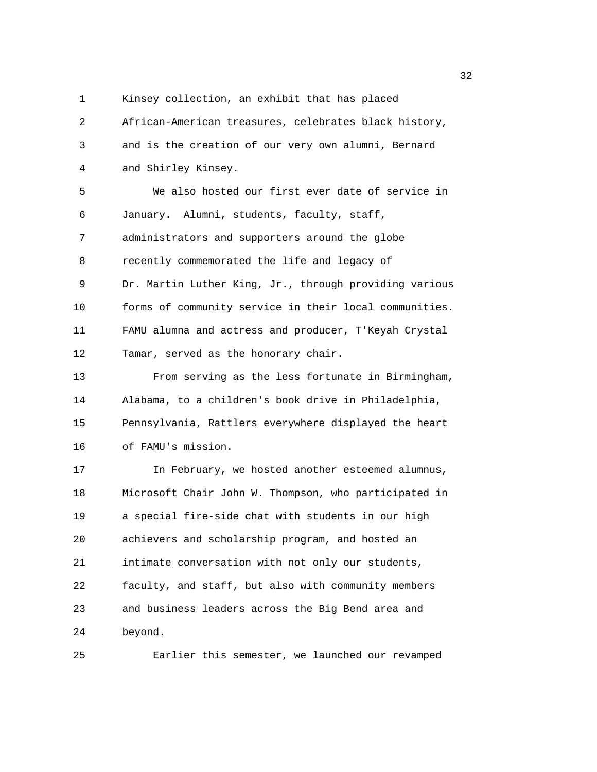Kinsey collection, an exhibit that has placed African-American treasures, celebrates black history, and is the creation of our very own alumni, Bernard and Shirley Kinsey.

We also hosted our first ever date of service in January. Alumni, students, faculty, staff, administrators and supporters around the globe recently commemorated the life and legacy of Dr. Martin Luther King, Jr., through providing various forms of community service in their local communities. FAMU alumna and actress and producer, T'Keyah Crystal Tamar, served as the honorary chair.

From serving as the less fortunate in Birmingham, Alabama, to a children's book drive in Philadelphia, Pennsylvania, Rattlers everywhere displayed the heart of FAMU's mission.

In February, we hosted another esteemed alumnus, Microsoft Chair John W. Thompson, who participated in a special fire-side chat with students in our high achievers and scholarship program, and hosted an intimate conversation with not only our students, faculty, and staff, but also with community members and business leaders across the Big Bend area and beyond.

Earlier this semester, we launched our revamped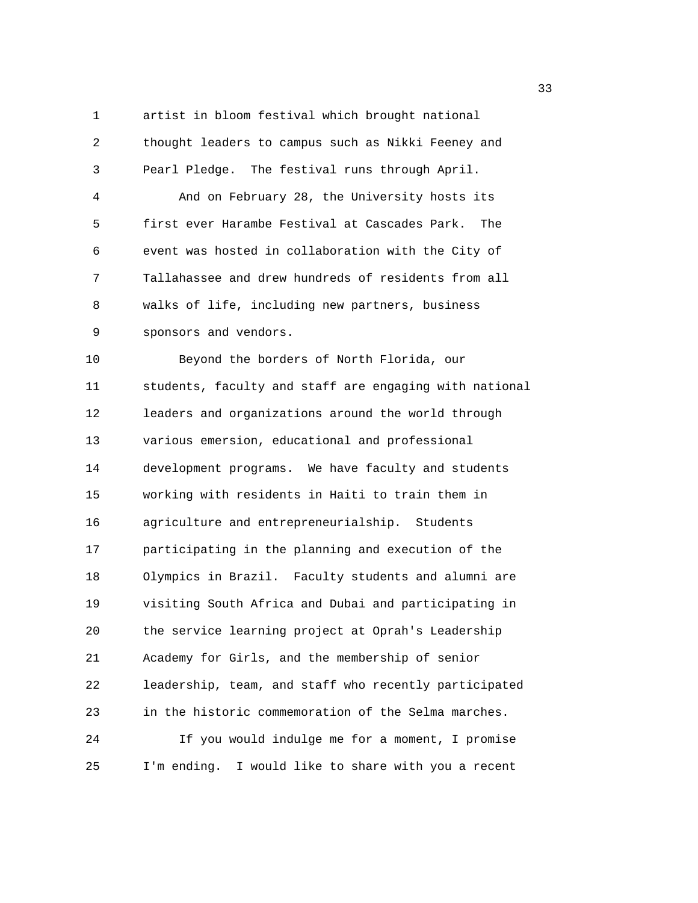artist in bloom festival which brought national thought leaders to campus such as Nikki Feeney and Pearl Pledge. The festival runs through April.

And on February 28, the University hosts its first ever Harambe Festival at Cascades Park. The event was hosted in collaboration with the City of Tallahassee and drew hundreds of residents from all walks of life, including new partners, business sponsors and vendors.

Beyond the borders of North Florida, our students, faculty and staff are engaging with national leaders and organizations around the world through various emersion, educational and professional development programs. We have faculty and students working with residents in Haiti to train them in agriculture and entrepreneurialship. Students participating in the planning and execution of the Olympics in Brazil. Faculty students and alumni are visiting South Africa and Dubai and participating in the service learning project at Oprah's Leadership Academy for Girls, and the membership of senior leadership, team, and staff who recently participated in the historic commemoration of the Selma marches.

If you would indulge me for a moment, I promise I'm ending. I would like to share with you a recent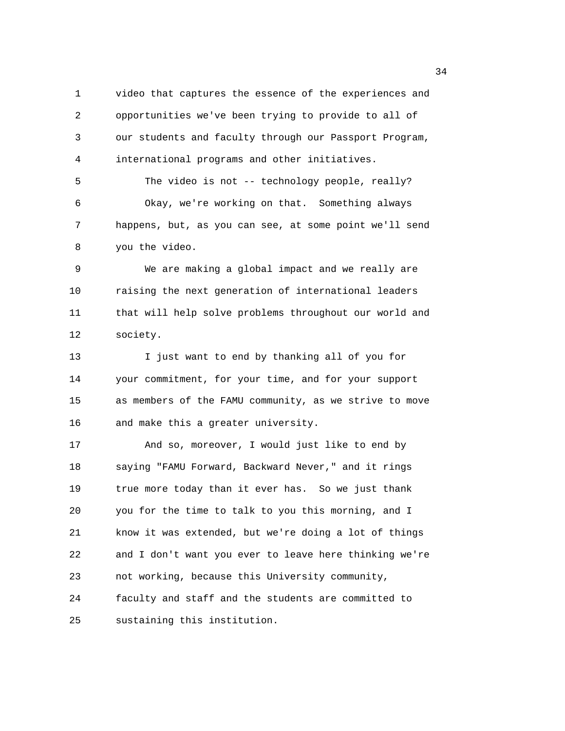video that captures the essence of the experiences and opportunities we've been trying to provide to all of our students and faculty through our Passport Program, international programs and other initiatives.

The video is not -- technology people, really?

Okay, we're working on that. Something always happens, but, as you can see, at some point we'll send you the video.

We are making a global impact and we really are raising the next generation of international leaders that will help solve problems throughout our world and society.

I just want to end by thanking all of you for your commitment, for your time, and for your support as members of the FAMU community, as we strive to move and make this a greater university.

And so, moreover, I would just like to end by saying "FAMU Forward, Backward Never," and it rings true more today than it ever has. So we just thank you for the time to talk to you this morning, and I know it was extended, but we're doing a lot of things and I don't want you ever to leave here thinking we're not working, because this University community, faculty and staff and the students are committed to sustaining this institution.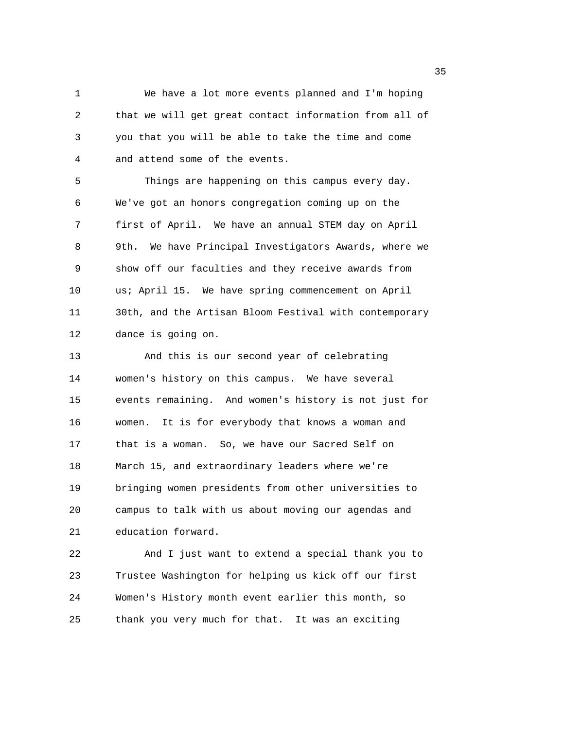We have a lot more events planned and I'm hoping that we will get great contact information from all of you that you will be able to take the time and come and attend some of the events.

Things are happening on this campus every day. We've got an honors congregation coming up on the first of April. We have an annual STEM day on April 9th. We have Principal Investigators Awards, where we show off our faculties and they receive awards from us; April 15. We have spring commencement on April 30th, and the Artisan Bloom Festival with contemporary dance is going on.

And this is our second year of celebrating women's history on this campus. We have several events remaining. And women's history is not just for women. It is for everybody that knows a woman and that is a woman. So, we have our Sacred Self on March 15, and extraordinary leaders where we're bringing women presidents from other universities to campus to talk with us about moving our agendas and education forward.

And I just want to extend a special thank you to Trustee Washington for helping us kick off our first Women's History month event earlier this month, so thank you very much for that. It was an exciting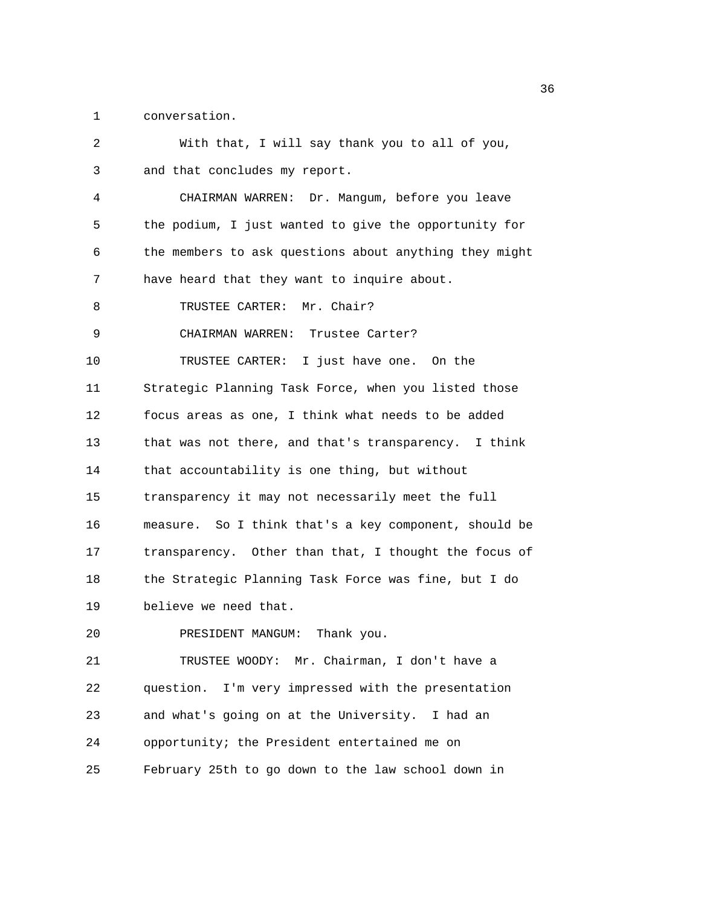conversation.

With that, I will say thank you to all of you, and that concludes my report.

CHAIRMAN WARREN: Dr. Mangum, before you leave the podium, I just wanted to give the opportunity for the members to ask questions about anything they might have heard that they want to inquire about.

TRUSTEE CARTER: Mr. Chair?

CHAIRMAN WARREN: Trustee Carter?

TRUSTEE CARTER: I just have one. On the Strategic Planning Task Force, when you listed those focus areas as one, I think what needs to be added that was not there, and that's transparency. I think that accountability is one thing, but without transparency it may not necessarily meet the full measure. So I think that's a key component, should be transparency. Other than that, I thought the focus of the Strategic Planning Task Force was fine, but I do believe we need that.

PRESIDENT MANGUM: Thank you.

TRUSTEE WOODY: Mr. Chairman, I don't have a question. I'm very impressed with the presentation and what's going on at the University. I had an opportunity; the President entertained me on February 25th to go down to the law school down in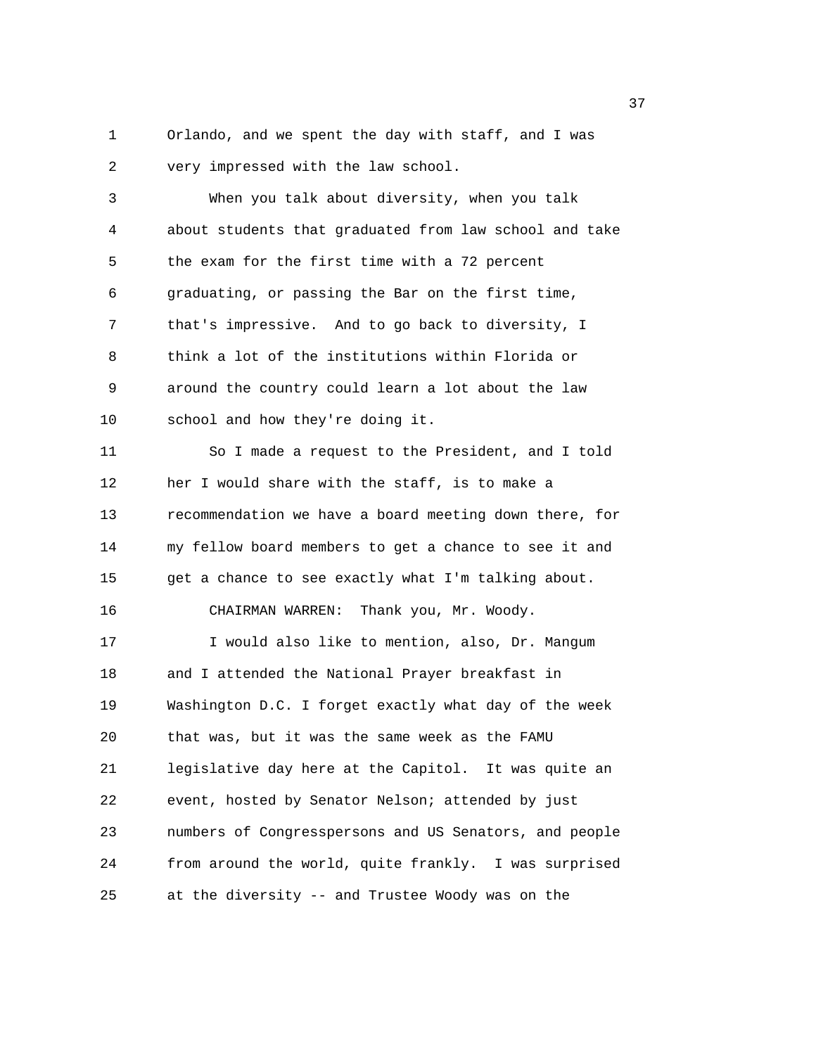Orlando, and we spent the day with staff, and I was very impressed with the law school.

When you talk about diversity, when you talk about students that graduated from law school and take the exam for the first time with a 72 percent graduating, or passing the Bar on the first time, that's impressive. And to go back to diversity, I think a lot of the institutions within Florida or around the country could learn a lot about the law school and how they're doing it.

So I made a request to the President, and I told her I would share with the staff, is to make a recommendation we have a board meeting down there, for my fellow board members to get a chance to see it and get a chance to see exactly what I'm talking about.

CHAIRMAN WARREN: Thank you, Mr. Woody.

I would also like to mention, also, Dr. Mangum and I attended the National Prayer breakfast in Washington D.C. I forget exactly what day of the week that was, but it was the same week as the FAMU legislative day here at the Capitol. It was quite an event, hosted by Senator Nelson; attended by just numbers of Congresspersons and US Senators, and people from around the world, quite frankly. I was surprised at the diversity -- and Trustee Woody was on the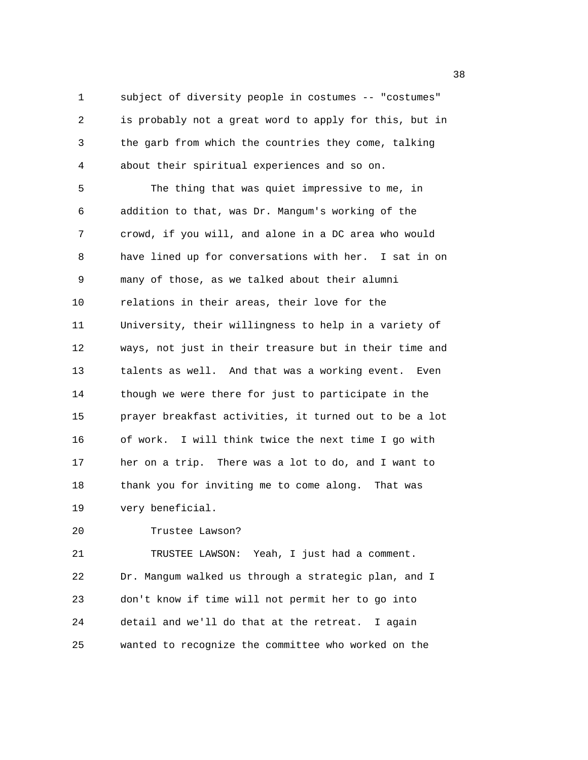subject of diversity people in costumes -- "costumes" is probably not a great word to apply for this, but in the garb from which the countries they come, talking about their spiritual experiences and so on.

The thing that was quiet impressive to me, in addition to that, was Dr. Mangum's working of the crowd, if you will, and alone in a DC area who would have lined up for conversations with her. I sat in on many of those, as we talked about their alumni relations in their areas, their love for the University, their willingness to help in a variety of ways, not just in their treasure but in their time and talents as well. And that was a working event. Even though we were there for just to participate in the prayer breakfast activities, it turned out to be a lot of work. I will think twice the next time I go with her on a trip. There was a lot to do, and I want to thank you for inviting me to come along. That was very beneficial.

Trustee Lawson?

TRUSTEE LAWSON: Yeah, I just had a comment. Dr. Mangum walked us through a strategic plan, and I don't know if time will not permit her to go into detail and we'll do that at the retreat. I again wanted to recognize the committee who worked on the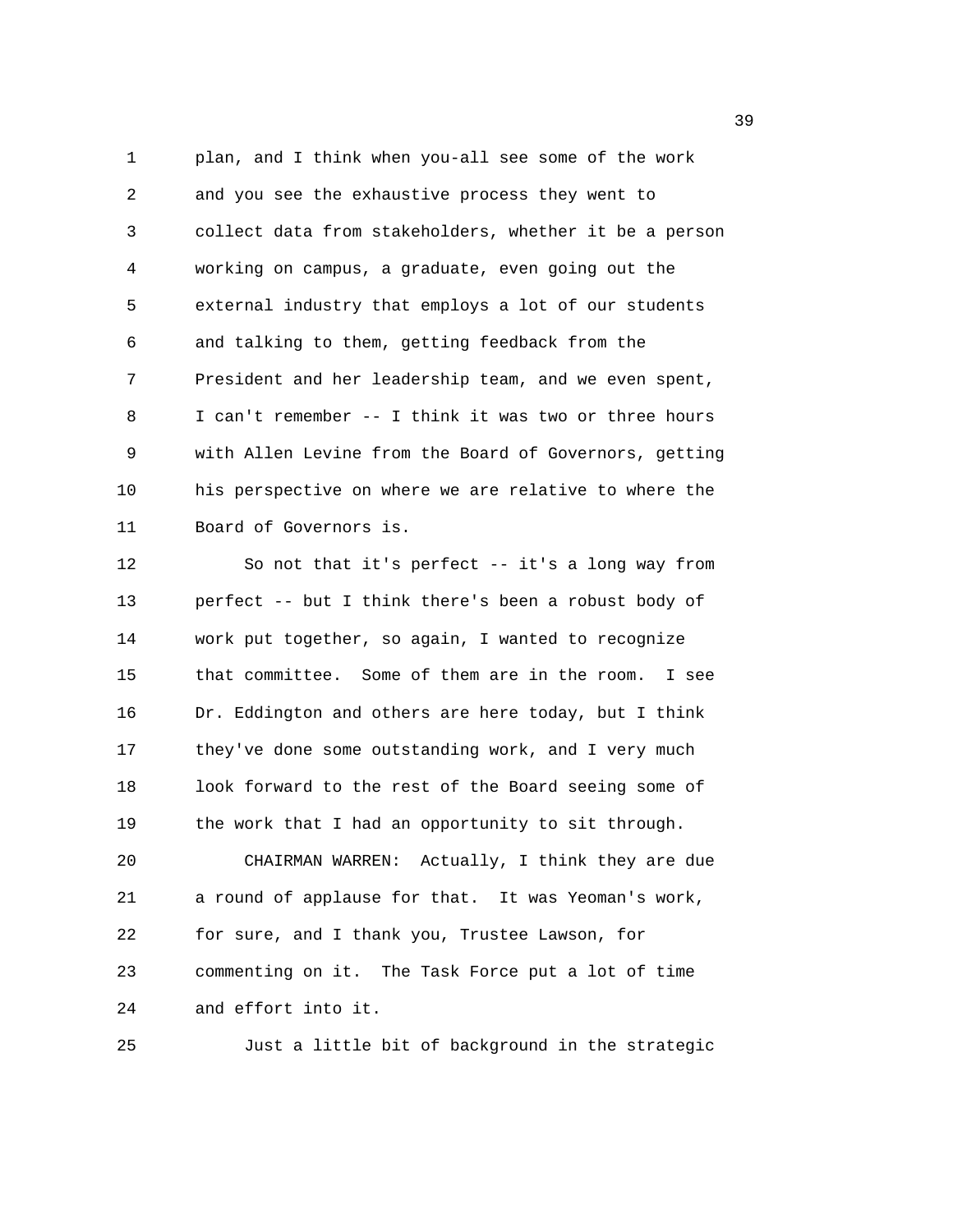plan, and I think when you-all see some of the work and you see the exhaustive process they went to collect data from stakeholders, whether it be a person working on campus, a graduate, even going out the external industry that employs a lot of our students and talking to them, getting feedback from the President and her leadership team, and we even spent, I can't remember -- I think it was two or three hours with Allen Levine from the Board of Governors, getting his perspective on where we are relative to where the Board of Governors is.

So not that it's perfect -- it's a long way from perfect -- but I think there's been a robust body of work put together, so again, I wanted to recognize that committee. Some of them are in the room. I see Dr. Eddington and others are here today, but I think they've done some outstanding work, and I very much look forward to the rest of the Board seeing some of the work that I had an opportunity to sit through.

CHAIRMAN WARREN: Actually, I think they are due a round of applause for that. It was Yeoman's work, for sure, and I thank you, Trustee Lawson, for commenting on it. The Task Force put a lot of time and effort into it.

Just a little bit of background in the strategic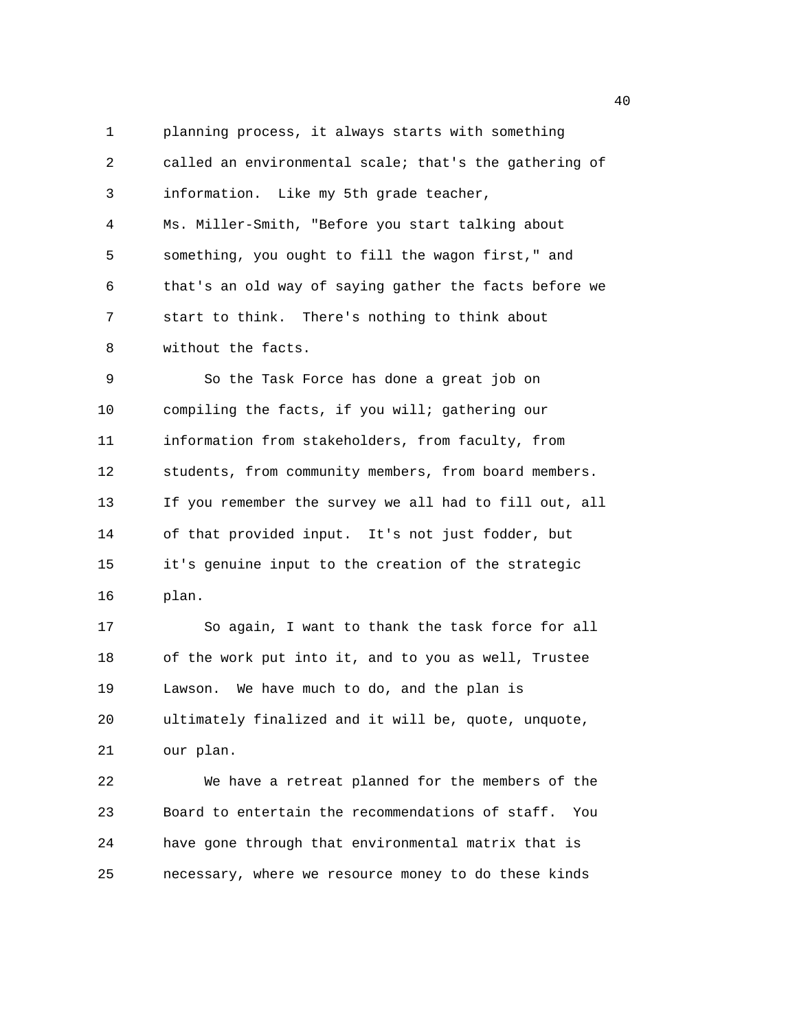planning process, it always starts with something called an environmental scale; that's the gathering of information. Like my 5th grade teacher, Ms. Miller-Smith, "Before you start talking about something, you ought to fill the wagon first," and that's an old way of saying gather the facts before we start to think. There's nothing to think about without the facts.

So the Task Force has done a great job on compiling the facts, if you will; gathering our information from stakeholders, from faculty, from students, from community members, from board members. If you remember the survey we all had to fill out, all of that provided input. It's not just fodder, but it's genuine input to the creation of the strategic plan.

So again, I want to thank the task force for all of the work put into it, and to you as well, Trustee Lawson. We have much to do, and the plan is ultimately finalized and it will be, quote, unquote, our plan.

We have a retreat planned for the members of the Board to entertain the recommendations of staff. You have gone through that environmental matrix that is necessary, where we resource money to do these kinds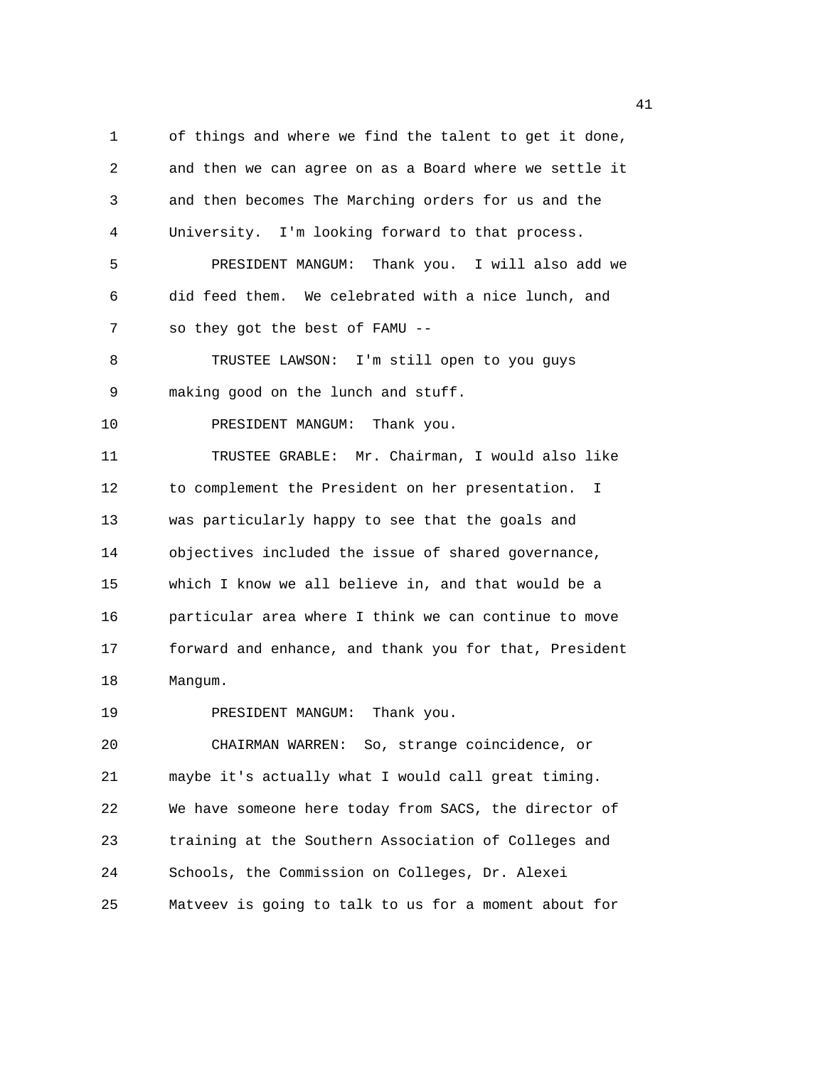of things and where we find the talent to get it done, and then we can agree on as a Board where we settle it and then becomes The Marching orders for us and the University. I'm looking forward to that process.

PRESIDENT MANGUM: Thank you. I will also add we did feed them. We celebrated with a nice lunch, and so they got the best of FAMU --

TRUSTEE LAWSON: I'm still open to you guys making good on the lunch and stuff.

PRESIDENT MANGUM: Thank you.

TRUSTEE GRABLE: Mr. Chairman, I would also like to complement the President on her presentation. I was particularly happy to see that the goals and objectives included the issue of shared governance, which I know we all believe in, and that would be a particular area where I think we can continue to move forward and enhance, and thank you for that, President Mangum.

PRESIDENT MANGUM: Thank you.

CHAIRMAN WARREN: So, strange coincidence, or maybe it's actually what I would call great timing. We have someone here today from SACS, the director of training at the Southern Association of Colleges and Schools, the Commission on Colleges, Dr. Alexei Matveev is going to talk to us for a moment about for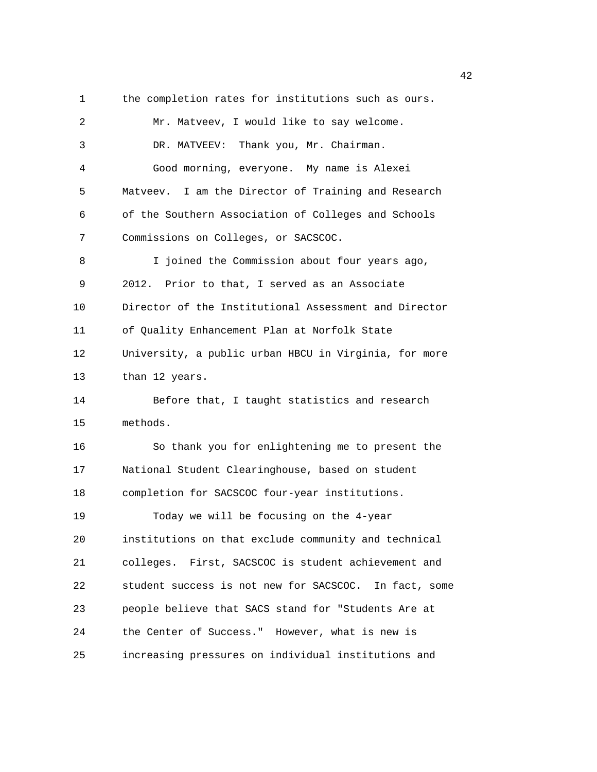the completion rates for institutions such as ours.

Mr. Matveev, I would like to say welcome.

DR. MATVEEV: Thank you, Mr. Chairman.

Good morning, everyone. My name is Alexei Matveev. I am the Director of Training and Research of the Southern Association of Colleges and Schools Commissions on Colleges, or SACSCOC.

I joined the Commission about four years ago, 2012. Prior to that, I served as an Associate Director of the Institutional Assessment and Director of Quality Enhancement Plan at Norfolk State University, a public urban HBCU in Virginia, for more than 12 years.

Before that, I taught statistics and research methods.

So thank you for enlightening me to present the National Student Clearinghouse, based on student completion for SACSCOC four-year institutions.

Today we will be focusing on the 4-year institutions on that exclude community and technical colleges. First, SACSCOC is student achievement and student success is not new for SACSCOC. In fact, some people believe that SACS stand for "Students Are at the Center of Success." However, what is new is increasing pressures on individual institutions and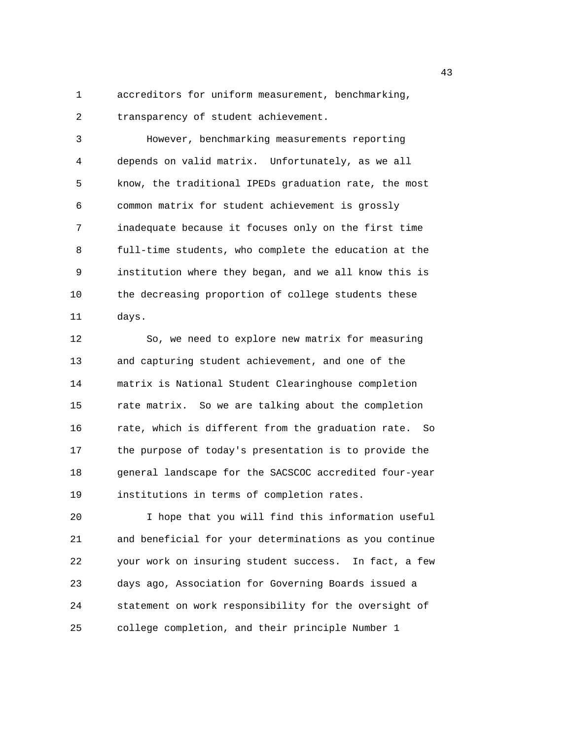accreditors for uniform measurement, benchmarking, transparency of student achievement.

However, benchmarking measurements reporting depends on valid matrix. Unfortunately, as we all know, the traditional IPEDs graduation rate, the most common matrix for student achievement is grossly inadequate because it focuses only on the first time full-time students, who complete the education at the institution where they began, and we all know this is the decreasing proportion of college students these days.

So, we need to explore new matrix for measuring and capturing student achievement, and one of the matrix is National Student Clearinghouse completion rate matrix. So we are talking about the completion rate, which is different from the graduation rate. So the purpose of today's presentation is to provide the general landscape for the SACSCOC accredited four-year institutions in terms of completion rates.

I hope that you will find this information useful and beneficial for your determinations as you continue your work on insuring student success. In fact, a few days ago, Association for Governing Boards issued a statement on work responsibility for the oversight of college completion, and their principle Number 1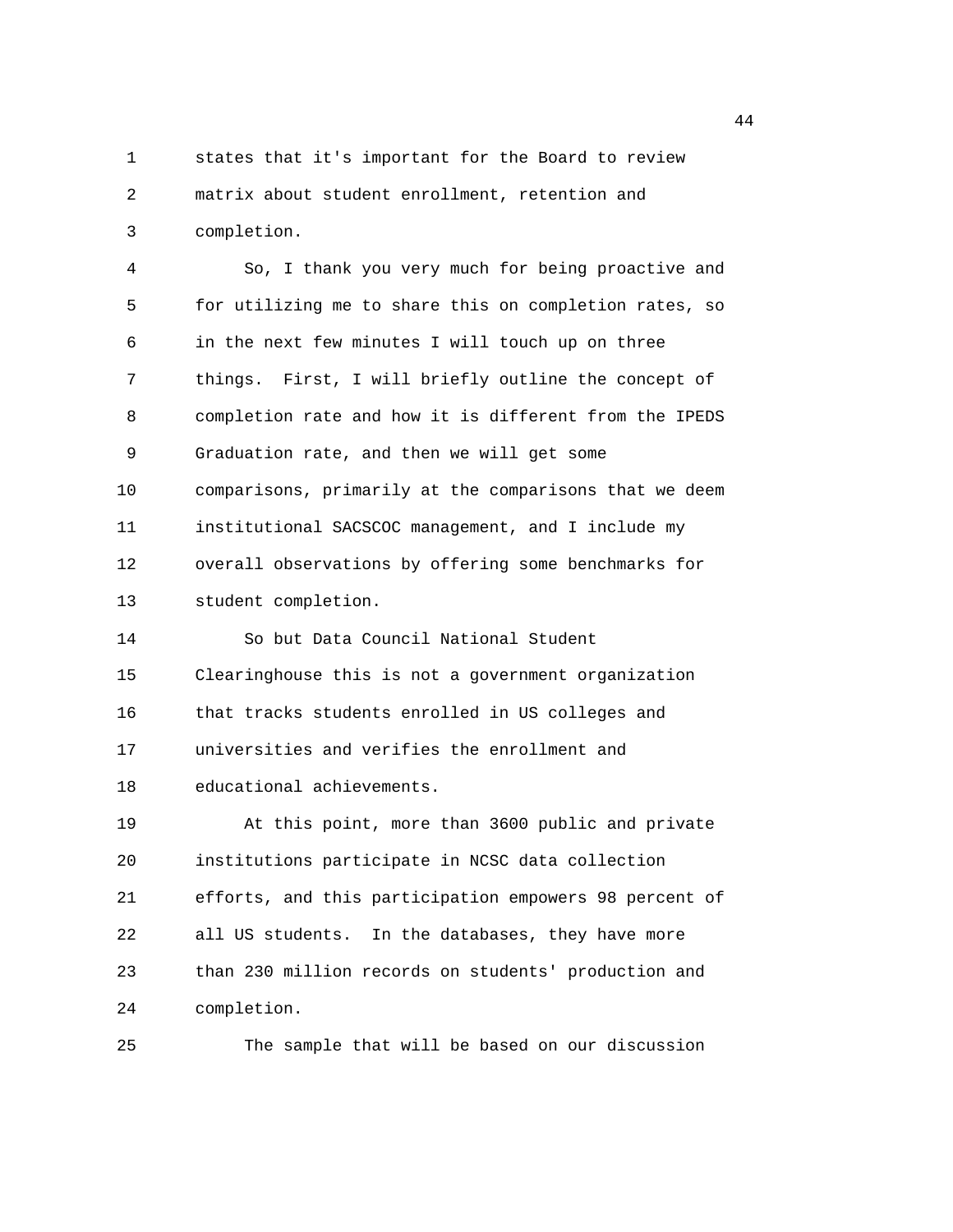states that it's important for the Board to review matrix about student enrollment, retention and completion.

So, I thank you very much for being proactive and for utilizing me to share this on completion rates, so in the next few minutes I will touch up on three things. First, I will briefly outline the concept of completion rate and how it is different from the IPEDS Graduation rate, and then we will get some comparisons, primarily at the comparisons that we deem institutional SACSCOC management, and I include my overall observations by offering some benchmarks for student completion.

So but Data Council National Student Clearinghouse this is not a government organization that tracks students enrolled in US colleges and universities and verifies the enrollment and educational achievements.

At this point, more than 3600 public and private institutions participate in NCSC data collection efforts, and this participation empowers 98 percent of all US students. In the databases, they have more than 230 million records on students' production and completion.

The sample that will be based on our discussion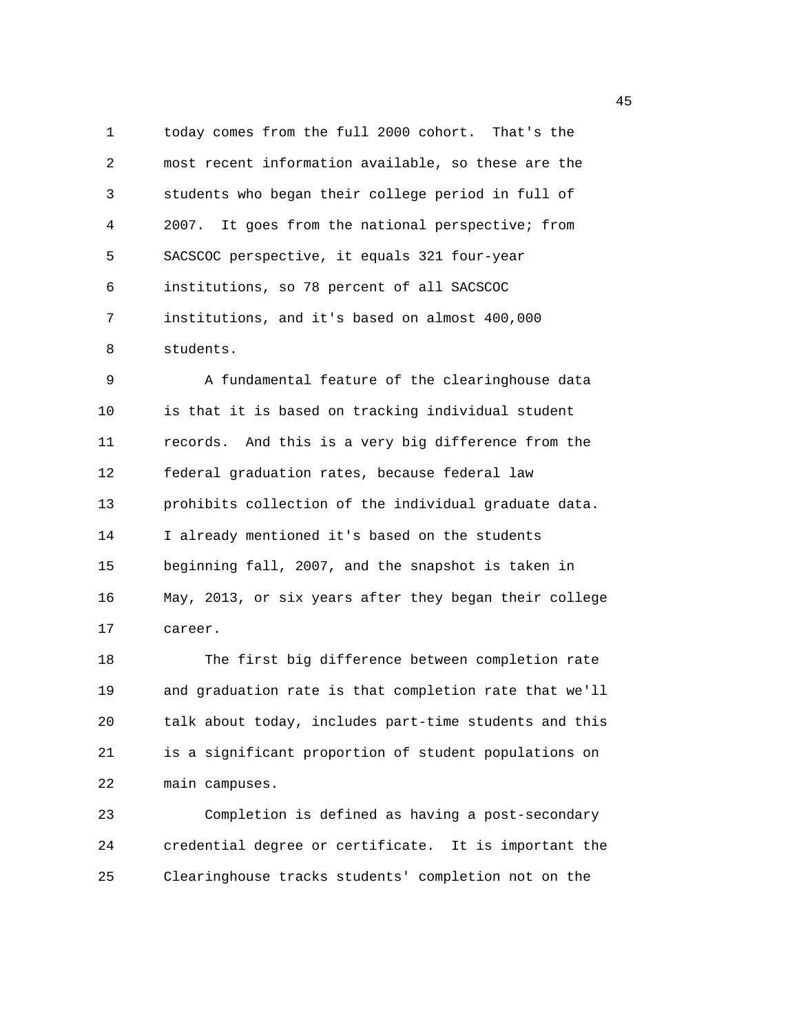today comes from the full 2000 cohort. That's the most recent information available, so these are the students who began their college period in full of 2007. It goes from the national perspective; from SACSCOC perspective, it equals 321 four-year institutions, so 78 percent of all SACSCOC institutions, and it's based on almost 400,000 students.

A fundamental feature of the clearinghouse data is that it is based on tracking individual student records. And this is a very big difference from the federal graduation rates, because federal law prohibits collection of the individual graduate data. I already mentioned it's based on the students beginning fall, 2007, and the snapshot is taken in May, 2013, or six years after they began their college career.

The first big difference between completion rate and graduation rate is that completion rate that we'll talk about today, includes part-time students and this is a significant proportion of student populations on main campuses.

Completion is defined as having a post-secondary credential degree or certificate. It is important the Clearinghouse tracks students' completion not on the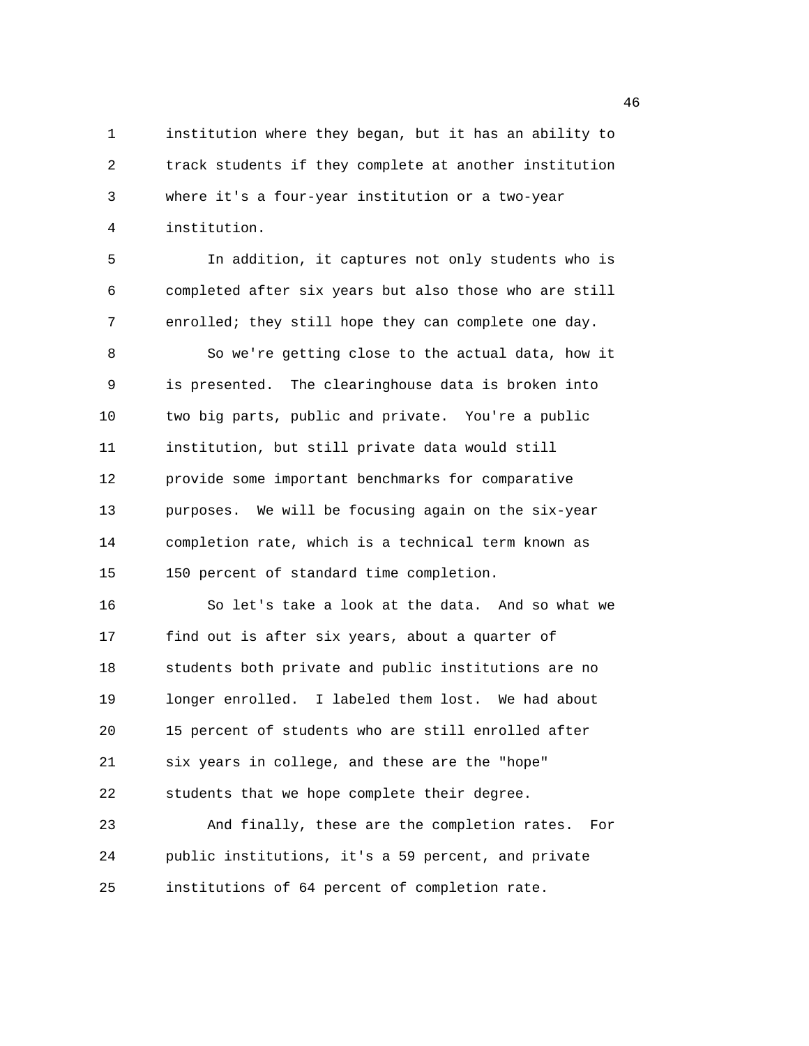institution where they began, but it has an ability to track students if they complete at another institution where it's a four-year institution or a two-year institution.

In addition, it captures not only students who is completed after six years but also those who are still enrolled; they still hope they can complete one day.

So we're getting close to the actual data, how it is presented. The clearinghouse data is broken into two big parts, public and private. You're a public institution, but still private data would still provide some important benchmarks for comparative purposes. We will be focusing again on the six-year completion rate, which is a technical term known as 150 percent of standard time completion.

So let's take a look at the data. And so what we find out is after six years, about a quarter of students both private and public institutions are no longer enrolled. I labeled them lost. We had about 15 percent of students who are still enrolled after six years in college, and these are the "hope" students that we hope complete their degree.

And finally, these are the completion rates. For public institutions, it's a 59 percent, and private institutions of 64 percent of completion rate.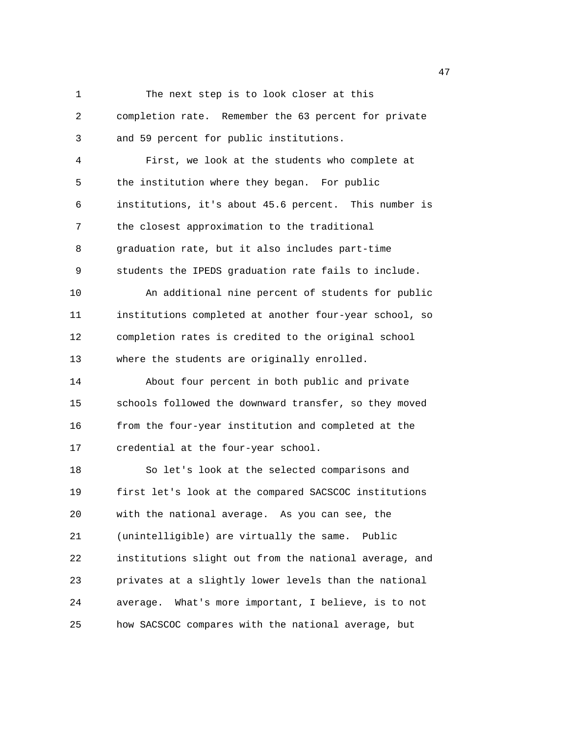The next step is to look closer at this completion rate. Remember the 63 percent for private and 59 percent for public institutions.

First, we look at the students who complete at the institution where they began. For public institutions, it's about 45.6 percent. This number is the closest approximation to the traditional graduation rate, but it also includes part-time students the IPEDS graduation rate fails to include.

An additional nine percent of students for public institutions completed at another four-year school, so completion rates is credited to the original school where the students are originally enrolled.

About four percent in both public and private schools followed the downward transfer, so they moved from the four-year institution and completed at the credential at the four-year school.

So let's look at the selected comparisons and first let's look at the compared SACSCOC institutions with the national average. As you can see, the (unintelligible) are virtually the same. Public institutions slight out from the national average, and privates at a slightly lower levels than the national average. What's more important, I believe, is to not how SACSCOC compares with the national average, but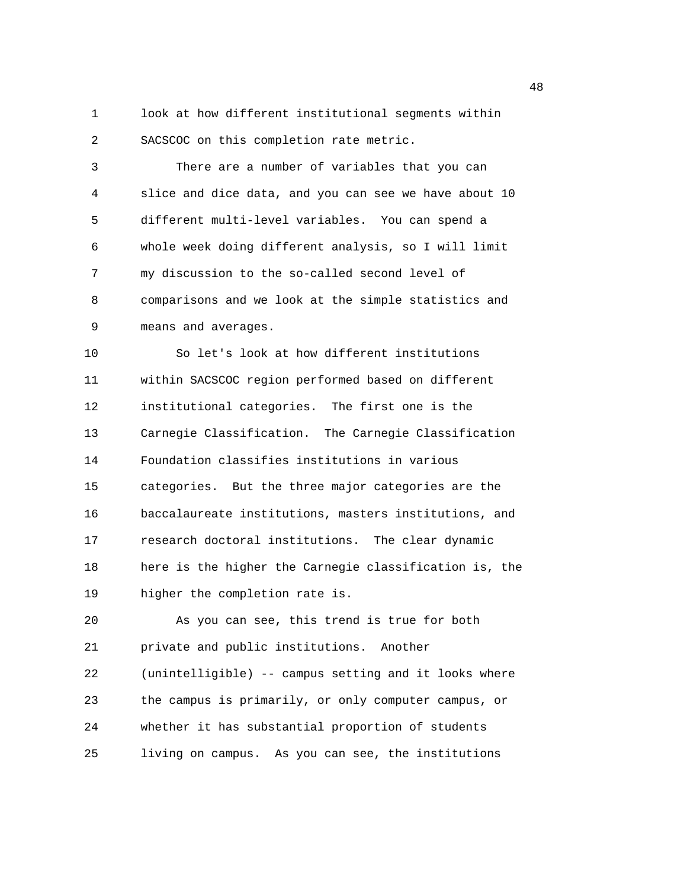look at how different institutional segments within SACSCOC on this completion rate metric.

There are a number of variables that you can slice and dice data, and you can see we have about 10 different multi-level variables. You can spend a whole week doing different analysis, so I will limit my discussion to the so-called second level of comparisons and we look at the simple statistics and means and averages.

So let's look at how different institutions within SACSCOC region performed based on different institutional categories. The first one is the Carnegie Classification. The Carnegie Classification Foundation classifies institutions in various categories. But the three major categories are the baccalaureate institutions, masters institutions, and research doctoral institutions. The clear dynamic here is the higher the Carnegie classification is, the higher the completion rate is.

As you can see, this trend is true for both private and public institutions. Another (unintelligible) -- campus setting and it looks where the campus is primarily, or only computer campus, or whether it has substantial proportion of students living on campus. As you can see, the institutions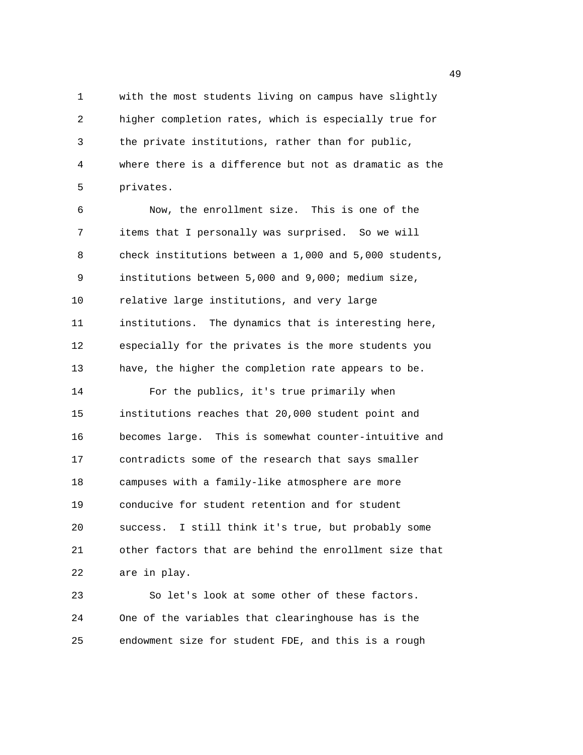with the most students living on campus have slightly higher completion rates, which is especially true for the private institutions, rather than for public, where there is a difference but not as dramatic as the privates.

Now, the enrollment size. This is one of the items that I personally was surprised. So we will check institutions between a 1,000 and 5,000 students, institutions between 5,000 and 9,000; medium size, relative large institutions, and very large institutions. The dynamics that is interesting here, especially for the privates is the more students you have, the higher the completion rate appears to be.

For the publics, it's true primarily when institutions reaches that 20,000 student point and becomes large. This is somewhat counter-intuitive and contradicts some of the research that says smaller campuses with a family-like atmosphere are more conducive for student retention and for student success. I still think it's true, but probably some other factors that are behind the enrollment size that are in play.

So let's look at some other of these factors. One of the variables that clearinghouse has is the endowment size for student FDE, and this is a rough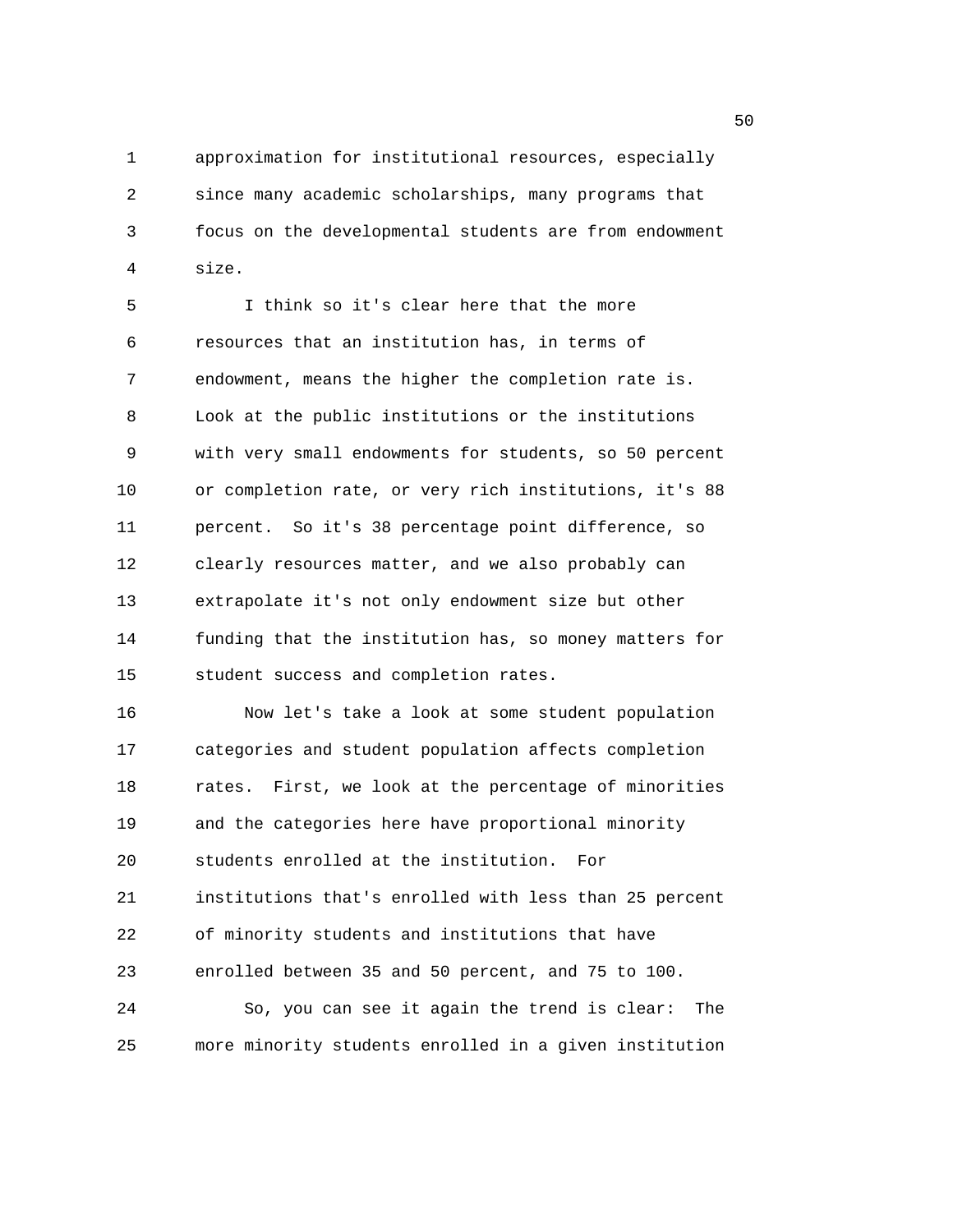approximation for institutional resources, especially since many academic scholarships, many programs that focus on the developmental students are from endowment size.

I think so it's clear here that the more resources that an institution has, in terms of endowment, means the higher the completion rate is. Look at the public institutions or the institutions with very small endowments for students, so 50 percent or completion rate, or very rich institutions, it's 88 percent. So it's 38 percentage point difference, so clearly resources matter, and we also probably can extrapolate it's not only endowment size but other funding that the institution has, so money matters for student success and completion rates.

Now let's take a look at some student population categories and student population affects completion rates. First, we look at the percentage of minorities and the categories here have proportional minority students enrolled at the institution. For institutions that's enrolled with less than 25 percent of minority students and institutions that have enrolled between 35 and 50 percent, and 75 to 100.

So, you can see it again the trend is clear: The more minority students enrolled in a given institution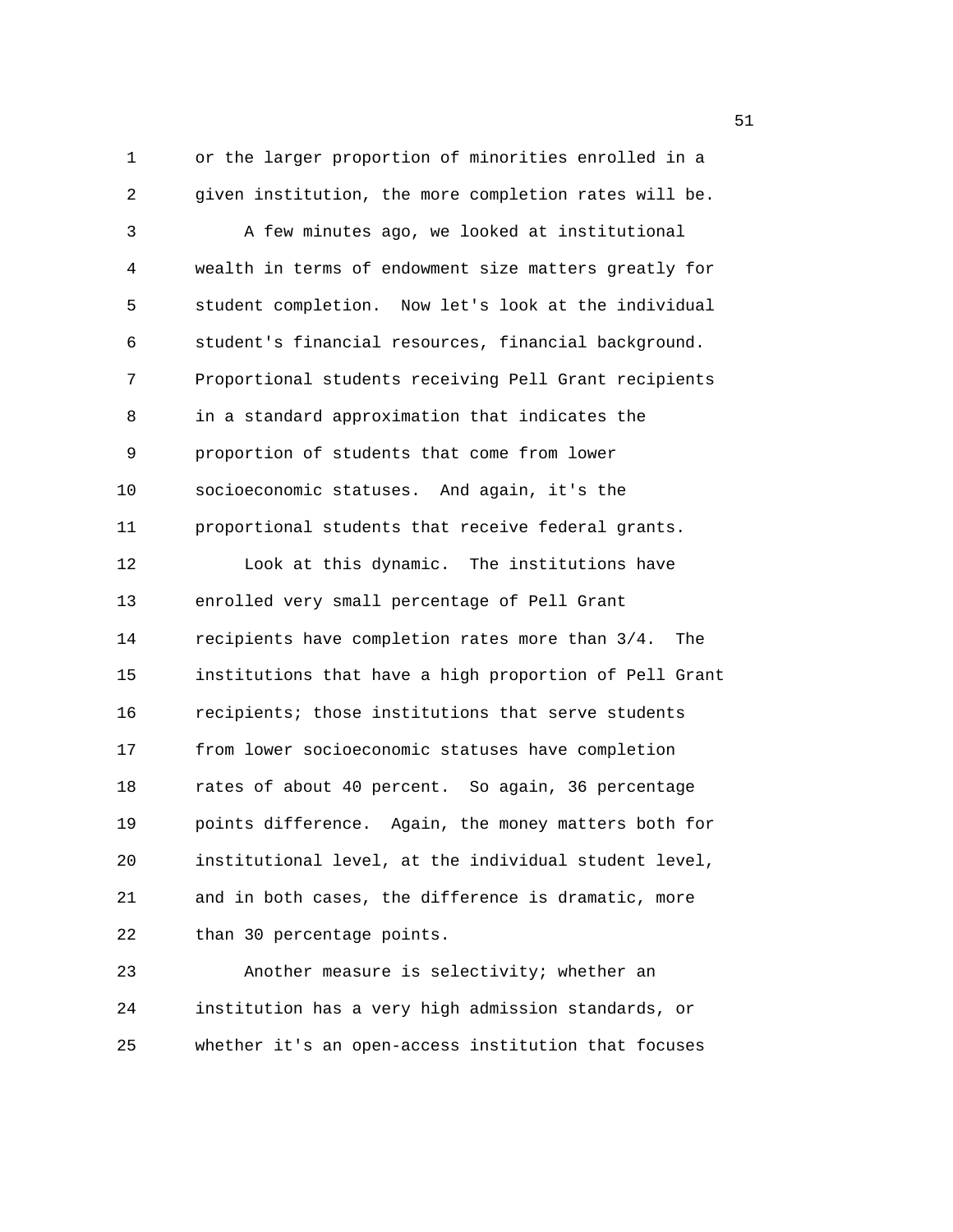or the larger proportion of minorities enrolled in a given institution, the more completion rates will be.

A few minutes ago, we looked at institutional wealth in terms of endowment size matters greatly for student completion. Now let's look at the individual student's financial resources, financial background. Proportional students receiving Pell Grant recipients in a standard approximation that indicates the proportion of students that come from lower socioeconomic statuses. And again, it's the proportional students that receive federal grants.

Look at this dynamic. The institutions have enrolled very small percentage of Pell Grant recipients have completion rates more than 3/4. The institutions that have a high proportion of Pell Grant recipients; those institutions that serve students from lower socioeconomic statuses have completion rates of about 40 percent. So again, 36 percentage points difference. Again, the money matters both for institutional level, at the individual student level, and in both cases, the difference is dramatic, more than 30 percentage points.

Another measure is selectivity; whether an institution has a very high admission standards, or whether it's an open-access institution that focuses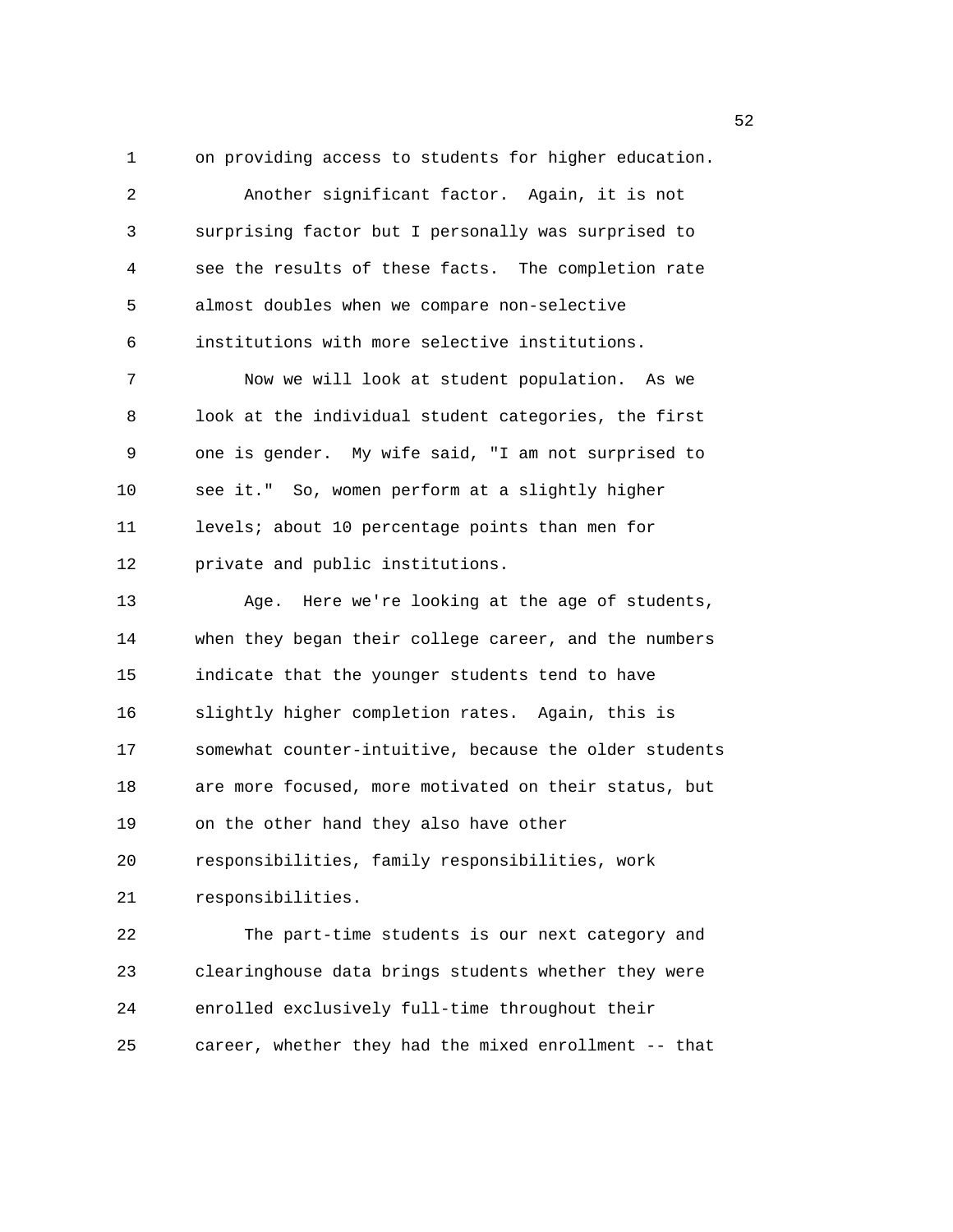on providing access to students for higher education.

Another significant factor. Again, it is not surprising factor but I personally was surprised to see the results of these facts. The completion rate almost doubles when we compare non-selective institutions with more selective institutions.

Now we will look at student population. As we look at the individual student categories, the first one is gender. My wife said, "I am not surprised to see it." So, women perform at a slightly higher levels; about 10 percentage points than men for private and public institutions.

Age. Here we're looking at the age of students, when they began their college career, and the numbers indicate that the younger students tend to have slightly higher completion rates. Again, this is somewhat counter-intuitive, because the older students are more focused, more motivated on their status, but on the other hand they also have other responsibilities, family responsibilities, work responsibilities.

The part-time students is our next category and clearinghouse data brings students whether they were enrolled exclusively full-time throughout their career, whether they had the mixed enrollment -- that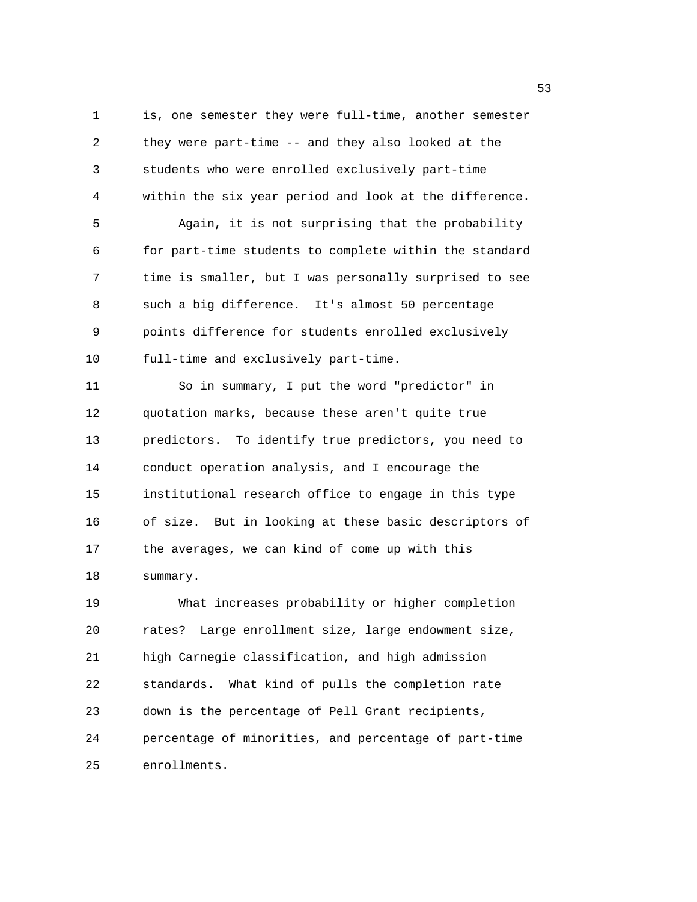is, one semester they were full-time, another semester they were part-time -- and they also looked at the students who were enrolled exclusively part-time within the six year period and look at the difference.

Again, it is not surprising that the probability for part-time students to complete within the standard time is smaller, but I was personally surprised to see such a big difference. It's almost 50 percentage points difference for students enrolled exclusively full-time and exclusively part-time.

So in summary, I put the word "predictor" in quotation marks, because these aren't quite true predictors. To identify true predictors, you need to conduct operation analysis, and I encourage the institutional research office to engage in this type of size. But in looking at these basic descriptors of the averages, we can kind of come up with this summary.

What increases probability or higher completion rates? Large enrollment size, large endowment size, high Carnegie classification, and high admission standards. What kind of pulls the completion rate down is the percentage of Pell Grant recipients, percentage of minorities, and percentage of part-time enrollments.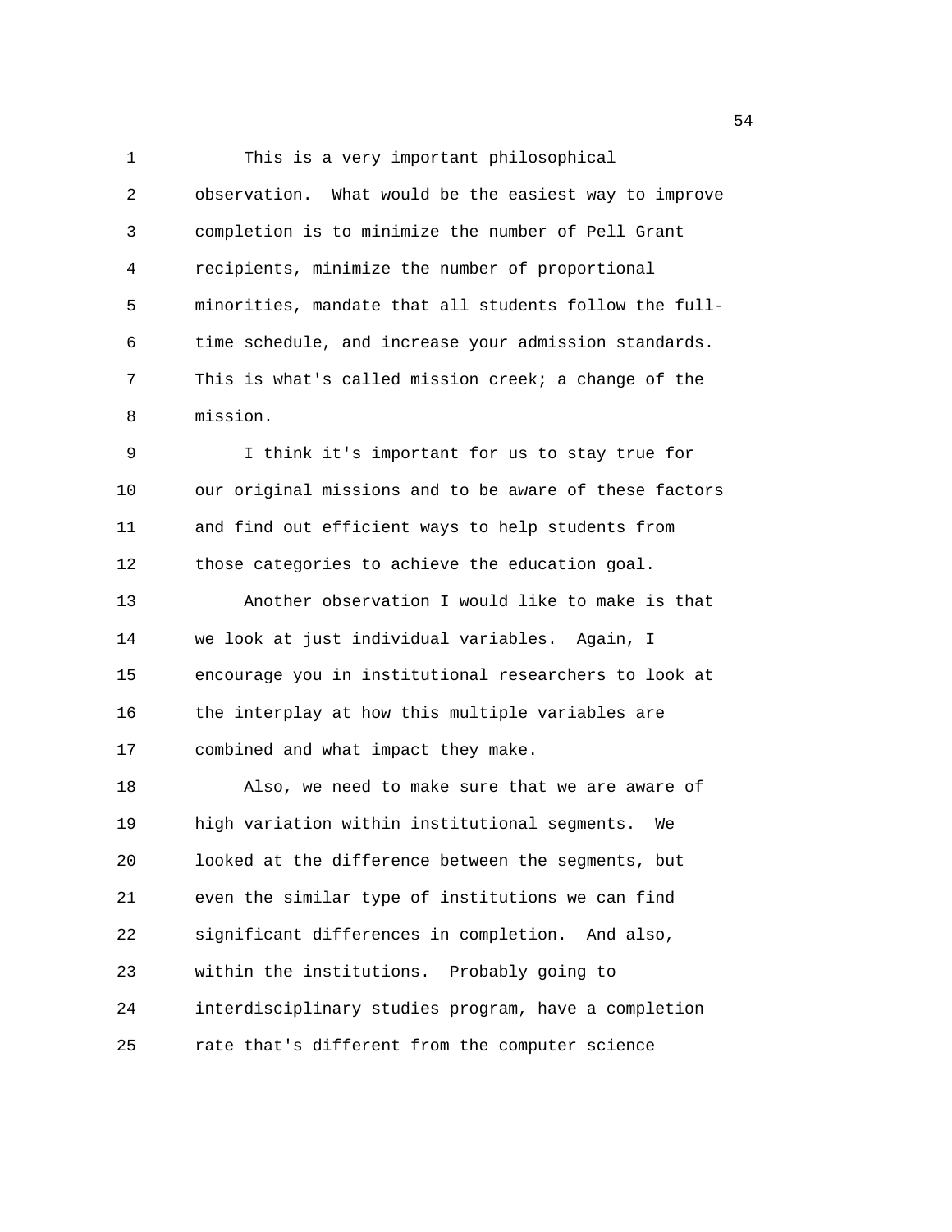This is a very important philosophical observation. What would be the easiest way to improve completion is to minimize the number of Pell Grant recipients, minimize the number of proportional minorities, mandate that all students follow the full-time schedule, and increase your admission standards. This is what's called mission creek; a change of the mission.

I think it's important for us to stay true for our original missions and to be aware of these factors and find out efficient ways to help students from those categories to achieve the education goal.

Another observation I would like to make is that we look at just individual variables. Again, I encourage you in institutional researchers to look at the interplay at how this multiple variables are combined and what impact they make.

Also, we need to make sure that we are aware of high variation within institutional segments. We looked at the difference between the segments, but even the similar type of institutions we can find significant differences in completion. And also, within the institutions. Probably going to interdisciplinary studies program, have a completion rate that's different from the computer science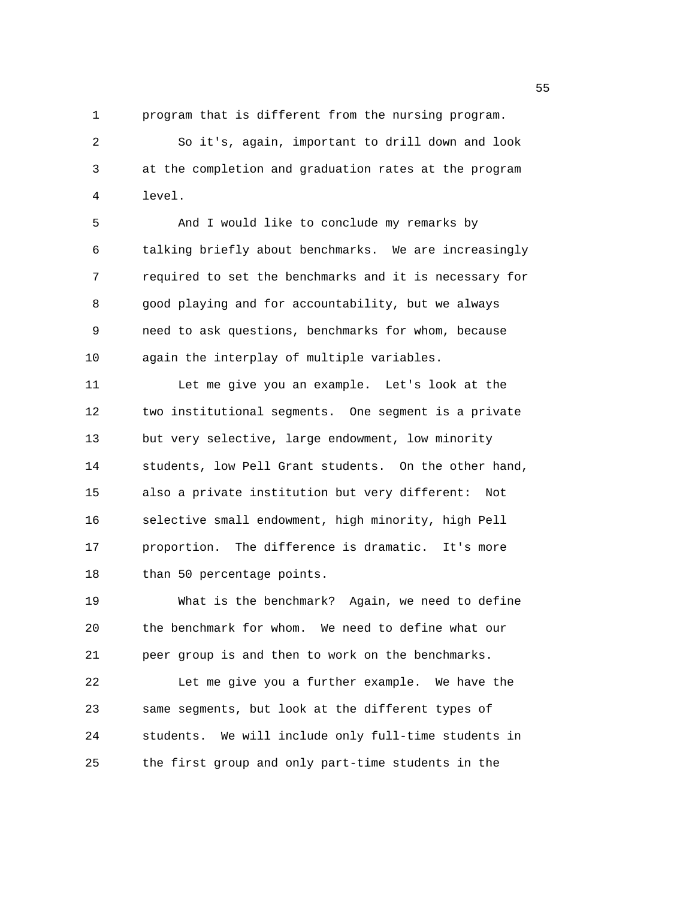program that is different from the nursing program.

So it's, again, important to drill down and look at the completion and graduation rates at the program level.

And I would like to conclude my remarks by talking briefly about benchmarks. We are increasingly required to set the benchmarks and it is necessary for good playing and for accountability, but we always need to ask questions, benchmarks for whom, because again the interplay of multiple variables.

Let me give you an example. Let's look at the two institutional segments. One segment is a private but very selective, large endowment, low minority students, low Pell Grant students. On the other hand, also a private institution but very different: Not selective small endowment, high minority, high Pell proportion. The difference is dramatic. It's more than 50 percentage points.

What is the benchmark? Again, we need to define the benchmark for whom. We need to define what our peer group is and then to work on the benchmarks.

Let me give you a further example. We have the same segments, but look at the different types of students. We will include only full-time students in the first group and only part-time students in the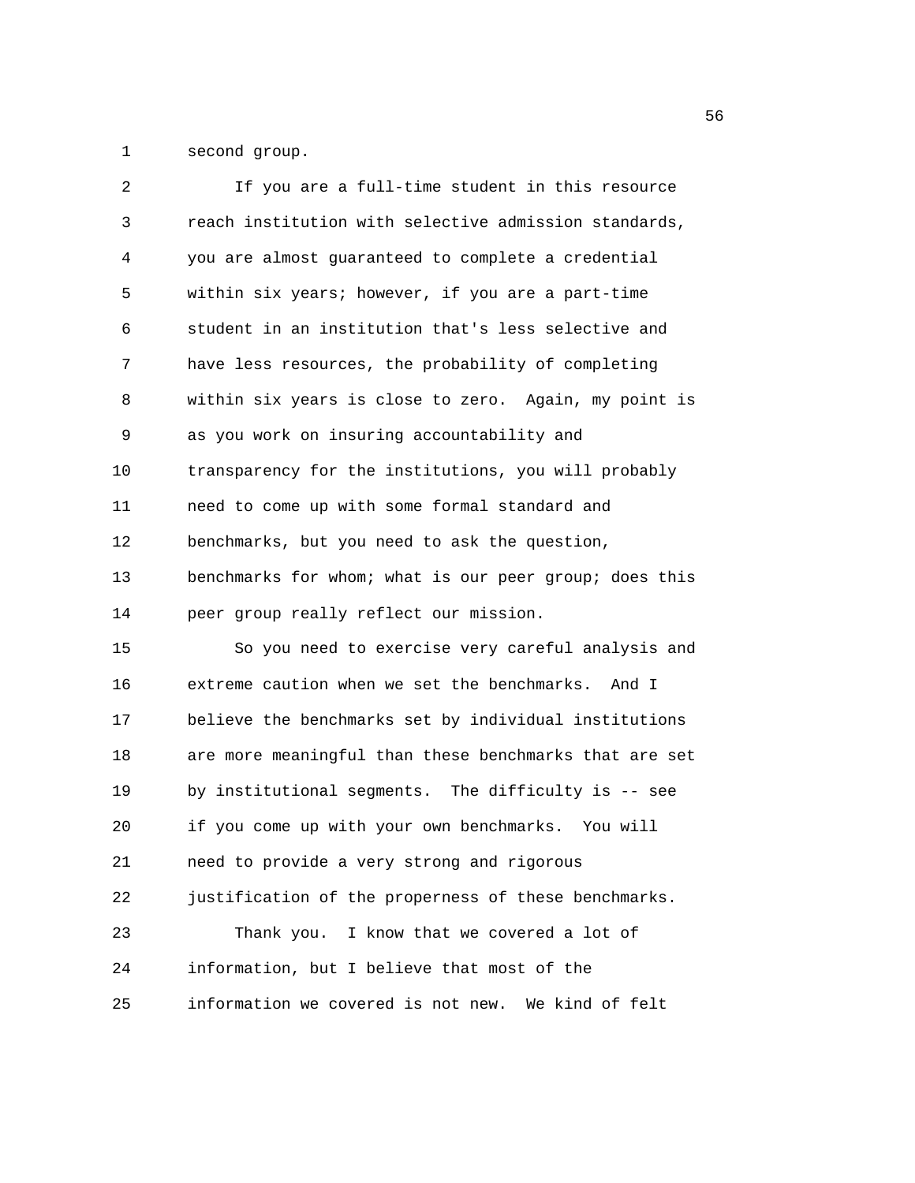second group.

If you are a full-time student in this resource reach institution with selective admission standards, you are almost guaranteed to complete a credential within six years; however, if you are a part-time student in an institution that's less selective and have less resources, the probability of completing within six years is close to zero. Again, my point is as you work on insuring accountability and transparency for the institutions, you will probably need to come up with some formal standard and benchmarks, but you need to ask the question, benchmarks for whom; what is our peer group; does this peer group really reflect our mission.

So you need to exercise very careful analysis and extreme caution when we set the benchmarks. And I believe the benchmarks set by individual institutions are more meaningful than these benchmarks that are set by institutional segments. The difficulty is -- see if you come up with your own benchmarks. You will need to provide a very strong and rigorous justification of the properness of these benchmarks.

Thank you. I know that we covered a lot of information, but I believe that most of the information we covered is not new. We kind of felt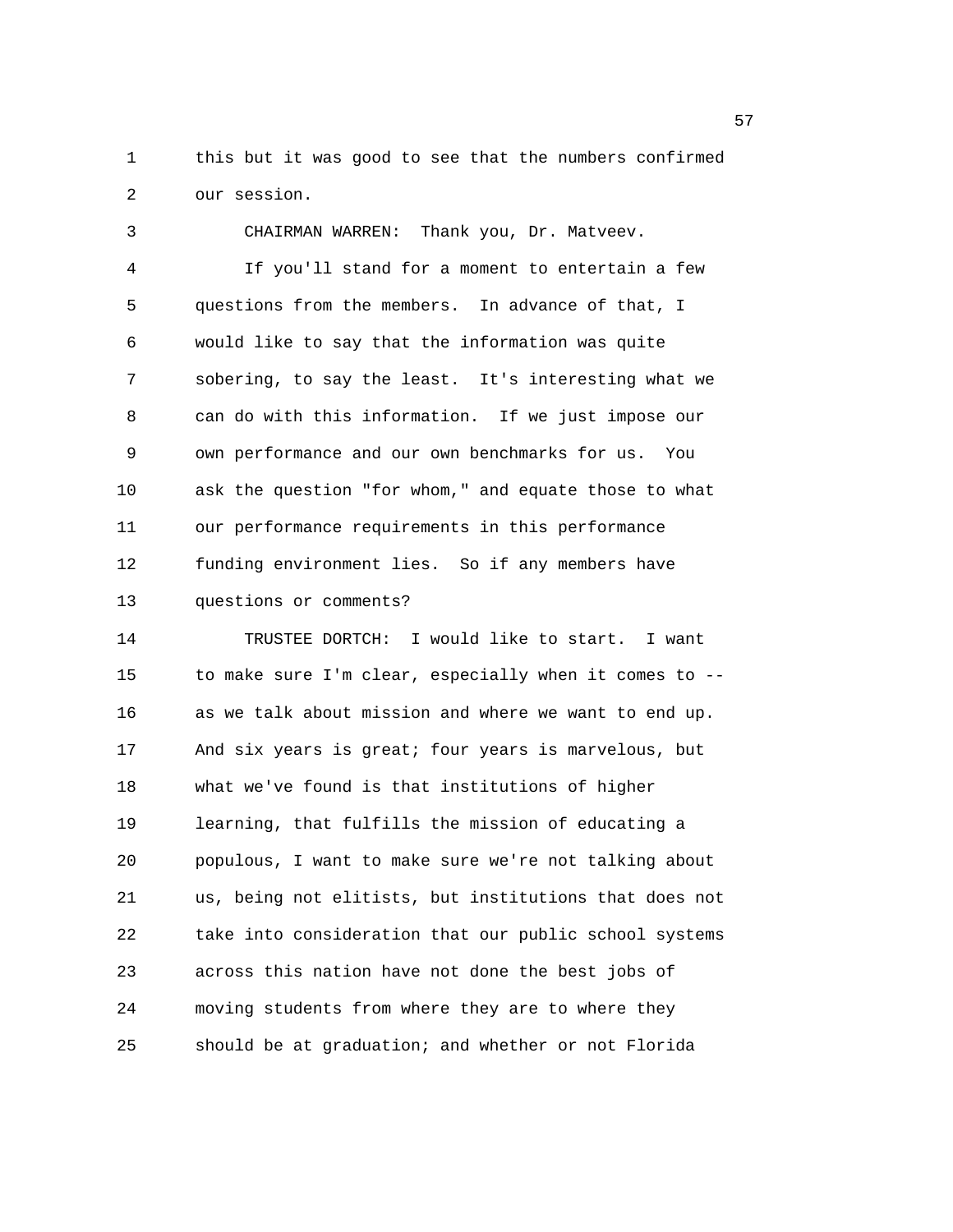this but it was good to see that the numbers confirmed our session.

CHAIRMAN WARREN: Thank you, Dr. Matveev.

If you'll stand for a moment to entertain a few questions from the members. In advance of that, I would like to say that the information was quite sobering, to say the least. It's interesting what we can do with this information. If we just impose our own performance and our own benchmarks for us. You ask the question "for whom," and equate those to what our performance requirements in this performance funding environment lies. So if any members have questions or comments?

TRUSTEE DORTCH: I would like to start. I want to make sure I'm clear, especially when it comes to -- as we talk about mission and where we want to end up. And six years is great; four years is marvelous, but what we've found is that institutions of higher learning, that fulfills the mission of educating a populous, I want to make sure we're not talking about us, being not elitists, but institutions that does not take into consideration that our public school systems across this nation have not done the best jobs of moving students from where they are to where they should be at graduation; and whether or not Florida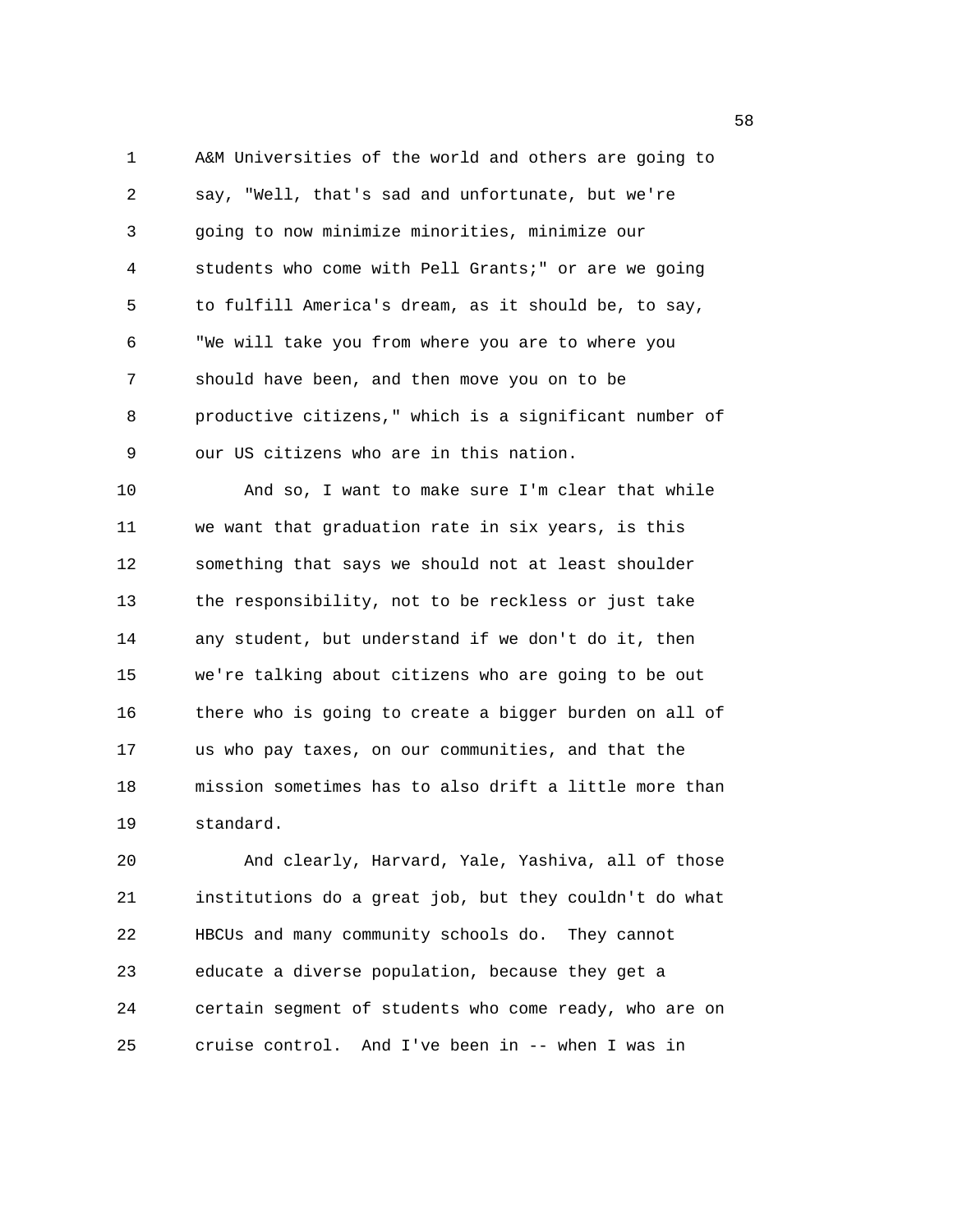A&M Universities of the world and others are going to say, "Well, that's sad and unfortunate, but we're going to now minimize minorities, minimize our students who come with Pell Grants;" or are we going to fulfill America's dream, as it should be, to say, "We will take you from where you are to where you should have been, and then move you on to be productive citizens," which is a significant number of our US citizens who are in this nation.

And so, I want to make sure I'm clear that while we want that graduation rate in six years, is this something that says we should not at least shoulder the responsibility, not to be reckless or just take any student, but understand if we don't do it, then we're talking about citizens who are going to be out there who is going to create a bigger burden on all of us who pay taxes, on our communities, and that the mission sometimes has to also drift a little more than standard.

And clearly, Harvard, Yale, Yashiva, all of those institutions do a great job, but they couldn't do what HBCUs and many community schools do. They cannot educate a diverse population, because they get a certain segment of students who come ready, who are on cruise control. And I've been in -- when I was in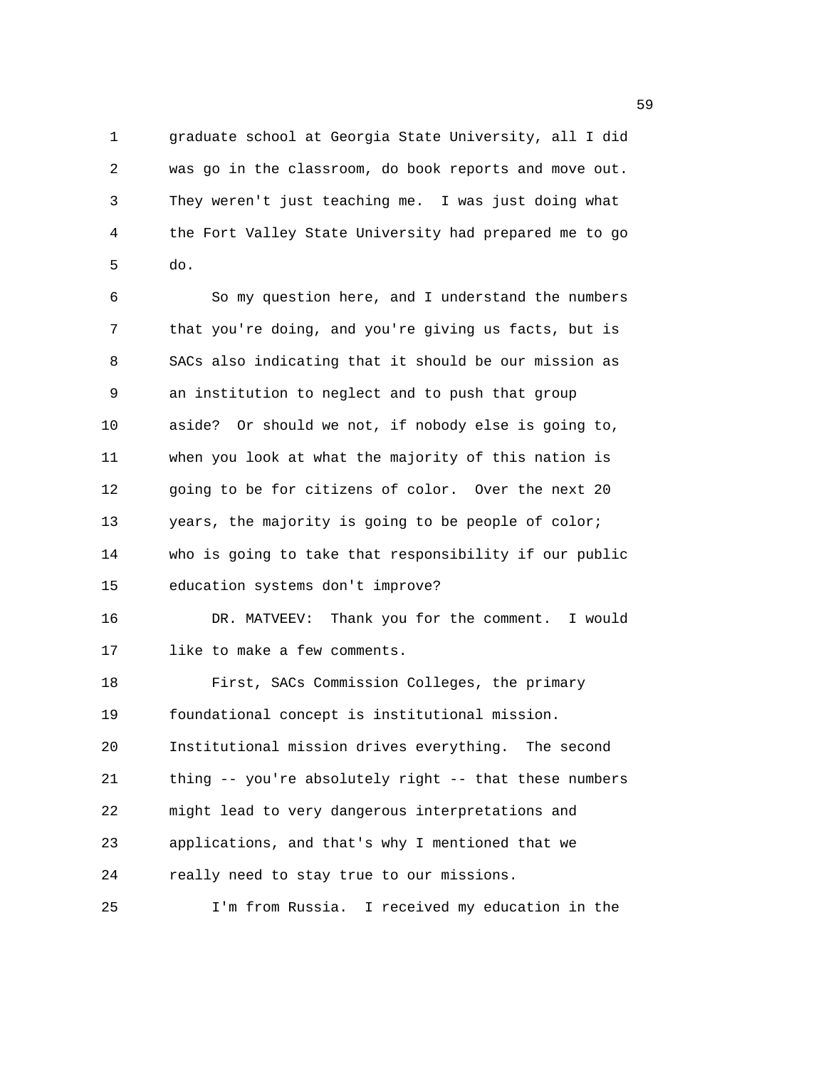graduate school at Georgia State University, all I did was go in the classroom, do book reports and move out. They weren't just teaching me. I was just doing what the Fort Valley State University had prepared me to go do.

So my question here, and I understand the numbers that you're doing, and you're giving us facts, but is SACs also indicating that it should be our mission as an institution to neglect and to push that group aside? Or should we not, if nobody else is going to, when you look at what the majority of this nation is going to be for citizens of color. Over the next 20 years, the majority is going to be people of color; who is going to take that responsibility if our public education systems don't improve?

DR. MATVEEV: Thank you for the comment. I would like to make a few comments.

First, SACs Commission Colleges, the primary foundational concept is institutional mission. Institutional mission drives everything. The second thing -- you're absolutely right -- that these numbers might lead to very dangerous interpretations and applications, and that's why I mentioned that we really need to stay true to our missions.

I'm from Russia. I received my education in the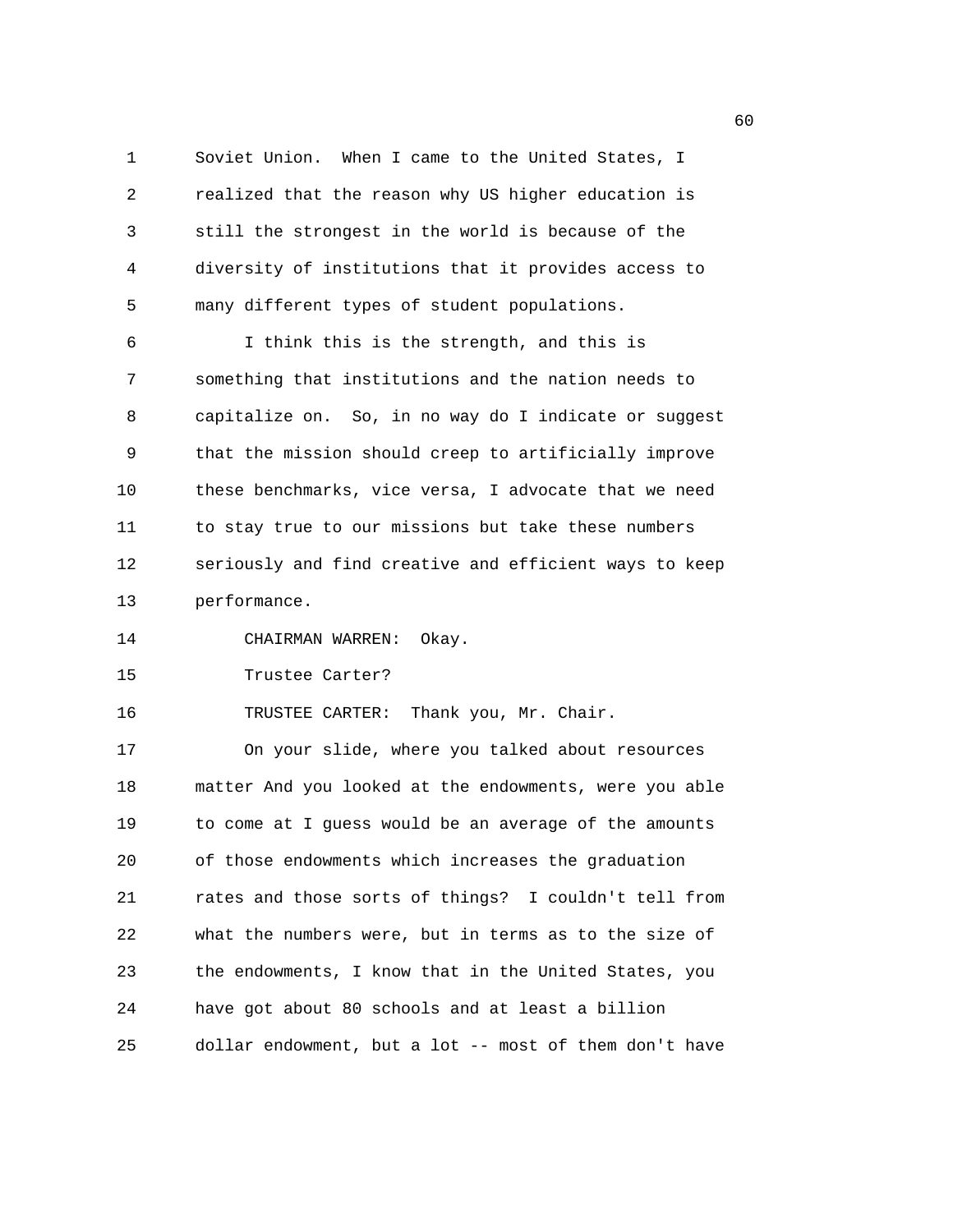Soviet Union. When I came to the United States, I realized that the reason why US higher education is still the strongest in the world is because of the diversity of institutions that it provides access to many different types of student populations.

I think this is the strength, and this is something that institutions and the nation needs to capitalize on. So, in no way do I indicate or suggest that the mission should creep to artificially improve these benchmarks, vice versa, I advocate that we need to stay true to our missions but take these numbers seriously and find creative and efficient ways to keep performance.

CHAIRMAN WARREN: Okay.

Trustee Carter?

TRUSTEE CARTER: Thank you, Mr. Chair.

On your slide, where you talked about resources matter And you looked at the endowments, were you able to come at I guess would be an average of the amounts of those endowments which increases the graduation rates and those sorts of things? I couldn't tell from what the numbers were, but in terms as to the size of the endowments, I know that in the United States, you have got about 80 schools and at least a billion dollar endowment, but a lot -- most of them don't have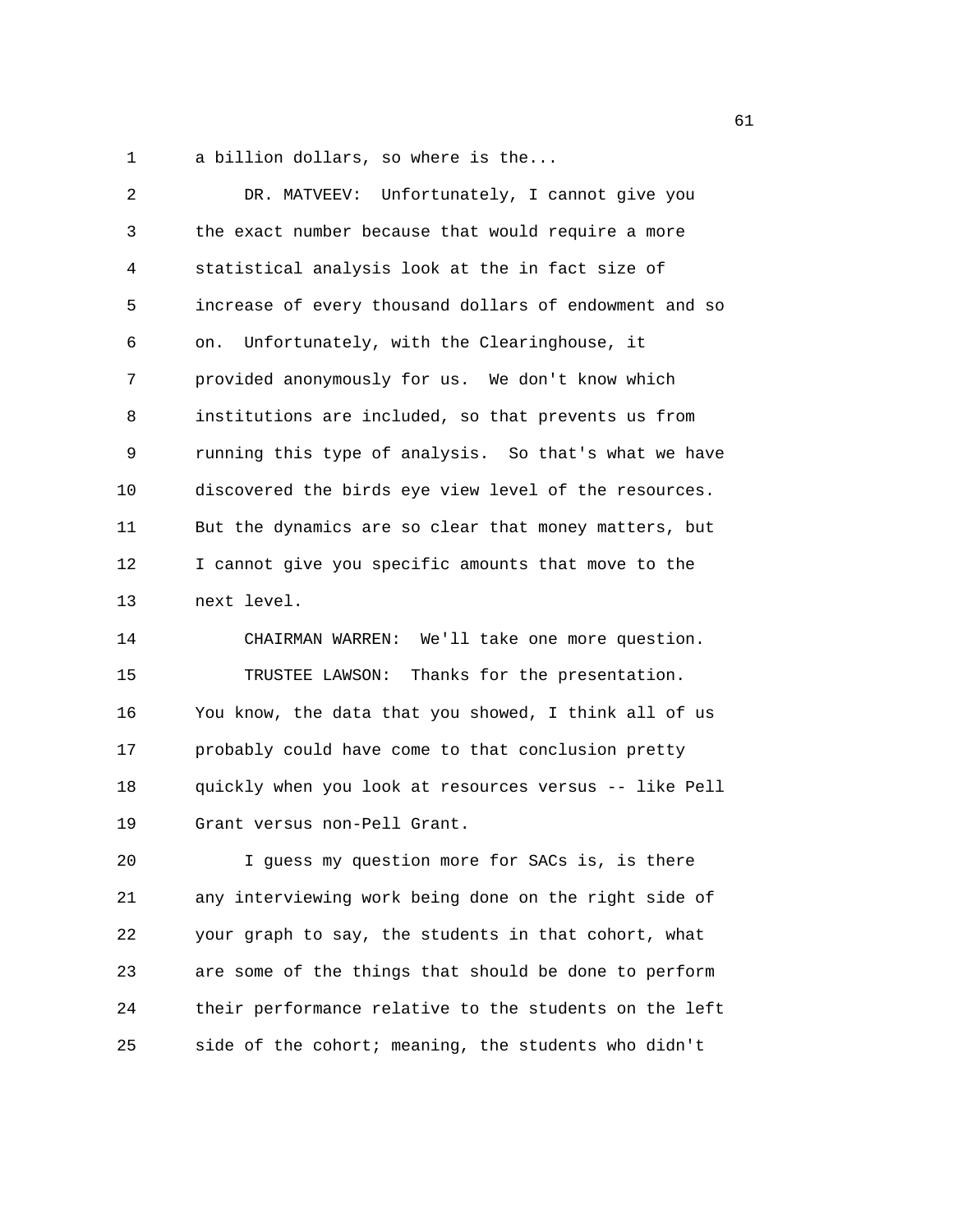a billion dollars, so where is the...

DR. MATVEEV: Unfortunately, I cannot give you the exact number because that would require a more statistical analysis look at the in fact size of increase of every thousand dollars of endowment and so on. Unfortunately, with the Clearinghouse, it provided anonymously for us. We don't know which institutions are included, so that prevents us from running this type of analysis. So that's what we have discovered the birds eye view level of the resources. But the dynamics are so clear that money matters, but I cannot give you specific amounts that move to the next level.

CHAIRMAN WARREN: We'll take one more question.

TRUSTEE LAWSON: Thanks for the presentation. You know, the data that you showed, I think all of us probably could have come to that conclusion pretty quickly when you look at resources versus -- like Pell Grant versus non-Pell Grant.

I guess my question more for SACs is, is there any interviewing work being done on the right side of your graph to say, the students in that cohort, what are some of the things that should be done to perform their performance relative to the students on the left side of the cohort; meaning, the students who didn't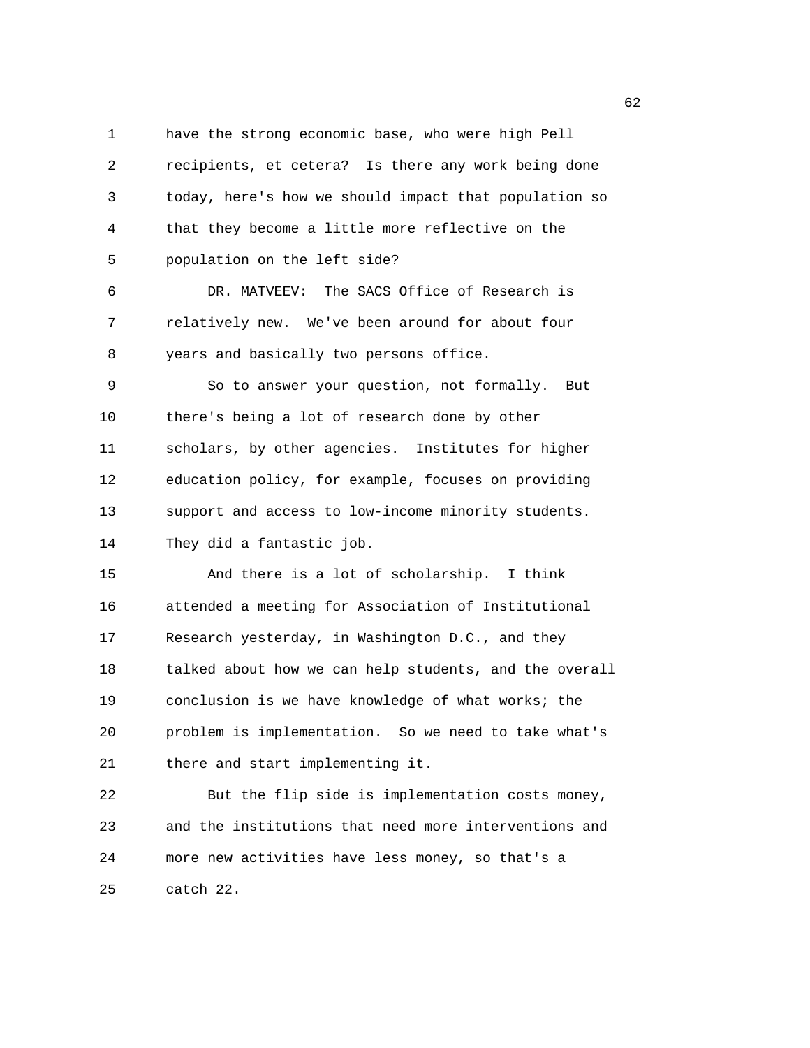have the strong economic base, who were high Pell recipients, et cetera? Is there any work being done today, here's how we should impact that population so that they become a little more reflective on the population on the left side?

DR. MATVEEV: The SACS Office of Research is relatively new. We've been around for about four years and basically two persons office.

So to answer your question, not formally. But there's being a lot of research done by other scholars, by other agencies. Institutes for higher education policy, for example, focuses on providing support and access to low-income minority students. They did a fantastic job.

And there is a lot of scholarship. I think attended a meeting for Association of Institutional Research yesterday, in Washington D.C., and they talked about how we can help students, and the overall conclusion is we have knowledge of what works; the problem is implementation. So we need to take what's there and start implementing it.

But the flip side is implementation costs money, and the institutions that need more interventions and more new activities have less money, so that's a catch 22.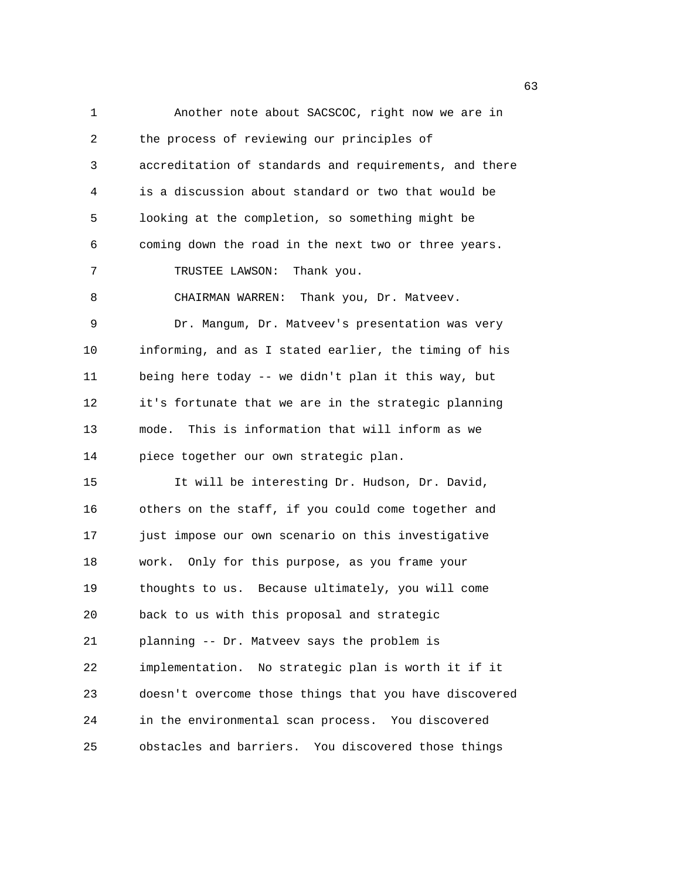Another note about SACSCOC, right now we are in the process of reviewing our principles of accreditation of standards and requirements, and there is a discussion about standard or two that would be looking at the completion, so something might be coming down the road in the next two or three years.

TRUSTEE LAWSON: Thank you.

CHAIRMAN WARREN: Thank you, Dr. Matveev.

Dr. Mangum, Dr. Matveev's presentation was very informing, and as I stated earlier, the timing of his being here today -- we didn't plan it this way, but it's fortunate that we are in the strategic planning mode. This is information that will inform as we piece together our own strategic plan.

It will be interesting Dr. Hudson, Dr. David, others on the staff, if you could come together and just impose our own scenario on this investigative work. Only for this purpose, as you frame your thoughts to us. Because ultimately, you will come back to us with this proposal and strategic planning -- Dr. Matveev says the problem is implementation. No strategic plan is worth it if it doesn't overcome those things that you have discovered in the environmental scan process. You discovered obstacles and barriers. You discovered those things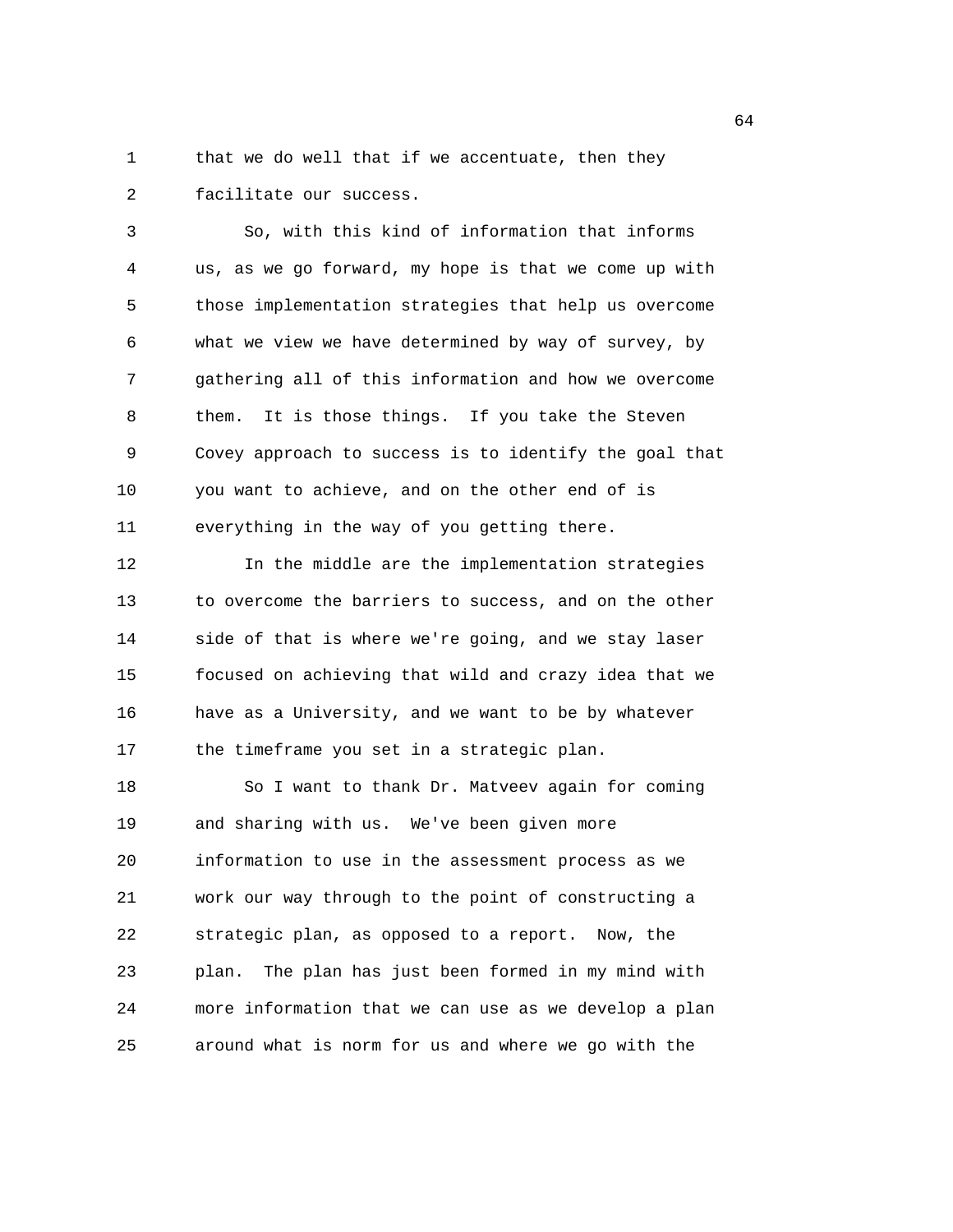that we do well that if we accentuate, then they facilitate our success.

So, with this kind of information that informs us, as we go forward, my hope is that we come up with those implementation strategies that help us overcome what we view we have determined by way of survey, by gathering all of this information and how we overcome them. It is those things. If you take the Steven Covey approach to success is to identify the goal that you want to achieve, and on the other end of is everything in the way of you getting there.

In the middle are the implementation strategies to overcome the barriers to success, and on the other side of that is where we're going, and we stay laser focused on achieving that wild and crazy idea that we have as a University, and we want to be by whatever the timeframe you set in a strategic plan.

So I want to thank Dr. Matveev again for coming and sharing with us. We've been given more information to use in the assessment process as we work our way through to the point of constructing a strategic plan, as opposed to a report. Now, the plan. The plan has just been formed in my mind with more information that we can use as we develop a plan around what is norm for us and where we go with the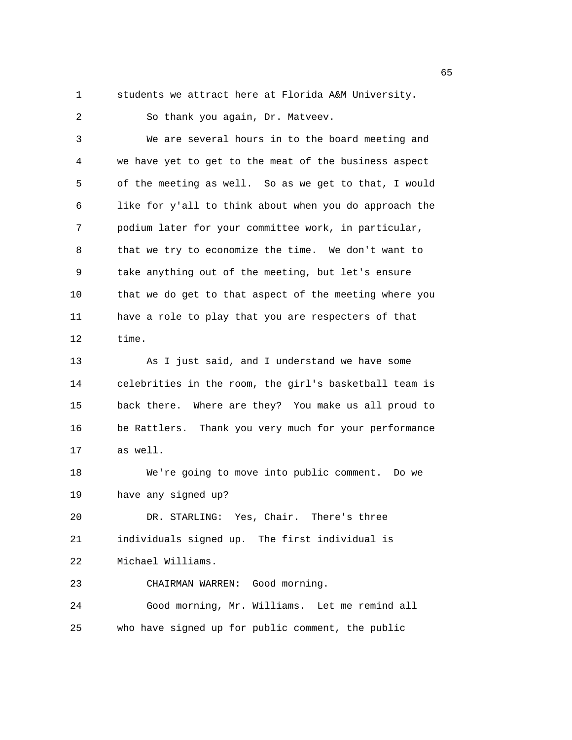students we attract here at Florida A&M University.

So thank you again, Dr. Matveev.

We are several hours in to the board meeting and we have yet to get to the meat of the business aspect of the meeting as well. So as we get to that, I would like for y'all to think about when you do approach the podium later for your committee work, in particular, that we try to economize the time. We don't want to take anything out of the meeting, but let's ensure that we do get to that aspect of the meeting where you have a role to play that you are respecters of that time.

As I just said, and I understand we have some celebrities in the room, the girl's basketball team is back there. Where are they? You make us all proud to be Rattlers. Thank you very much for your performance as well.

We're going to move into public comment. Do we have any signed up?

DR. STARLING: Yes, Chair. There's three individuals signed up. The first individual is Michael Williams.

CHAIRMAN WARREN: Good morning.

Good morning, Mr. Williams. Let me remind all who have signed up for public comment, the public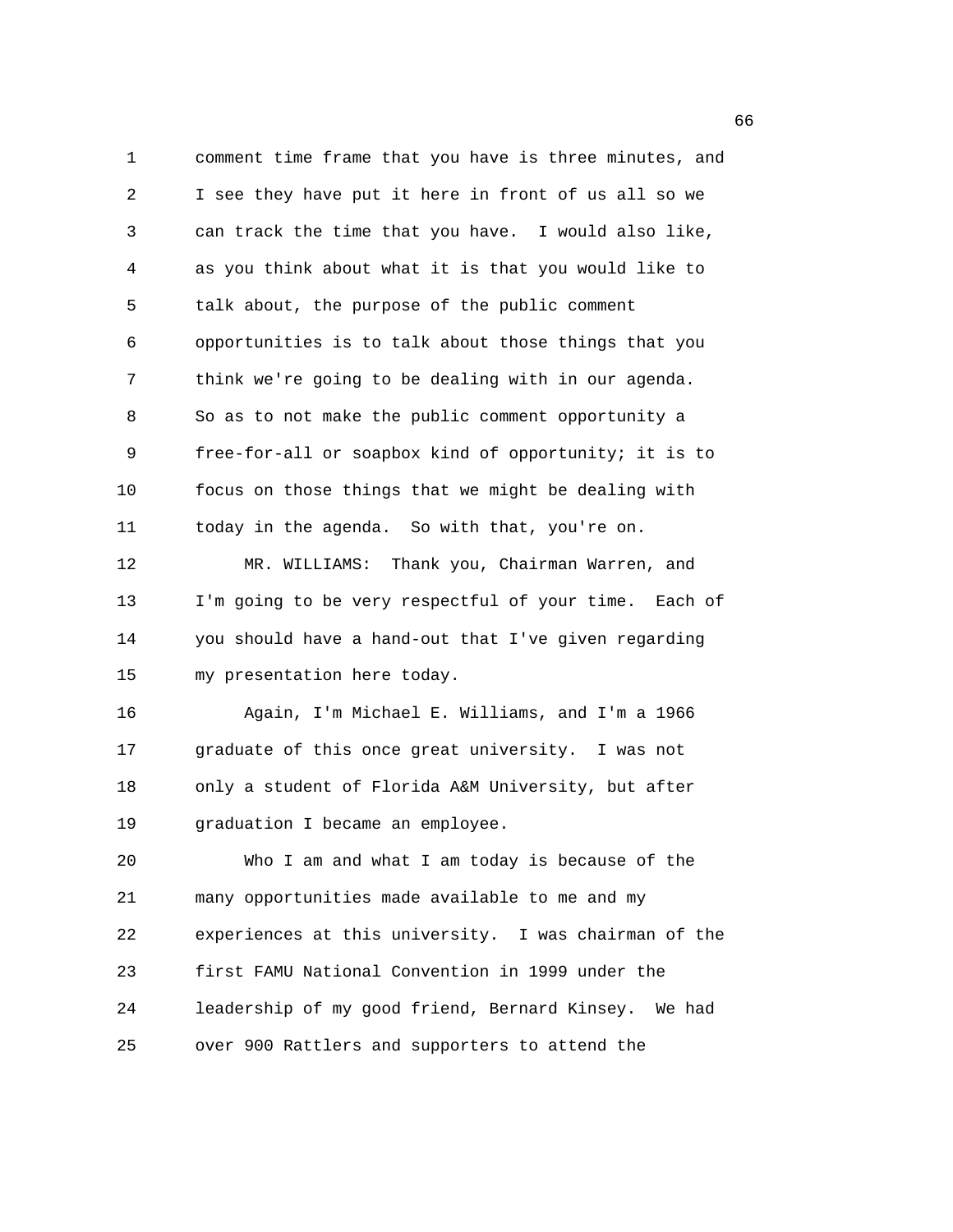comment time frame that you have is three minutes, and I see they have put it here in front of us all so we can track the time that you have. I would also like, as you think about what it is that you would like to talk about, the purpose of the public comment opportunities is to talk about those things that you think we're going to be dealing with in our agenda. So as to not make the public comment opportunity a free-for-all or soapbox kind of opportunity; it is to focus on those things that we might be dealing with today in the agenda. So with that, you're on.

MR. WILLIAMS: Thank you, Chairman Warren, and I'm going to be very respectful of your time. Each of you should have a hand-out that I've given regarding my presentation here today.

Again, I'm Michael E. Williams, and I'm a 1966 graduate of this once great university. I was not only a student of Florida A&M University, but after graduation I became an employee.

Who I am and what I am today is because of the many opportunities made available to me and my experiences at this university. I was chairman of the first FAMU National Convention in 1999 under the leadership of my good friend, Bernard Kinsey. We had over 900 Rattlers and supporters to attend the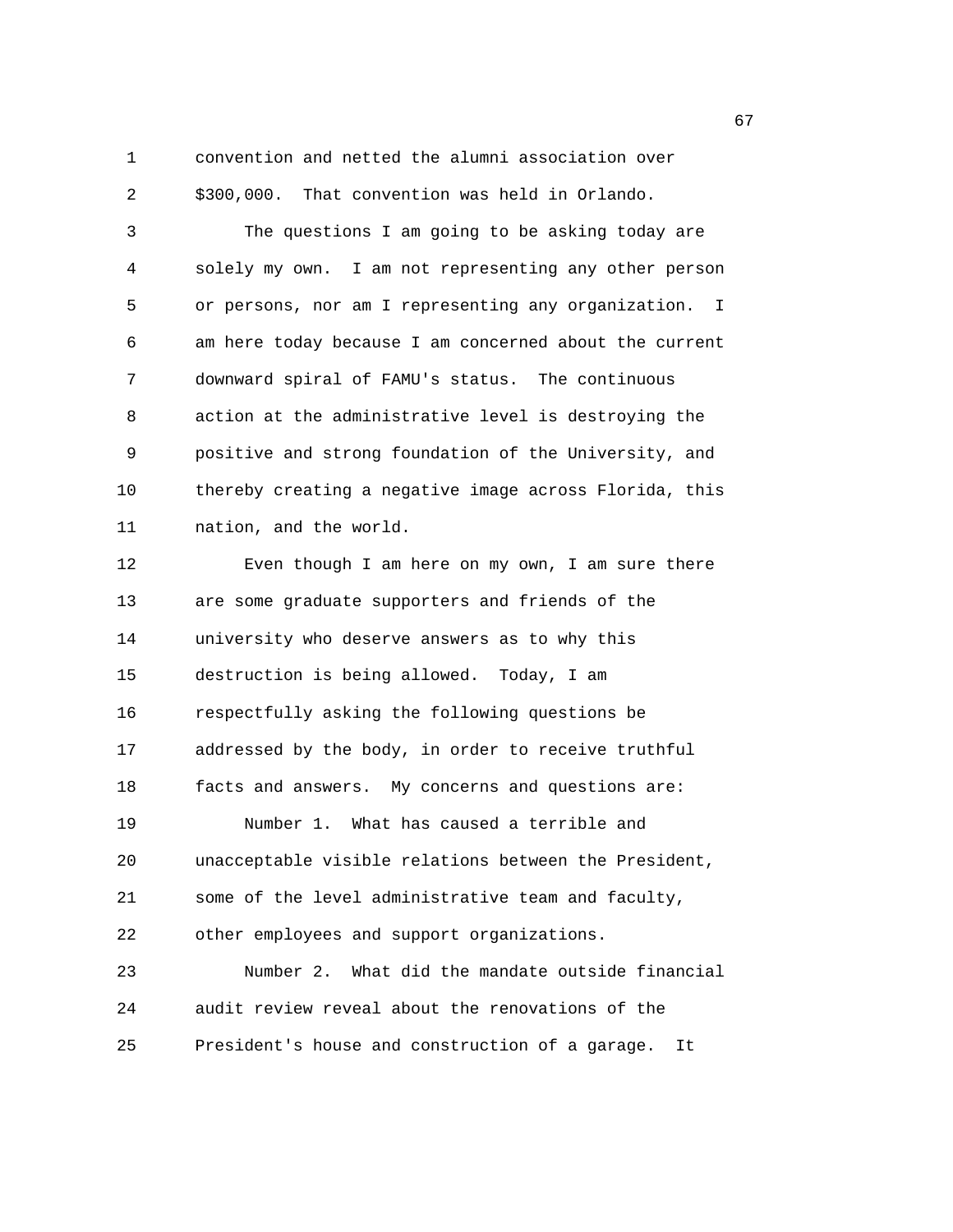convention and netted the alumni association over $300,000. That convention was held in Orlando.

The questions I am going to be asking today are solely my own. I am not representing any other person or persons, nor am I representing any organization. I am here today because I am concerned about the current downward spiral of FAMU's status. The continuous action at the administrative level is destroying the positive and strong foundation of the University, and thereby creating a negative image across Florida, this nation, and the world.

Even though I am here on my own, I am sure there are some graduate supporters and friends of the university who deserve answers as to why this destruction is being allowed. Today, I am respectfully asking the following questions be addressed by the body, in order to receive truthful facts and answers. My concerns and questions are:

Number 1. What has caused a terrible and unacceptable visible relations between the President, some of the level administrative team and faculty, other employees and support organizations.

Number 2. What did the mandate outside financial audit review reveal about the renovations of the President's house and construction of a garage. It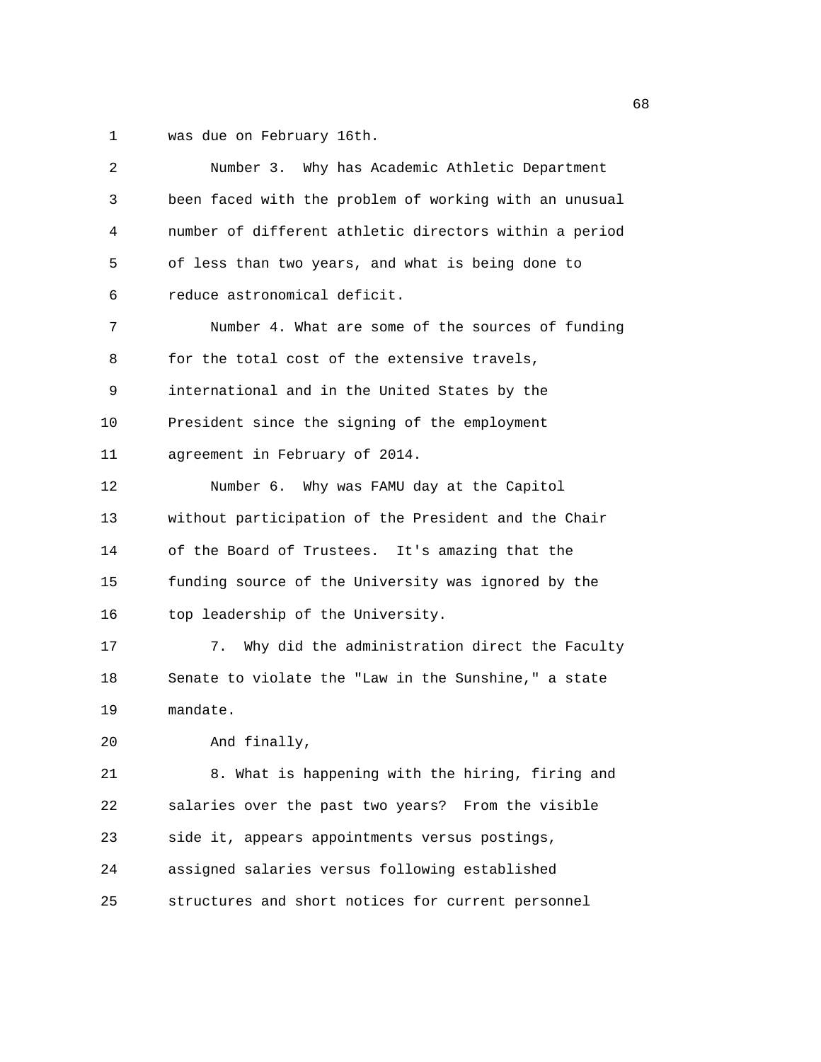was due on February 16th.

Number 3. Why has Academic Athletic Department been faced with the problem of working with an unusual number of different athletic directors within a period of less than two years, and what is being done to reduce astronomical deficit.

Number 4. What are some of the sources of funding for the total cost of the extensive travels, international and in the United States by the President since the signing of the employment agreement in February of 2014.

Number 6. Why was FAMU day at the Capitol without participation of the President and the Chair of the Board of Trustees. It's amazing that the funding source of the University was ignored by the top leadership of the University.

7. Why did the administration direct the Faculty Senate to violate the "Law in the Sunshine," a state mandate.

And finally,

8. What is happening with the hiring, firing and salaries over the past two years? From the visible side it, appears appointments versus postings, assigned salaries versus following established structures and short notices for current personnel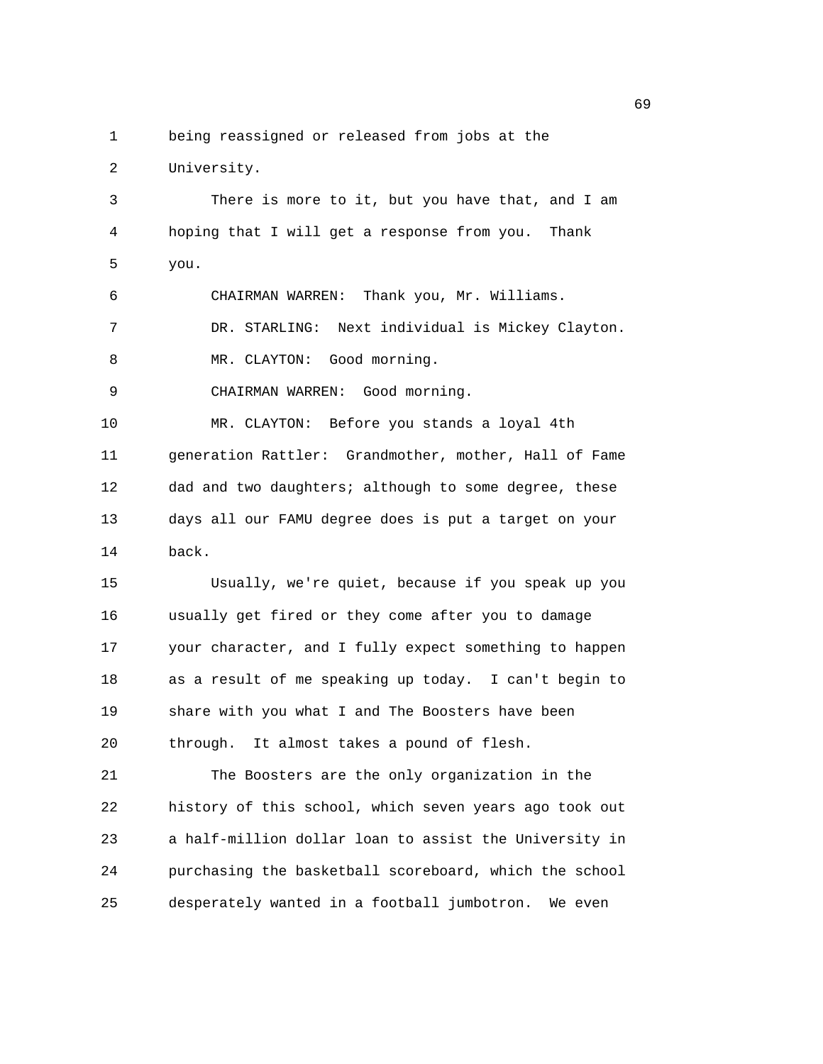being reassigned or released from jobs at the University.

There is more to it, but you have that, and I am hoping that I will get a response from you. Thank you.

CHAIRMAN WARREN: Thank you, Mr. Williams.

DR. STARLING: Next individual is Mickey Clayton.

MR. CLAYTON: Good morning.

CHAIRMAN WARREN: Good morning.

MR. CLAYTON: Before you stands a loyal 4th generation Rattler: Grandmother, mother, Hall of Fame dad and two daughters; although to some degree, these days all our FAMU degree does is put a target on your back.

Usually, we're quiet, because if you speak up you usually get fired or they come after you to damage your character, and I fully expect something to happen as a result of me speaking up today. I can't begin to share with you what I and The Boosters have been through. It almost takes a pound of flesh.

The Boosters are the only organization in the history of this school, which seven years ago took out a half-million dollar loan to assist the University in purchasing the basketball scoreboard, which the school desperately wanted in a football jumbotron. We even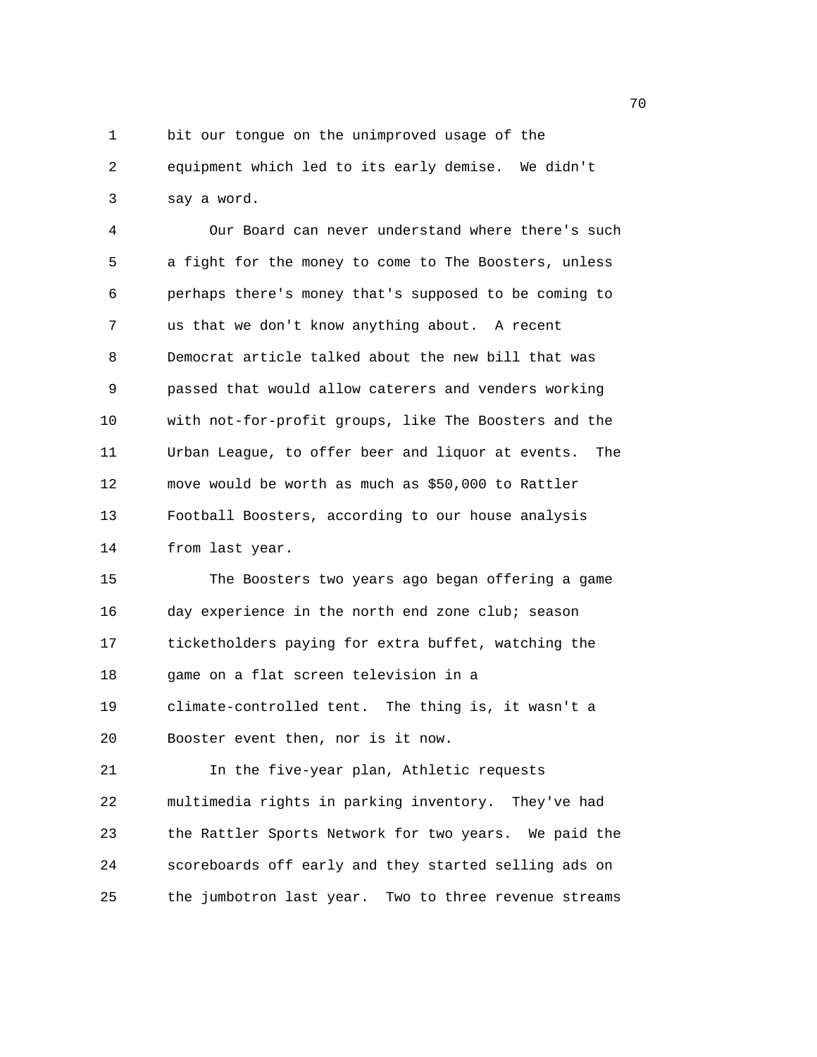bit our tongue on the unimproved usage of the equipment which led to its early demise. We didn't say a word.

Our Board can never understand where there's such a fight for the money to come to The Boosters, unless perhaps there's money that's supposed to be coming to us that we don't know anything about. A recent Democrat article talked about the new bill that was passed that would allow caterers and venders working with not-for-profit groups, like The Boosters and the Urban League, to offer beer and liquor at events. The move would be worth as much as $50,000 to Rattler Football Boosters, according to our house analysis from last year.

The Boosters two years ago began offering a game day experience in the north end zone club; season ticketholders paying for extra buffet, watching the game on a flat screen television in a climate-controlled tent. The thing is, it wasn't a Booster event then, nor is it now.

In the five-year plan, Athletic requests multimedia rights in parking inventory. They've had the Rattler Sports Network for two years. We paid the scoreboards off early and they started selling ads on the jumbotron last year. Two to three revenue streams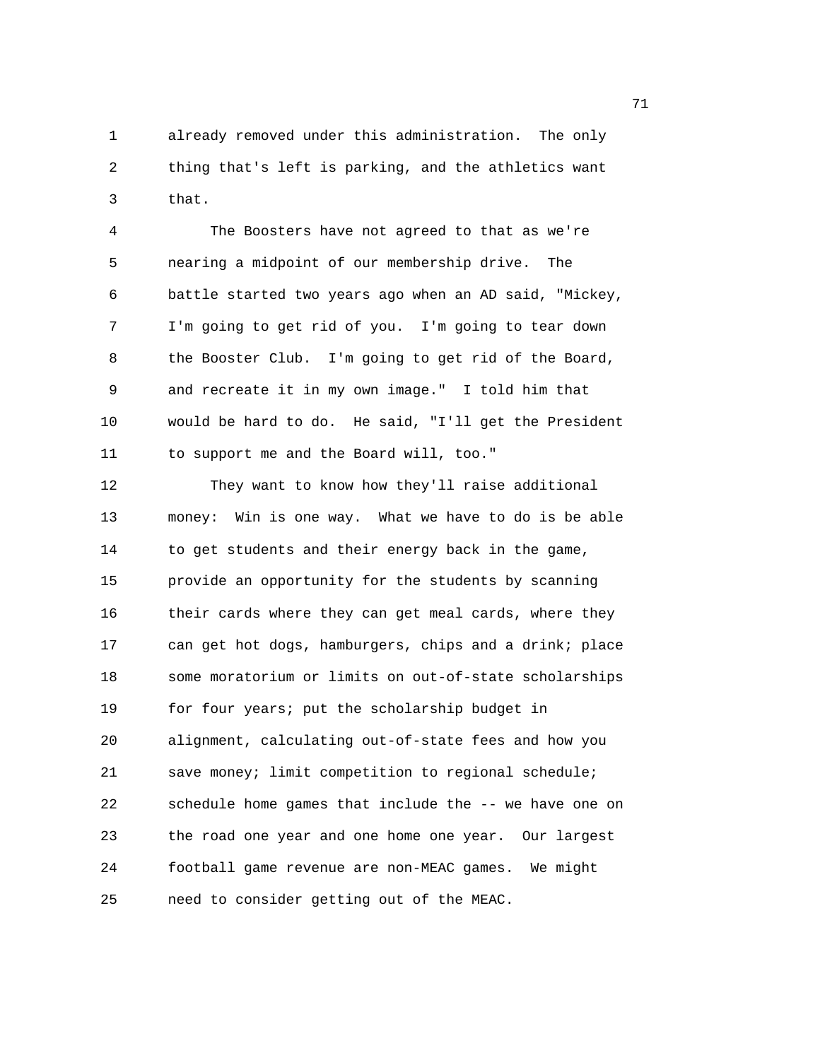already removed under this administration. The only thing that's left is parking, and the athletics want that.

The Boosters have not agreed to that as we're nearing a midpoint of our membership drive. The battle started two years ago when an AD said, "Mickey, I'm going to get rid of you. I'm going to tear down the Booster Club. I'm going to get rid of the Board, and recreate it in my own image." I told him that would be hard to do. He said, "I'll get the President to support me and the Board will, too."

They want to know how they'll raise additional money: Win is one way. What we have to do is be able to get students and their energy back in the game, provide an opportunity for the students by scanning their cards where they can get meal cards, where they can get hot dogs, hamburgers, chips and a drink; place some moratorium or limits on out-of-state scholarships for four years; put the scholarship budget in alignment, calculating out-of-state fees and how you save money; limit competition to regional schedule; schedule home games that include the -- we have one on the road one year and one home one year. Our largest football game revenue are non-MEAC games. We might need to consider getting out of the MEAC.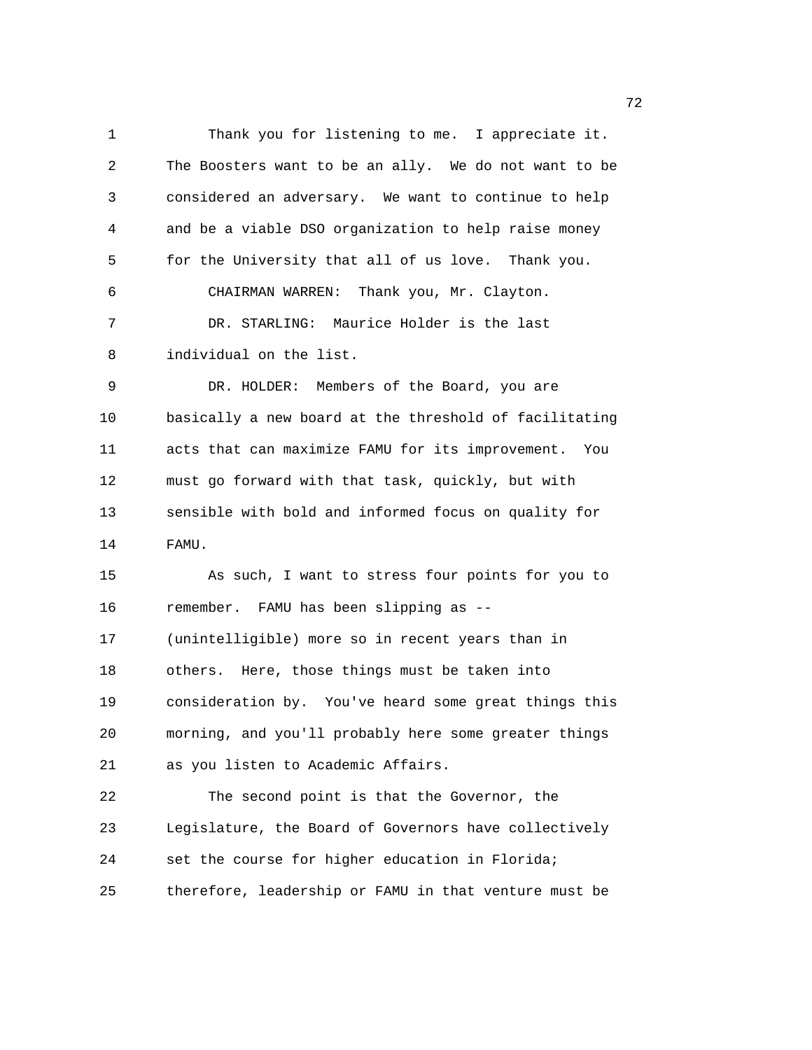Thank you for listening to me. I appreciate it. The Boosters want to be an ally. We do not want to be considered an adversary. We want to continue to help and be a viable DSO organization to help raise money for the University that all of us love. Thank you.

CHAIRMAN WARREN: Thank you, Mr. Clayton.

DR. STARLING: Maurice Holder is the last individual on the list.

DR. HOLDER: Members of the Board, you are basically a new board at the threshold of facilitating acts that can maximize FAMU for its improvement. You must go forward with that task, quickly, but with sensible with bold and informed focus on quality for FAMU.

As such, I want to stress four points for you to remember. FAMU has been slipping as -- (unintelligible) more so in recent years than in others. Here, those things must be taken into consideration by. You've heard some great things this morning, and you'll probably here some greater things as you listen to Academic Affairs.

The second point is that the Governor, the Legislature, the Board of Governors have collectively set the course for higher education in Florida; therefore, leadership or FAMU in that venture must be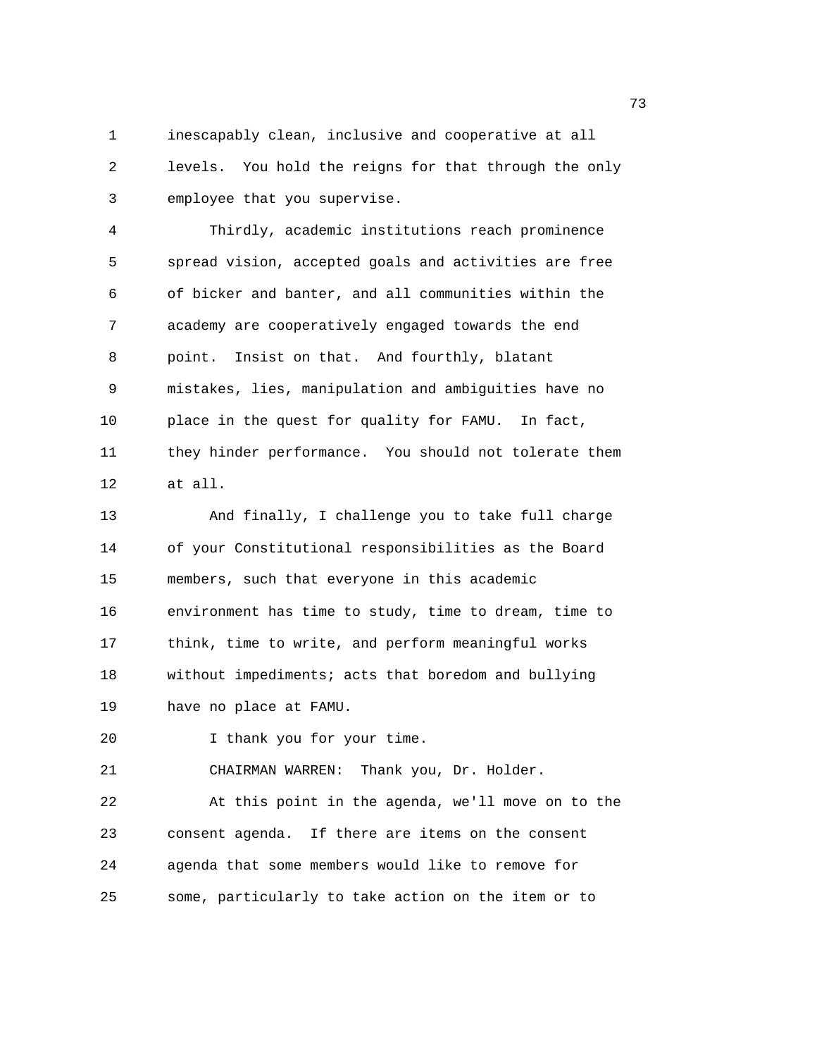inescapably clean, inclusive and cooperative at all levels. You hold the reigns for that through the only employee that you supervise.

Thirdly, academic institutions reach prominence spread vision, accepted goals and activities are free of bicker and banter, and all communities within the academy are cooperatively engaged towards the end point. Insist on that. And fourthly, blatant mistakes, lies, manipulation and ambiguities have no place in the quest for quality for FAMU. In fact, they hinder performance. You should not tolerate them at all.

And finally, I challenge you to take full charge of your Constitutional responsibilities as the Board members, such that everyone in this academic environment has time to study, time to dream, time to think, time to write, and perform meaningful works without impediments; acts that boredom and bullying have no place at FAMU.

I thank you for your time.

CHAIRMAN WARREN: Thank you, Dr. Holder.

At this point in the agenda, we'll move on to the consent agenda. If there are items on the consent agenda that some members would like to remove for some, particularly to take action on the item or to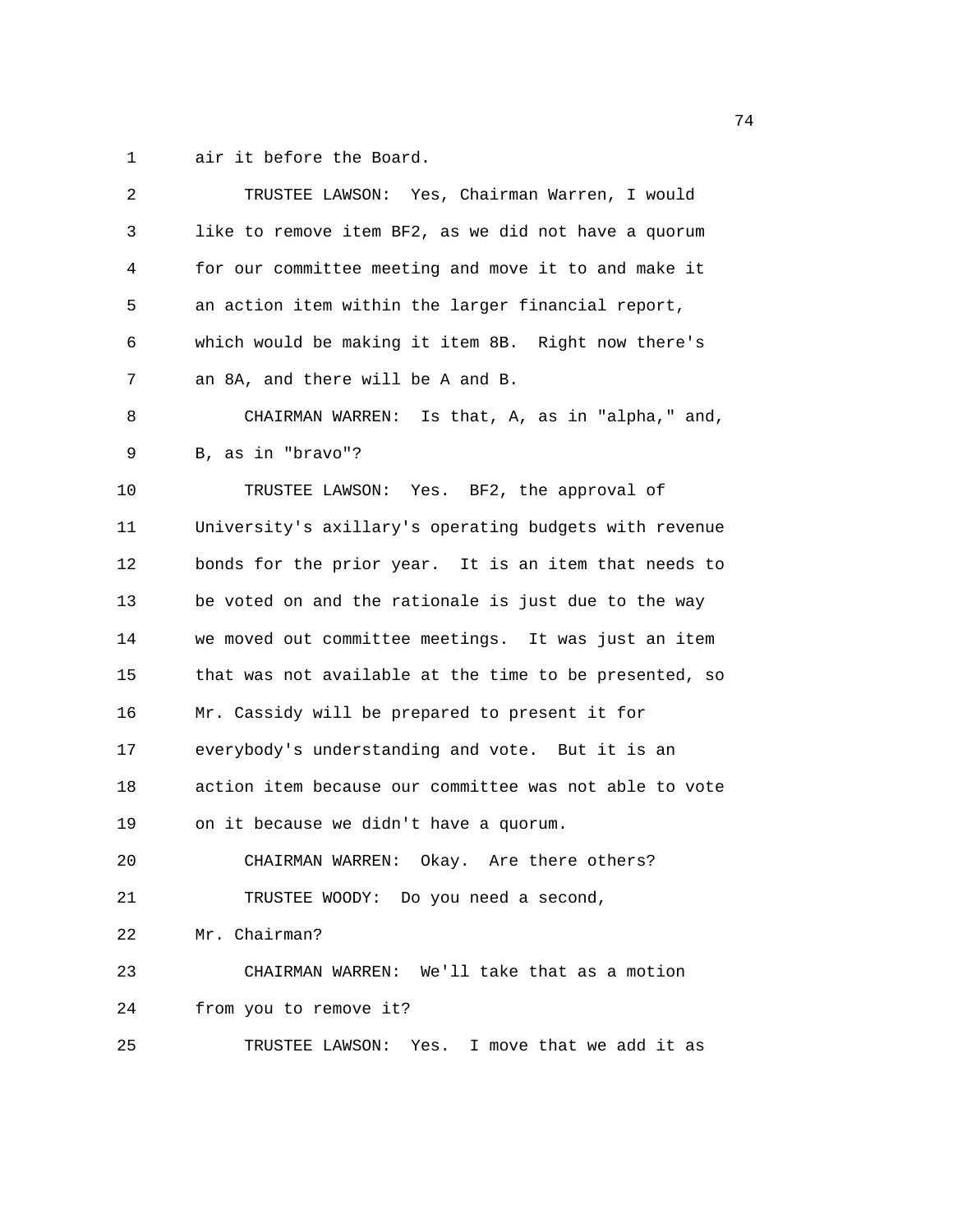1 air it before the Board.

2 TRUSTEE LAWSON: Yes, Chairman Warren, I would

3 like to remove item BF2, as we did not have a quorum

4 for our committee meeting and move it to and make it

5 an action item within the larger financial report,

6 which would be making it item 8B. Right now there's

7 an 8A, and there will be A and B.

8 CHAIRMAN WARREN: Is that, A, as in "alpha," and,

9 B, as in "bravo"?

10 TRUSTEE LAWSON: Yes. BF2, the approval of

11 University's axillary's operating budgets with revenue

12 bonds for the prior year. It is an item that needs to

13 be voted on and the rationale is just due to the way

14 we moved out committee meetings. It was just an item

15 that was not available at the time to be presented, so

16 Mr. Cassidy will be prepared to present it for

17 everybody's understanding and vote. But it is an

18 action item because our committee was not able to vote

19 on it because we didn't have a quorum.

20 CHAIRMAN WARREN: Okay. Are there others?

21 TRUSTEE WOODY: Do you need a second,

22 Mr. Chairman?

23 CHAIRMAN WARREN: We'll take that as a motion

24 from you to remove it?

25 TRUSTEE LAWSON: Yes. I move that we add it as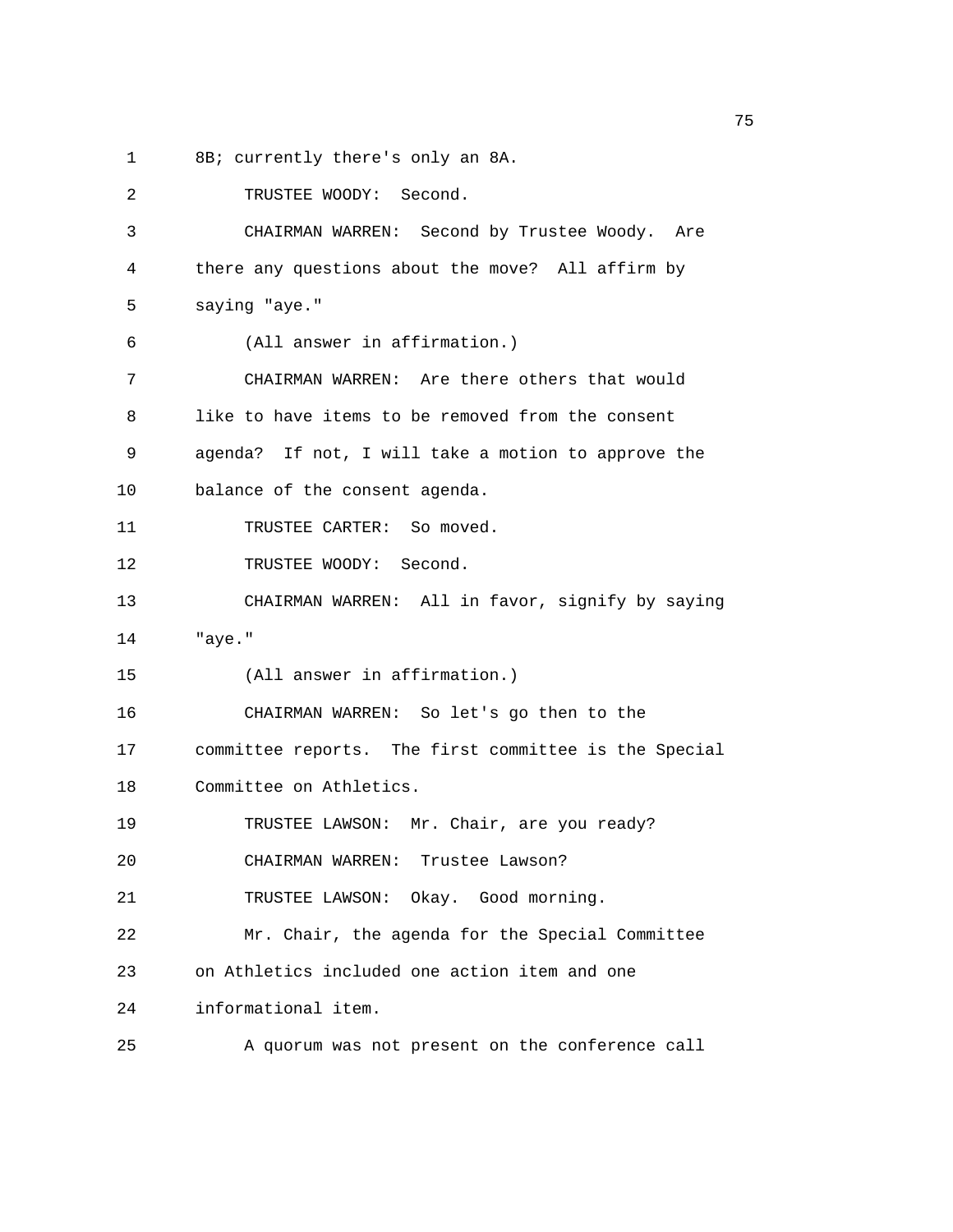8B; currently there's only an 8A.

TRUSTEE WOODY: Second.

CHAIRMAN WARREN: Second by Trustee Woody. Are there any questions about the move? All affirm by saying "aye."

(All answer in affirmation.)

CHAIRMAN WARREN: Are there others that would like to have items to be removed from the consent agenda? If not, I will take a motion to approve the balance of the consent agenda.

TRUSTEE CARTER: So moved.

TRUSTEE WOODY: Second.

CHAIRMAN WARREN: All in favor, signify by saying "aye."

(All answer in affirmation.)

CHAIRMAN WARREN: So let's go then to the committee reports. The first committee is the Special Committee on Athletics.

TRUSTEE LAWSON: Mr. Chair, are you ready?

CHAIRMAN WARREN: Trustee Lawson?

TRUSTEE LAWSON: Okay. Good morning.

Mr. Chair, the agenda for the Special Committee on Athletics included one action item and one informational item.

A quorum was not present on the conference call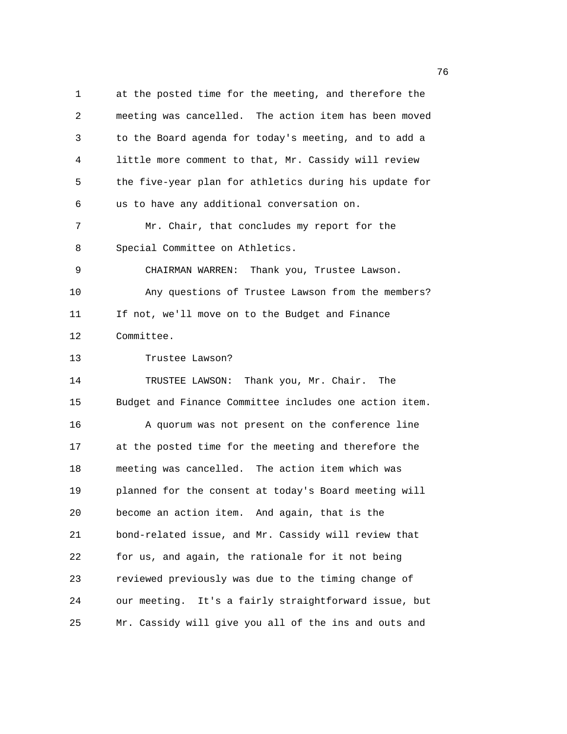at the posted time for the meeting, and therefore the meeting was cancelled. The action item has been moved to the Board agenda for today's meeting, and to add a little more comment to that, Mr. Cassidy will review the five-year plan for athletics during his update for us to have any additional conversation on.

Mr. Chair, that concludes my report for the Special Committee on Athletics.

CHAIRMAN WARREN: Thank you, Trustee Lawson.

Any questions of Trustee Lawson from the members? If not, we'll move on to the Budget and Finance Committee.

Trustee Lawson?

TRUSTEE LAWSON: Thank you, Mr. Chair. The Budget and Finance Committee includes one action item.

A quorum was not present on the conference line at the posted time for the meeting and therefore the meeting was cancelled. The action item which was planned for the consent at today's Board meeting will become an action item. And again, that is the bond-related issue, and Mr. Cassidy will review that for us, and again, the rationale for it not being reviewed previously was due to the timing change of our meeting. It's a fairly straightforward issue, but Mr. Cassidy will give you all of the ins and outs and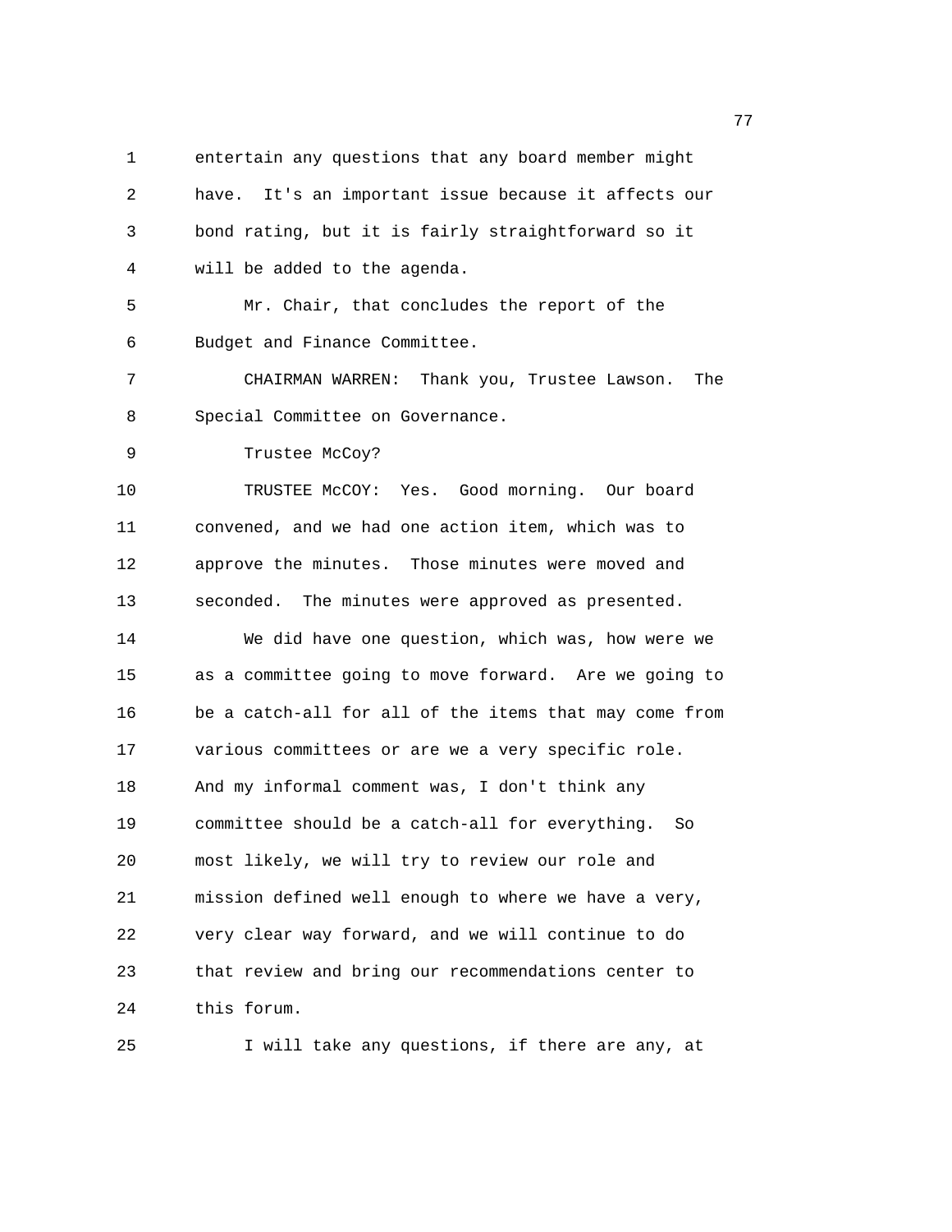entertain any questions that any board member might have. It's an important issue because it affects our bond rating, but it is fairly straightforward so it will be added to the agenda.

Mr. Chair, that concludes the report of the Budget and Finance Committee.

CHAIRMAN WARREN: Thank you, Trustee Lawson. The Special Committee on Governance.

Trustee McCoy?

TRUSTEE McCOY: Yes. Good morning. Our board convened, and we had one action item, which was to approve the minutes. Those minutes were moved and seconded. The minutes were approved as presented.

We did have one question, which was, how were we as a committee going to move forward. Are we going to be a catch-all for all of the items that may come from various committees or are we a very specific role. And my informal comment was, I don't think any committee should be a catch-all for everything. So most likely, we will try to review our role and mission defined well enough to where we have a very, very clear way forward, and we will continue to do that review and bring our recommendations center to this forum.

I will take any questions, if there are any, at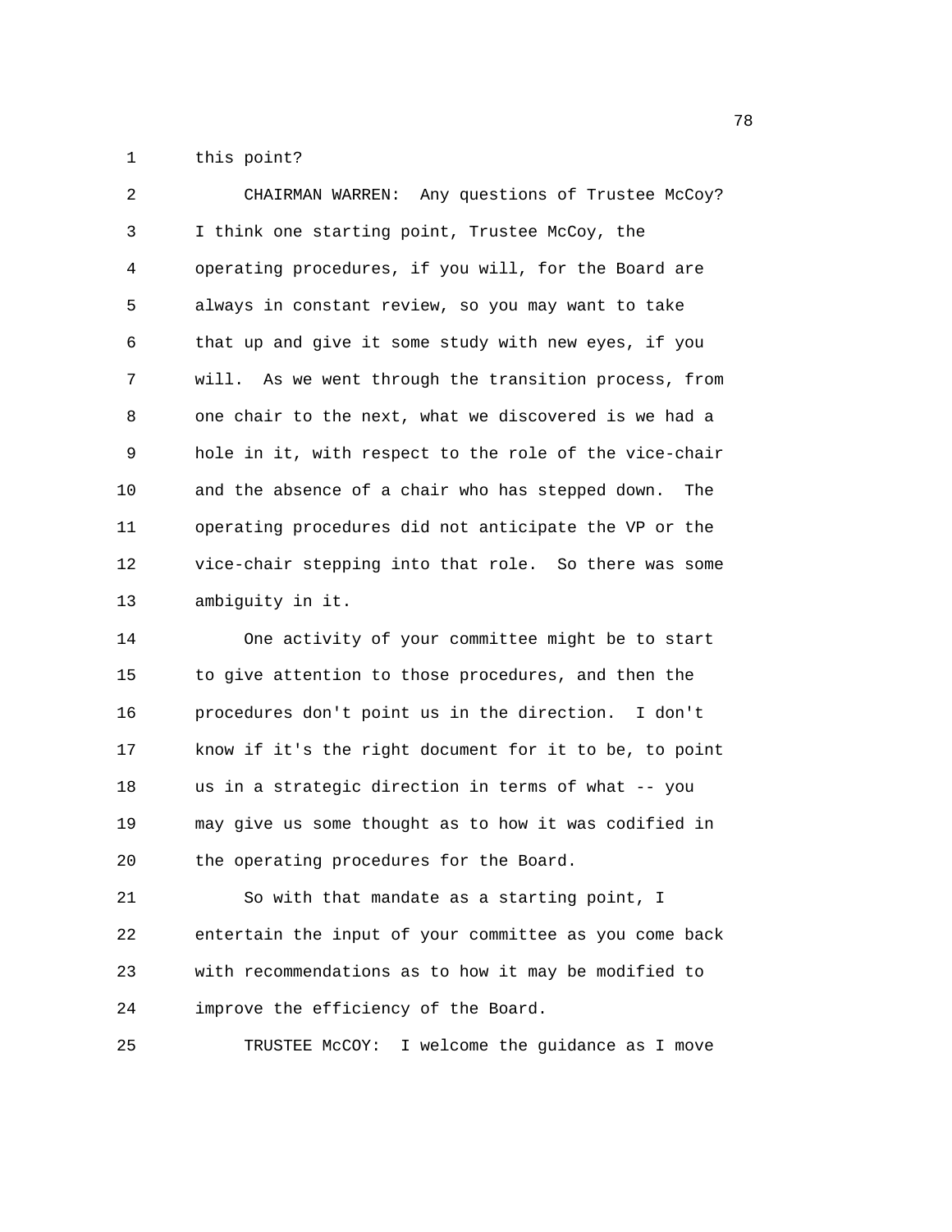this point?

CHAIRMAN WARREN: Any questions of Trustee McCoy? I think one starting point, Trustee McCoy, the operating procedures, if you will, for the Board are always in constant review, so you may want to take that up and give it some study with new eyes, if you will. As we went through the transition process, from one chair to the next, what we discovered is we had a hole in it, with respect to the role of the vice-chair and the absence of a chair who has stepped down. The operating procedures did not anticipate the VP or the vice-chair stepping into that role. So there was some ambiguity in it.

One activity of your committee might be to start to give attention to those procedures, and then the procedures don't point us in the direction. I don't know if it's the right document for it to be, to point us in a strategic direction in terms of what -- you may give us some thought as to how it was codified in the operating procedures for the Board.

So with that mandate as a starting point, I entertain the input of your committee as you come back with recommendations as to how it may be modified to improve the efficiency of the Board.

TRUSTEE McCOY: I welcome the guidance as I move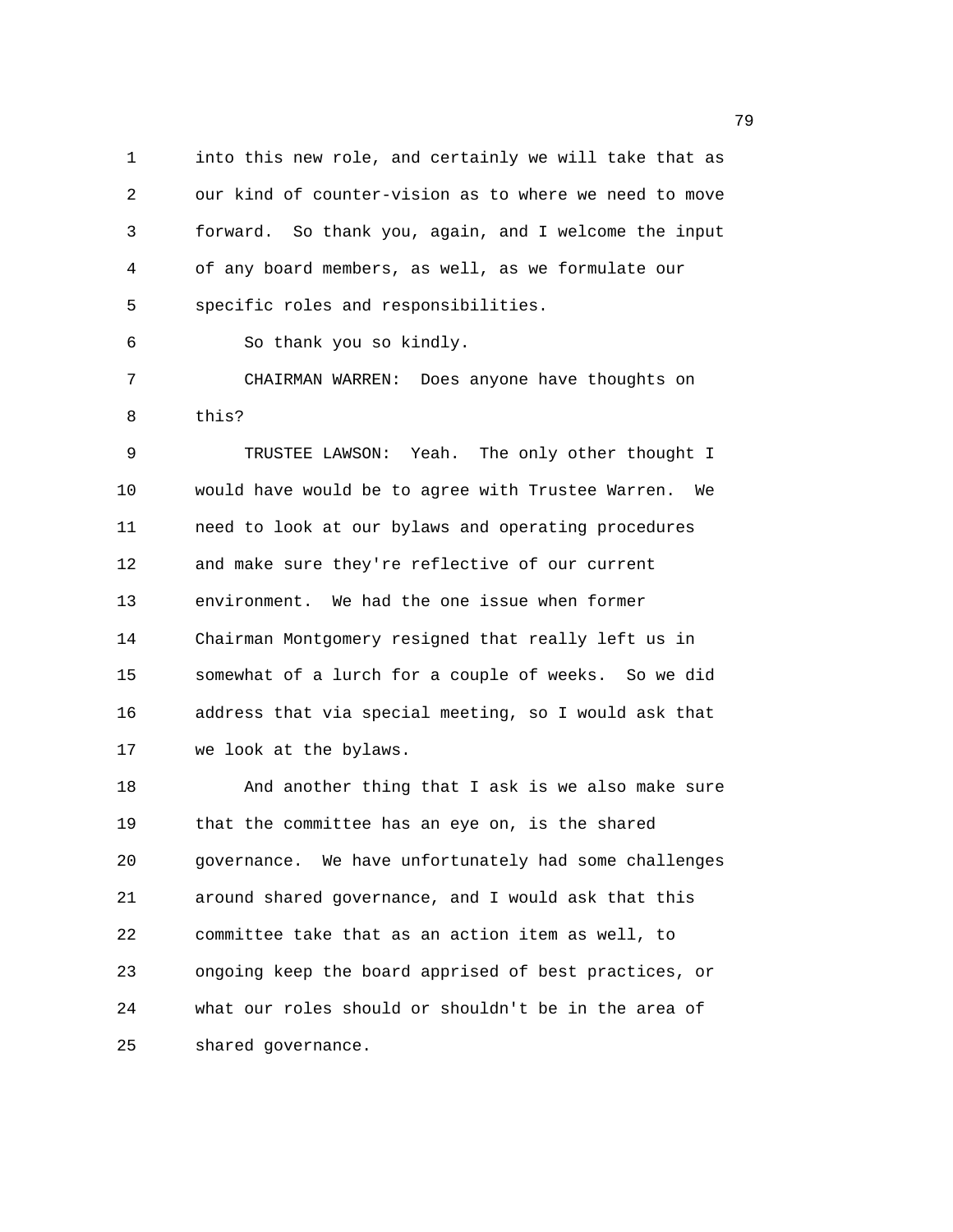into this new role, and certainly we will take that as our kind of counter-vision as to where we need to move forward. So thank you, again, and I welcome the input of any board members, as well, as we formulate our specific roles and responsibilities.

So thank you so kindly.

CHAIRMAN WARREN: Does anyone have thoughts on this?

TRUSTEE LAWSON: Yeah. The only other thought I would have would be to agree with Trustee Warren. We need to look at our bylaws and operating procedures and make sure they're reflective of our current environment. We had the one issue when former Chairman Montgomery resigned that really left us in somewhat of a lurch for a couple of weeks. So we did address that via special meeting, so I would ask that we look at the bylaws.

And another thing that I ask is we also make sure that the committee has an eye on, is the shared governance. We have unfortunately had some challenges around shared governance, and I would ask that this committee take that as an action item as well, to ongoing keep the board apprised of best practices, or what our roles should or shouldn't be in the area of shared governance.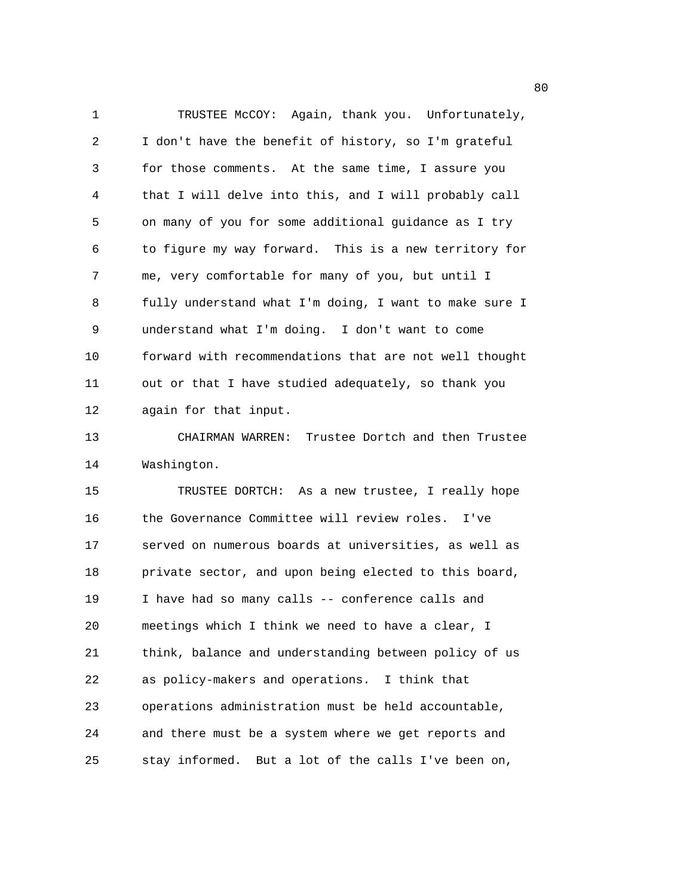TRUSTEE McCOY: Again, thank you. Unfortunately, I don't have the benefit of history, so I'm grateful for those comments. At the same time, I assure you that I will delve into this, and I will probably call on many of you for some additional guidance as I try to figure my way forward. This is a new territory for me, very comfortable for many of you, but until I fully understand what I'm doing, I want to make sure I understand what I'm doing. I don't want to come forward with recommendations that are not well thought out or that I have studied adequately, so thank you again for that input.

CHAIRMAN WARREN: Trustee Dortch and then Trustee Washington.

TRUSTEE DORTCH: As a new trustee, I really hope the Governance Committee will review roles. I've served on numerous boards at universities, as well as private sector, and upon being elected to this board, I have had so many calls -- conference calls and meetings which I think we need to have a clear, I think, balance and understanding between policy of us as policy-makers and operations. I think that operations administration must be held accountable, and there must be a system where we get reports and stay informed. But a lot of the calls I've been on,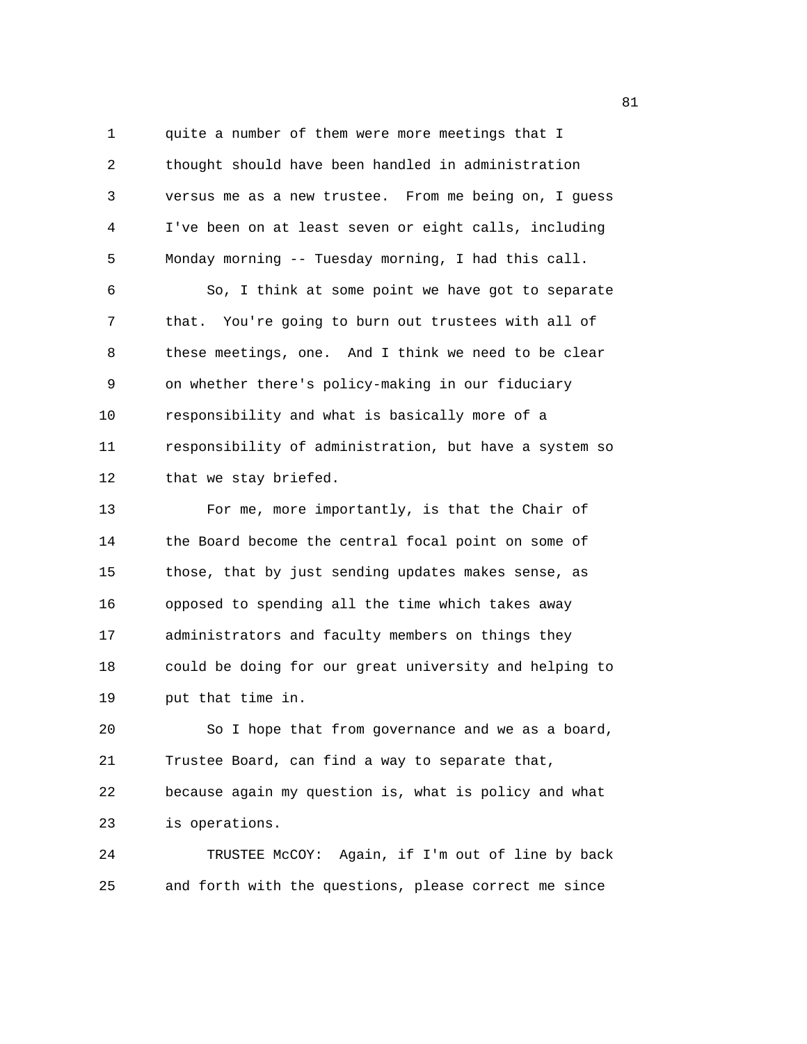quite a number of them were more meetings that I thought should have been handled in administration versus me as a new trustee. From me being on, I guess I've been on at least seven or eight calls, including Monday morning -- Tuesday morning, I had this call.

So, I think at some point we have got to separate that. You're going to burn out trustees with all of these meetings, one. And I think we need to be clear on whether there's policy-making in our fiduciary responsibility and what is basically more of a responsibility of administration, but have a system so that we stay briefed.

For me, more importantly, is that the Chair of the Board become the central focal point on some of those, that by just sending updates makes sense, as opposed to spending all the time which takes away administrators and faculty members on things they could be doing for our great university and helping to put that time in.

So I hope that from governance and we as a board, Trustee Board, can find a way to separate that, because again my question is, what is policy and what is operations.

TRUSTEE McCOY: Again, if I'm out of line by back and forth with the questions, please correct me since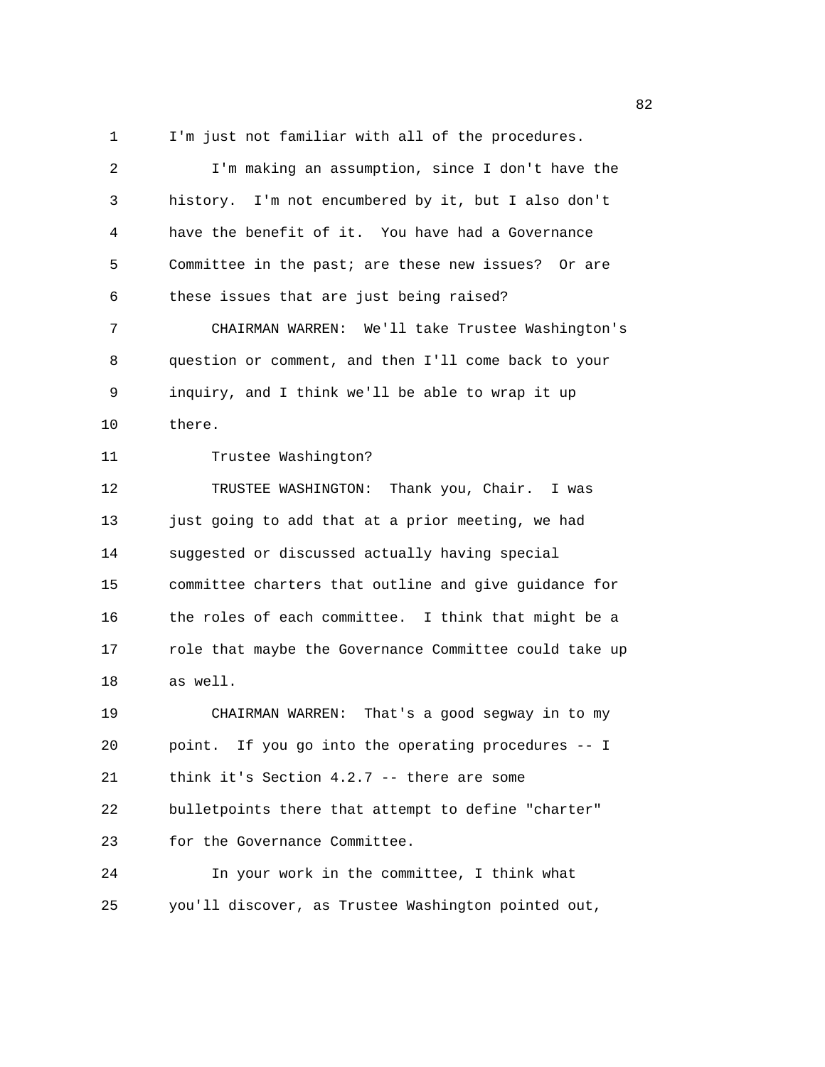I'm just not familiar with all of the procedures.

I'm making an assumption, since I don't have the history. I'm not encumbered by it, but I also don't have the benefit of it. You have had a Governance Committee in the past; are these new issues? Or are these issues that are just being raised?

CHAIRMAN WARREN: We'll take Trustee Washington's question or comment, and then I'll come back to your inquiry, and I think we'll be able to wrap it up there.

Trustee Washington?

TRUSTEE WASHINGTON: Thank you, Chair. I was just going to add that at a prior meeting, we had suggested or discussed actually having special committee charters that outline and give guidance for the roles of each committee. I think that might be a role that maybe the Governance Committee could take up as well.

CHAIRMAN WARREN: That's a good segway in to my point. If you go into the operating procedures -- I think it's Section 4.2.7 -- there are some bulletpoints there that attempt to define "charter" for the Governance Committee.

In your work in the committee, I think what you'll discover, as Trustee Washington pointed out,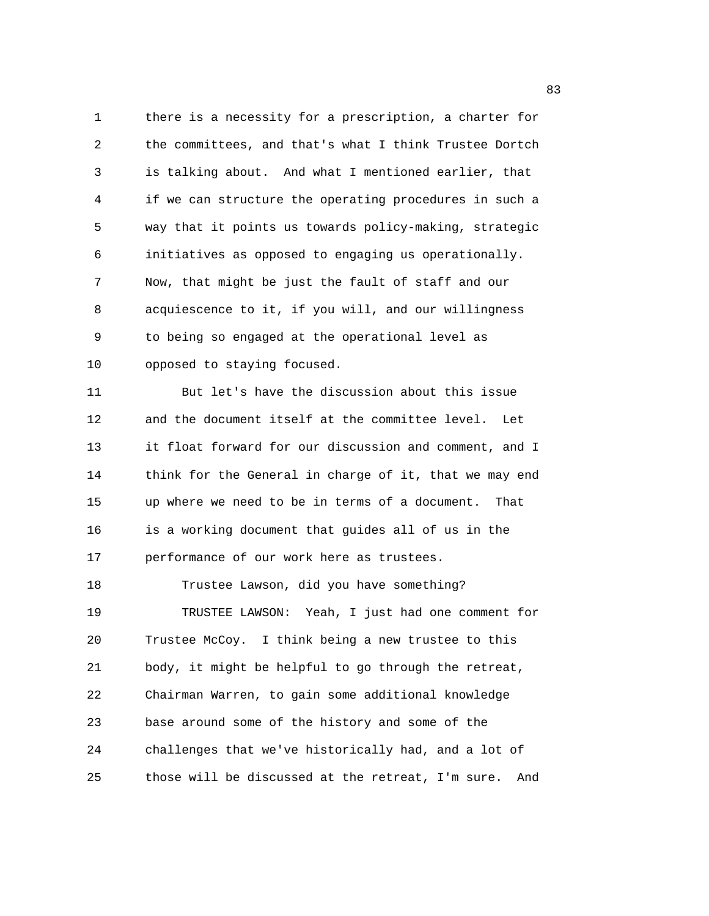there is a necessity for a prescription, a charter for the committees, and that's what I think Trustee Dortch is talking about. And what I mentioned earlier, that if we can structure the operating procedures in such a way that it points us towards policy-making, strategic initiatives as opposed to engaging us operationally. Now, that might be just the fault of staff and our acquiescence to it, if you will, and our willingness to being so engaged at the operational level as opposed to staying focused.

But let's have the discussion about this issue and the document itself at the committee level. Let it float forward for our discussion and comment, and I think for the General in charge of it, that we may end up where we need to be in terms of a document. That is a working document that guides all of us in the performance of our work here as trustees.

Trustee Lawson, did you have something?

TRUSTEE LAWSON: Yeah, I just had one comment for Trustee McCoy. I think being a new trustee to this body, it might be helpful to go through the retreat, Chairman Warren, to gain some additional knowledge base around some of the history and some of the challenges that we've historically had, and a lot of those will be discussed at the retreat, I'm sure. And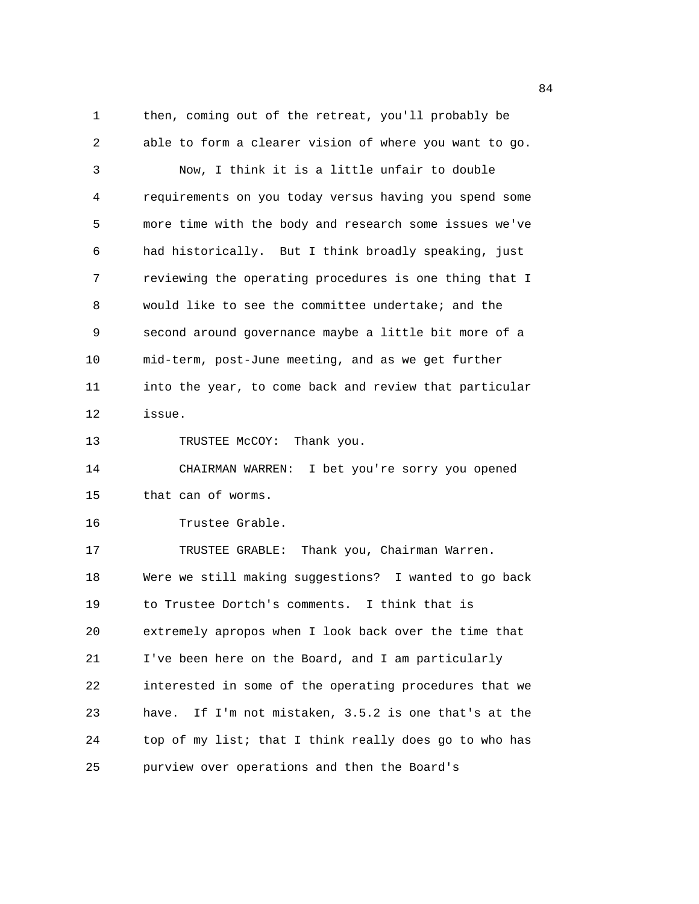then, coming out of the retreat, you'll probably be able to form a clearer vision of where you want to go.

Now, I think it is a little unfair to double requirements on you today versus having you spend some more time with the body and research some issues we've had historically. But I think broadly speaking, just reviewing the operating procedures is one thing that I would like to see the committee undertake; and the second around governance maybe a little bit more of a mid-term, post-June meeting, and as we get further into the year, to come back and review that particular issue.

TRUSTEE McCOY: Thank you.

CHAIRMAN WARREN: I bet you're sorry you opened that can of worms.

Trustee Grable.

TRUSTEE GRABLE: Thank you, Chairman Warren. Were we still making suggestions? I wanted to go back to Trustee Dortch's comments. I think that is extremely apropos when I look back over the time that I've been here on the Board, and I am particularly interested in some of the operating procedures that we have. If I'm not mistaken, 3.5.2 is one that's at the top of my list; that I think really does go to who has purview over operations and then the Board's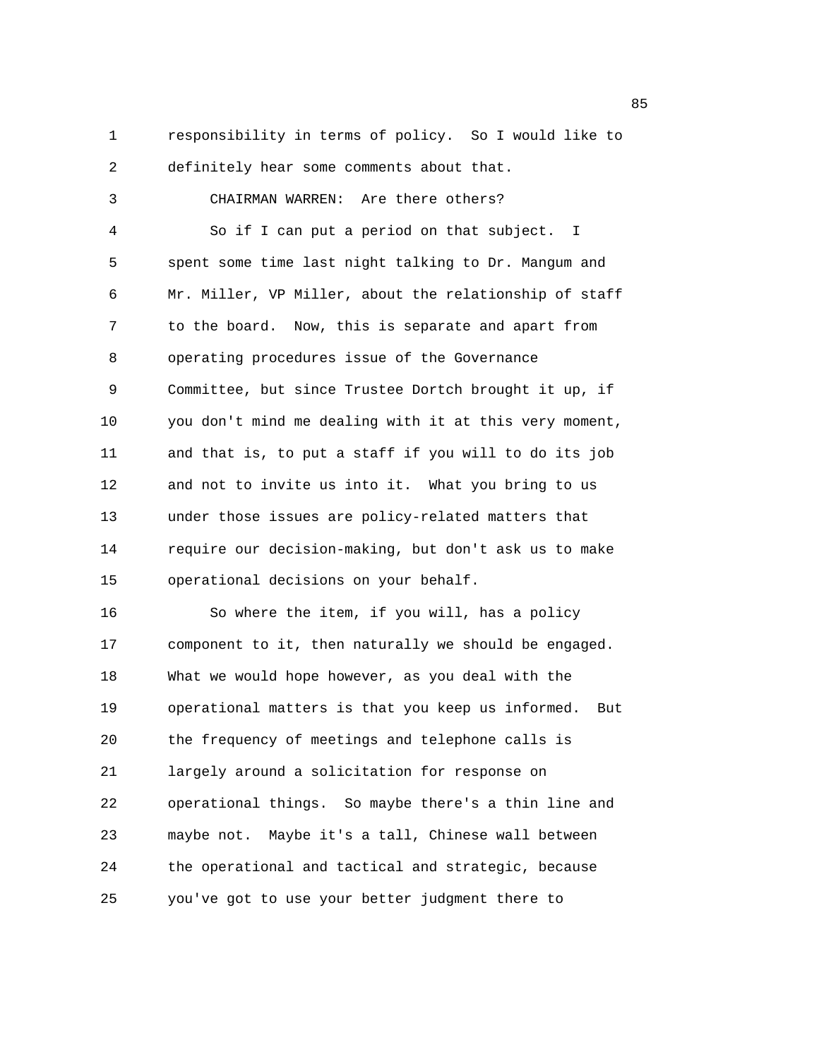responsibility in terms of policy. So I would like to definitely hear some comments about that.

CHAIRMAN WARREN: Are there others?

So if I can put a period on that subject. I spent some time last night talking to Dr. Mangum and Mr. Miller, VP Miller, about the relationship of staff to the board. Now, this is separate and apart from operating procedures issue of the Governance Committee, but since Trustee Dortch brought it up, if you don't mind me dealing with it at this very moment, and that is, to put a staff if you will to do its job and not to invite us into it. What you bring to us under those issues are policy-related matters that require our decision-making, but don't ask us to make operational decisions on your behalf.

So where the item, if you will, has a policy component to it, then naturally we should be engaged. What we would hope however, as you deal with the operational matters is that you keep us informed. But the frequency of meetings and telephone calls is largely around a solicitation for response on operational things. So maybe there's a thin line and maybe not. Maybe it's a tall, Chinese wall between the operational and tactical and strategic, because you've got to use your better judgment there to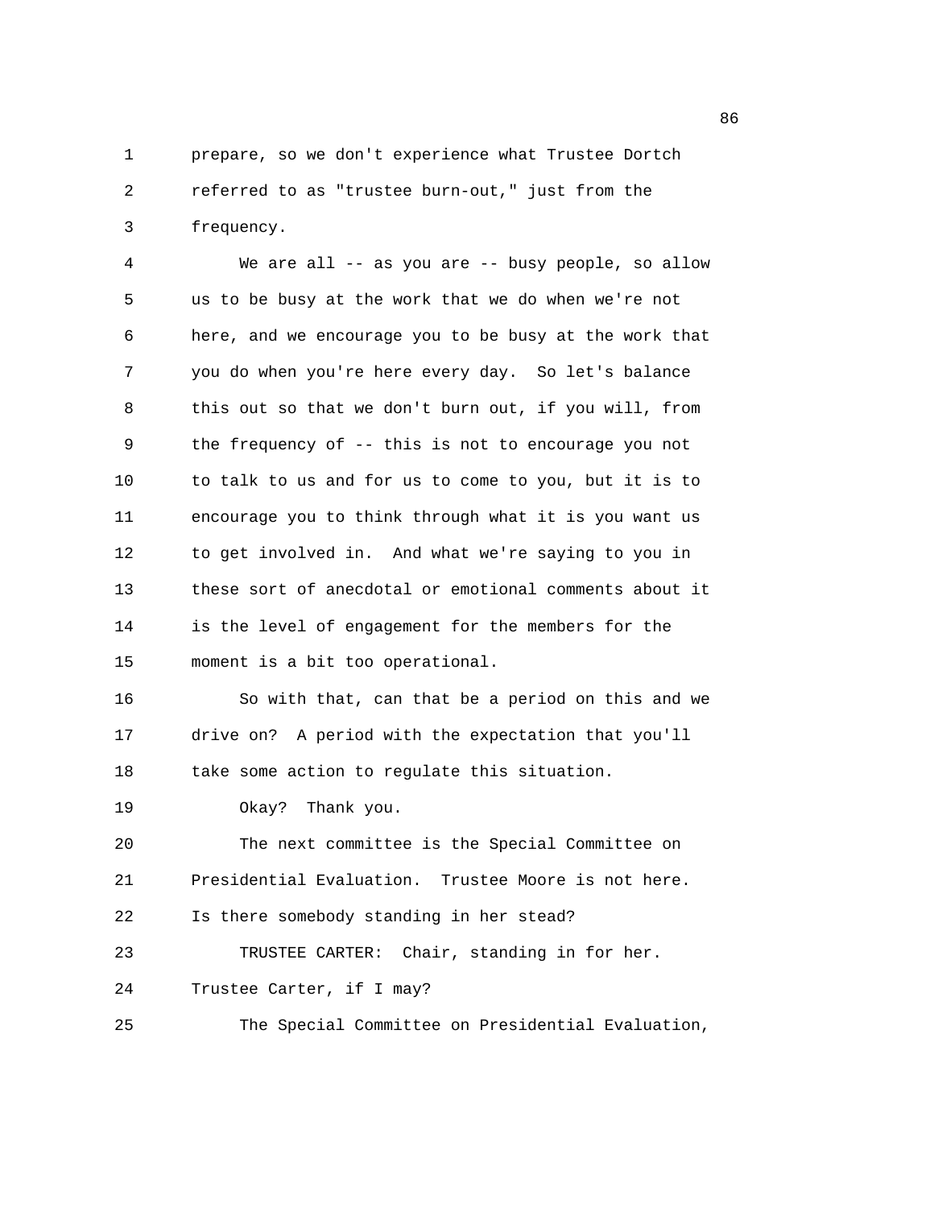prepare, so we don't experience what Trustee Dortch referred to as "trustee burn-out," just from the frequency.

We are all -- as you are -- busy people, so allow us to be busy at the work that we do when we're not here, and we encourage you to be busy at the work that you do when you're here every day. So let's balance this out so that we don't burn out, if you will, from the frequency of -- this is not to encourage you not to talk to us and for us to come to you, but it is to encourage you to think through what it is you want us to get involved in. And what we're saying to you in these sort of anecdotal or emotional comments about it is the level of engagement for the members for the moment is a bit too operational.

So with that, can that be a period on this and we drive on? A period with the expectation that you'll take some action to regulate this situation.

Okay? Thank you.

The next committee is the Special Committee on Presidential Evaluation. Trustee Moore is not here. Is there somebody standing in her stead?

TRUSTEE CARTER: Chair, standing in for her. Trustee Carter, if I may?

The Special Committee on Presidential Evaluation,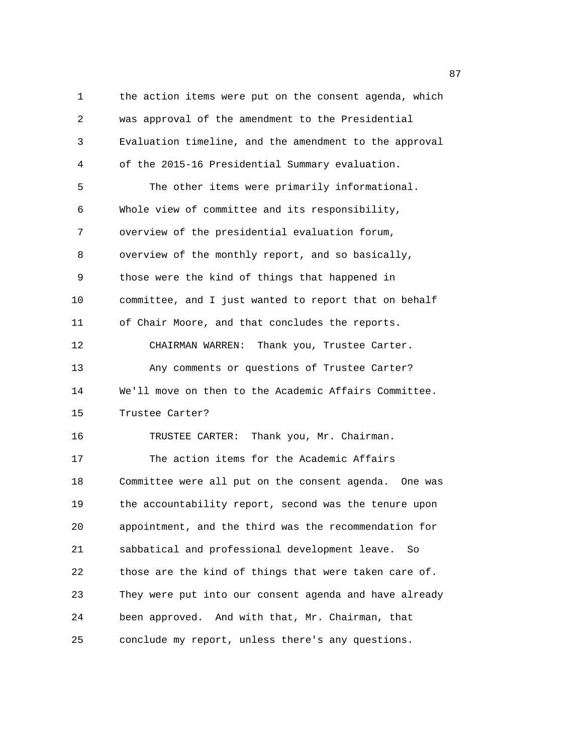the action items were put on the consent agenda, which was approval of the amendment to the Presidential Evaluation timeline, and the amendment to the approval of the 2015-16 Presidential Summary evaluation.

The other items were primarily informational. Whole view of committee and its responsibility, overview of the presidential evaluation forum, overview of the monthly report, and so basically, those were the kind of things that happened in committee, and I just wanted to report that on behalf of Chair Moore, and that concludes the reports.

CHAIRMAN WARREN: Thank you, Trustee Carter.

Any comments or questions of Trustee Carter? We'll move on then to the Academic Affairs Committee. Trustee Carter?

TRUSTEE CARTER: Thank you, Mr. Chairman.

The action items for the Academic Affairs Committee were all put on the consent agenda. One was the accountability report, second was the tenure upon appointment, and the third was the recommendation for sabbatical and professional development leave. So those are the kind of things that were taken care of. They were put into our consent agenda and have already been approved. And with that, Mr. Chairman, that conclude my report, unless there's any questions.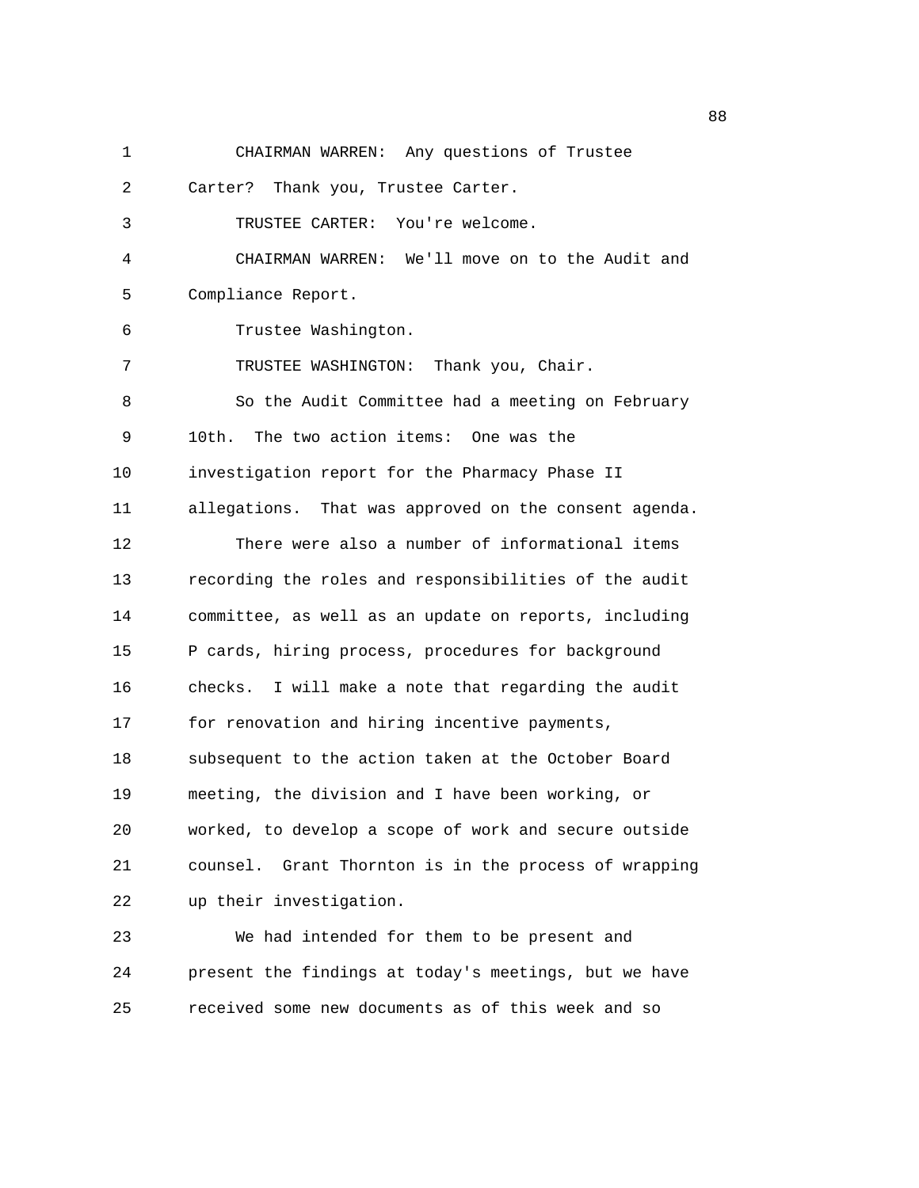CHAIRMAN WARREN: Any questions of Trustee Carter? Thank you, Trustee Carter.

TRUSTEE CARTER: You're welcome.

CHAIRMAN WARREN: We'll move on to the Audit and Compliance Report.

Trustee Washington.

TRUSTEE WASHINGTON: Thank you, Chair.

So the Audit Committee had a meeting on February 10th. The two action items: One was the investigation report for the Pharmacy Phase II allegations. That was approved on the consent agenda.

There were also a number of informational items recording the roles and responsibilities of the audit committee, as well as an update on reports, including P cards, hiring process, procedures for background checks. I will make a note that regarding the audit for renovation and hiring incentive payments, subsequent to the action taken at the October Board meeting, the division and I have been working, or worked, to develop a scope of work and secure outside counsel. Grant Thornton is in the process of wrapping up their investigation.

We had intended for them to be present and present the findings at today's meetings, but we have received some new documents as of this week and so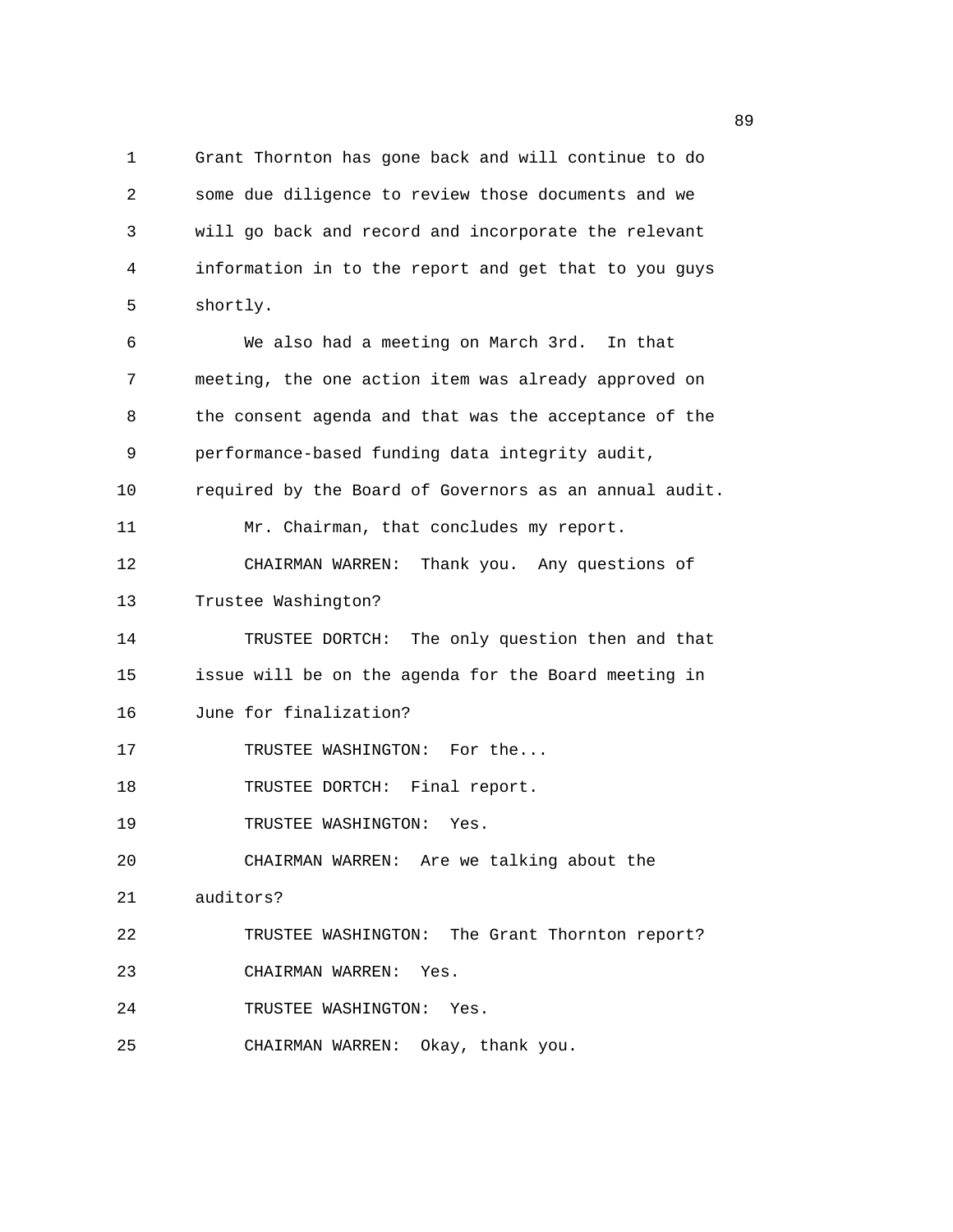Grant Thornton has gone back and will continue to do some due diligence to review those documents and we will go back and record and incorporate the relevant information in to the report and get that to you guys shortly.

We also had a meeting on March 3rd. In that meeting, the one action item was already approved on the consent agenda and that was the acceptance of the performance-based funding data integrity audit, required by the Board of Governors as an annual audit.

Mr. Chairman, that concludes my report.

CHAIRMAN WARREN: Thank you. Any questions of Trustee Washington?

TRUSTEE DORTCH: The only question then and that issue will be on the agenda for the Board meeting in June for finalization?

TRUSTEE WASHINGTON: For the...

TRUSTEE DORTCH: Final report.

TRUSTEE WASHINGTON: Yes.

CHAIRMAN WARREN: Are we talking about the auditors?

TRUSTEE WASHINGTON: The Grant Thornton report?

CHAIRMAN WARREN: Yes.

TRUSTEE WASHINGTON: Yes.

CHAIRMAN WARREN: Okay, thank you.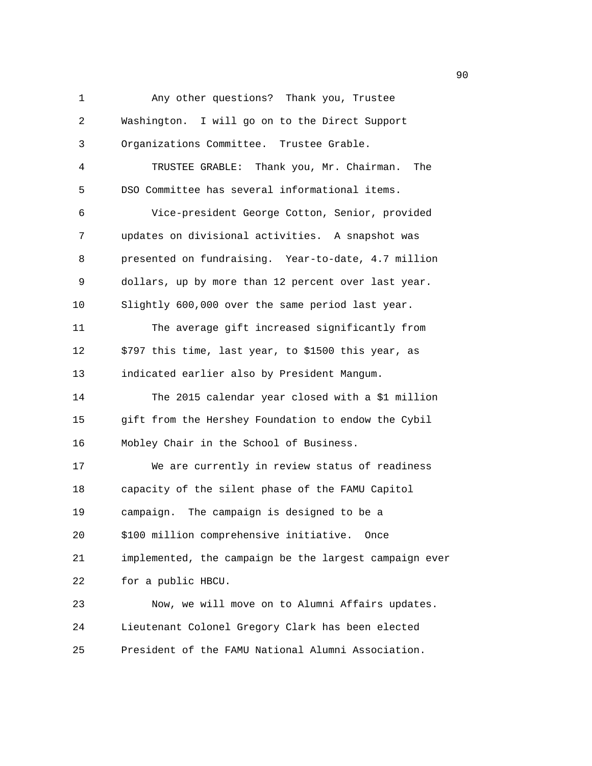Any other questions? Thank you, Trustee Washington. I will go on to the Direct Support Organizations Committee. Trustee Grable.

TRUSTEE GRABLE: Thank you, Mr. Chairman. The DSO Committee has several informational items.

Vice-president George Cotton, Senior, provided updates on divisional activities. A snapshot was presented on fundraising. Year-to-date, 4.7 million dollars, up by more than 12 percent over last year. Slightly 600,000 over the same period last year.

The average gift increased significantly from $797 this time, last year, to $1500 this year, as indicated earlier also by President Mangum.

The 2015 calendar year closed with a $1 million gift from the Hershey Foundation to endow the Cybil Mobley Chair in the School of Business.

We are currently in review status of readiness capacity of the silent phase of the FAMU Capitol campaign. The campaign is designed to be a $100 million comprehensive initiative. Once implemented, the campaign be the largest campaign ever for a public HBCU.

Now, we will move on to Alumni Affairs updates. Lieutenant Colonel Gregory Clark has been elected President of the FAMU National Alumni Association.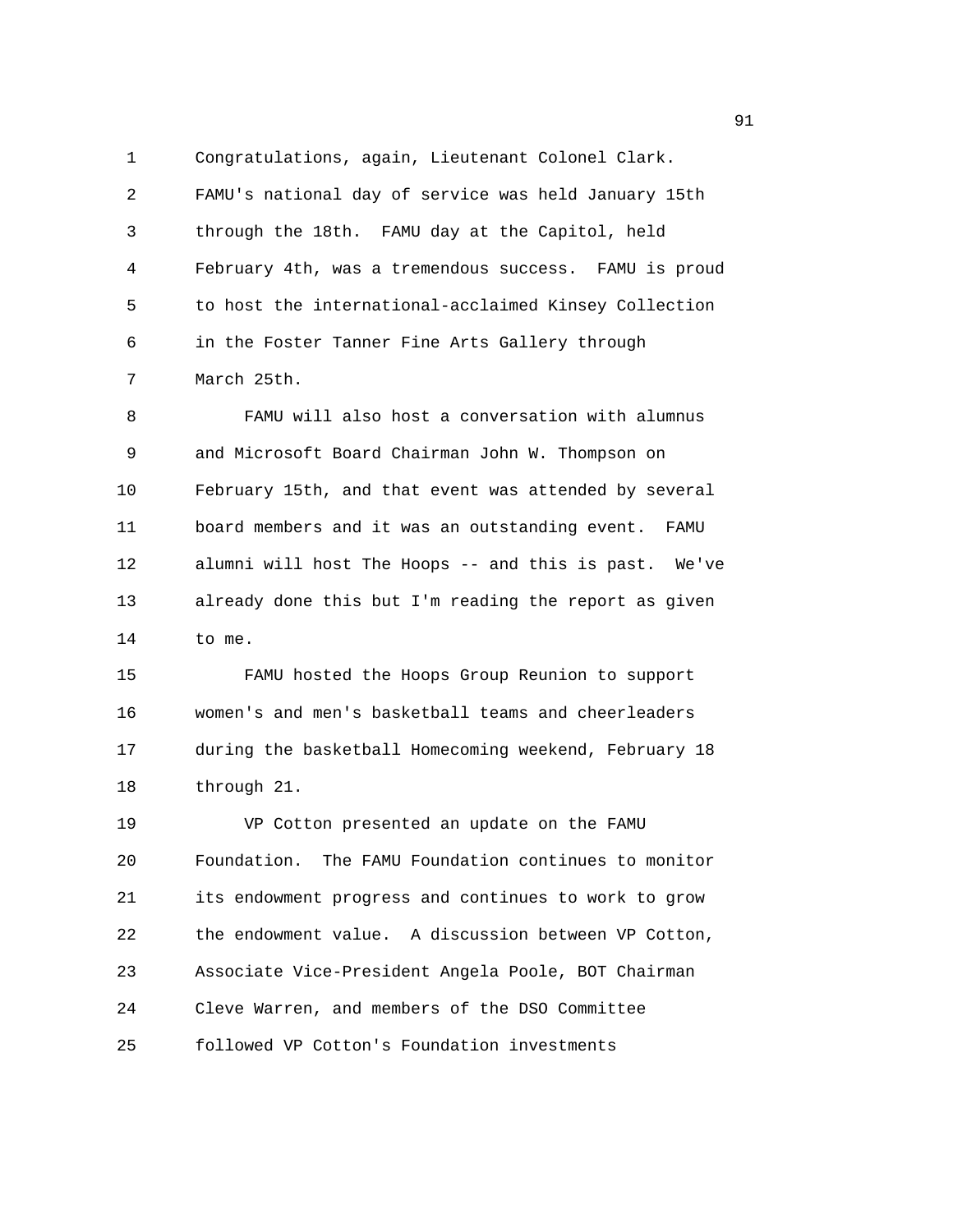Congratulations, again, Lieutenant Colonel Clark. FAMU's national day of service was held January 15th through the 18th. FAMU day at the Capitol, held February 4th, was a tremendous success. FAMU is proud to host the international-acclaimed Kinsey Collection in the Foster Tanner Fine Arts Gallery through March 25th.

FAMU will also host a conversation with alumnus and Microsoft Board Chairman John W. Thompson on February 15th, and that event was attended by several board members and it was an outstanding event. FAMU alumni will host The Hoops -- and this is past. We've already done this but I'm reading the report as given to me.

FAMU hosted the Hoops Group Reunion to support women's and men's basketball teams and cheerleaders during the basketball Homecoming weekend, February 18 through 21.

VP Cotton presented an update on the FAMU Foundation. The FAMU Foundation continues to monitor its endowment progress and continues to work to grow the endowment value. A discussion between VP Cotton, Associate Vice-President Angela Poole, BOT Chairman Cleve Warren, and members of the DSO Committee followed VP Cotton's Foundation investments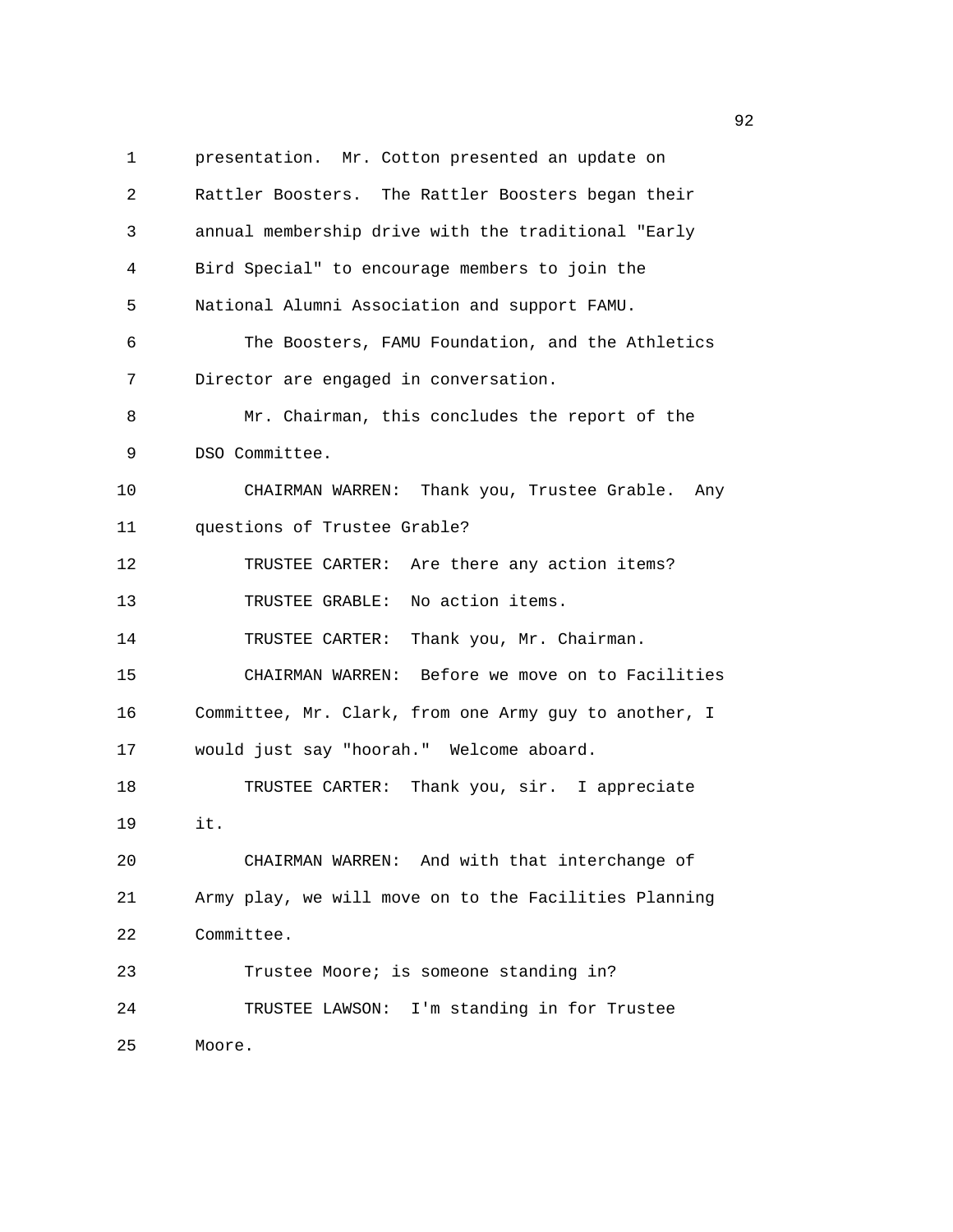presentation. Mr. Cotton presented an update on Rattler Boosters. The Rattler Boosters began their annual membership drive with the traditional "Early Bird Special" to encourage members to join the National Alumni Association and support FAMU.

The Boosters, FAMU Foundation, and the Athletics Director are engaged in conversation.

Mr. Chairman, this concludes the report of the DSO Committee.

CHAIRMAN WARREN: Thank you, Trustee Grable. Any questions of Trustee Grable?

TRUSTEE CARTER: Are there any action items?

TRUSTEE GRABLE: No action items.

TRUSTEE CARTER: Thank you, Mr. Chairman.

CHAIRMAN WARREN: Before we move on to Facilities Committee, Mr. Clark, from one Army guy to another, I would just say "hoorah." Welcome aboard.

TRUSTEE CARTER: Thank you, sir. I appreciate it.

CHAIRMAN WARREN: And with that interchange of Army play, we will move on to the Facilities Planning Committee.

Trustee Moore; is someone standing in?

TRUSTEE LAWSON: I'm standing in for Trustee Moore.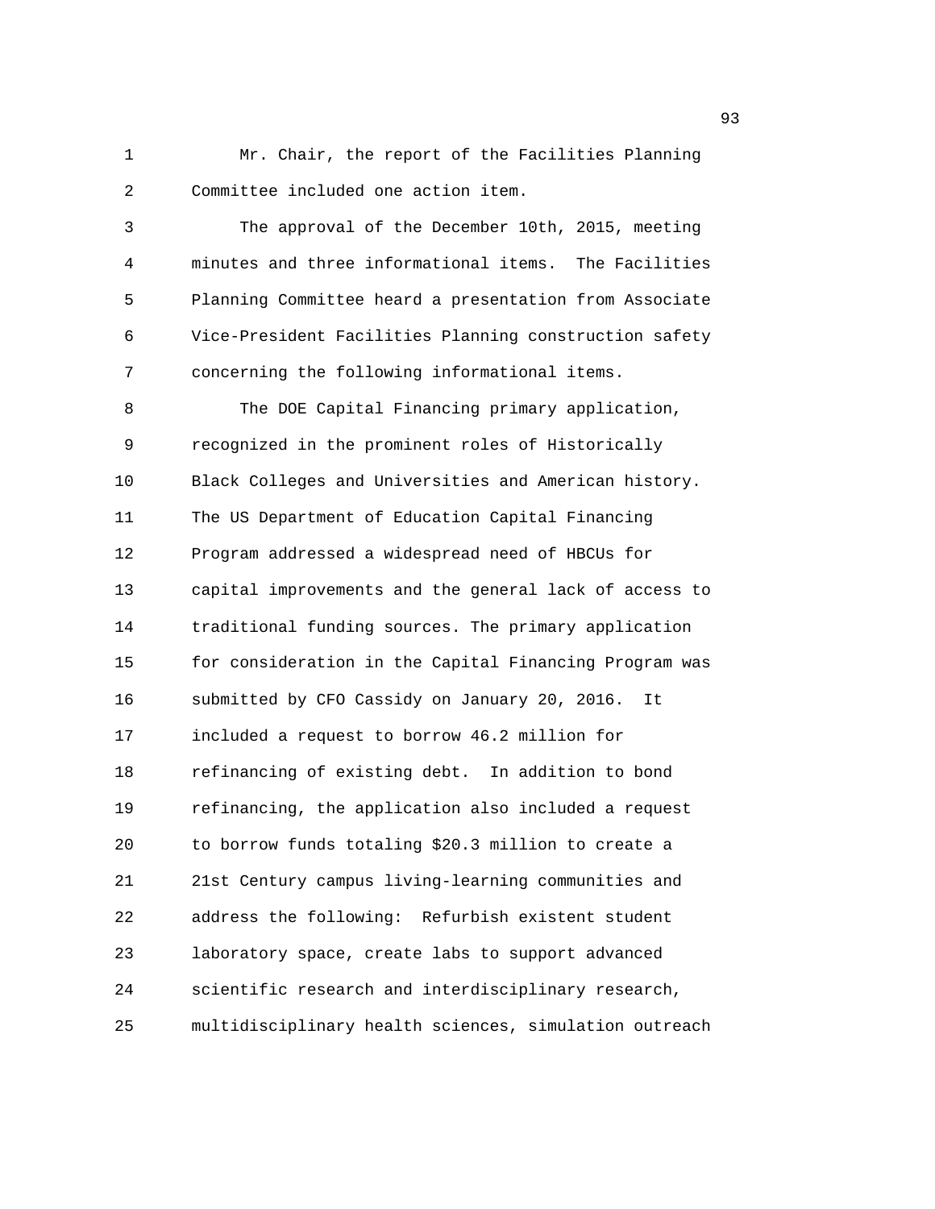Mr. Chair, the report of the Facilities Planning Committee included one action item.

The approval of the December 10th, 2015, meeting minutes and three informational items. The Facilities Planning Committee heard a presentation from Associate Vice-President Facilities Planning construction safety concerning the following informational items.

The DOE Capital Financing primary application, recognized in the prominent roles of Historically Black Colleges and Universities and American history. The US Department of Education Capital Financing Program addressed a widespread need of HBCUs for capital improvements and the general lack of access to traditional funding sources. The primary application for consideration in the Capital Financing Program was submitted by CFO Cassidy on January 20, 2016. It included a request to borrow 46.2 million for refinancing of existing debt. In addition to bond refinancing, the application also included a request to borrow funds totaling $20.3 million to create a 21st Century campus living-learning communities and address the following: Refurbish existent student laboratory space, create labs to support advanced scientific research and interdisciplinary research, multidisciplinary health sciences, simulation outreach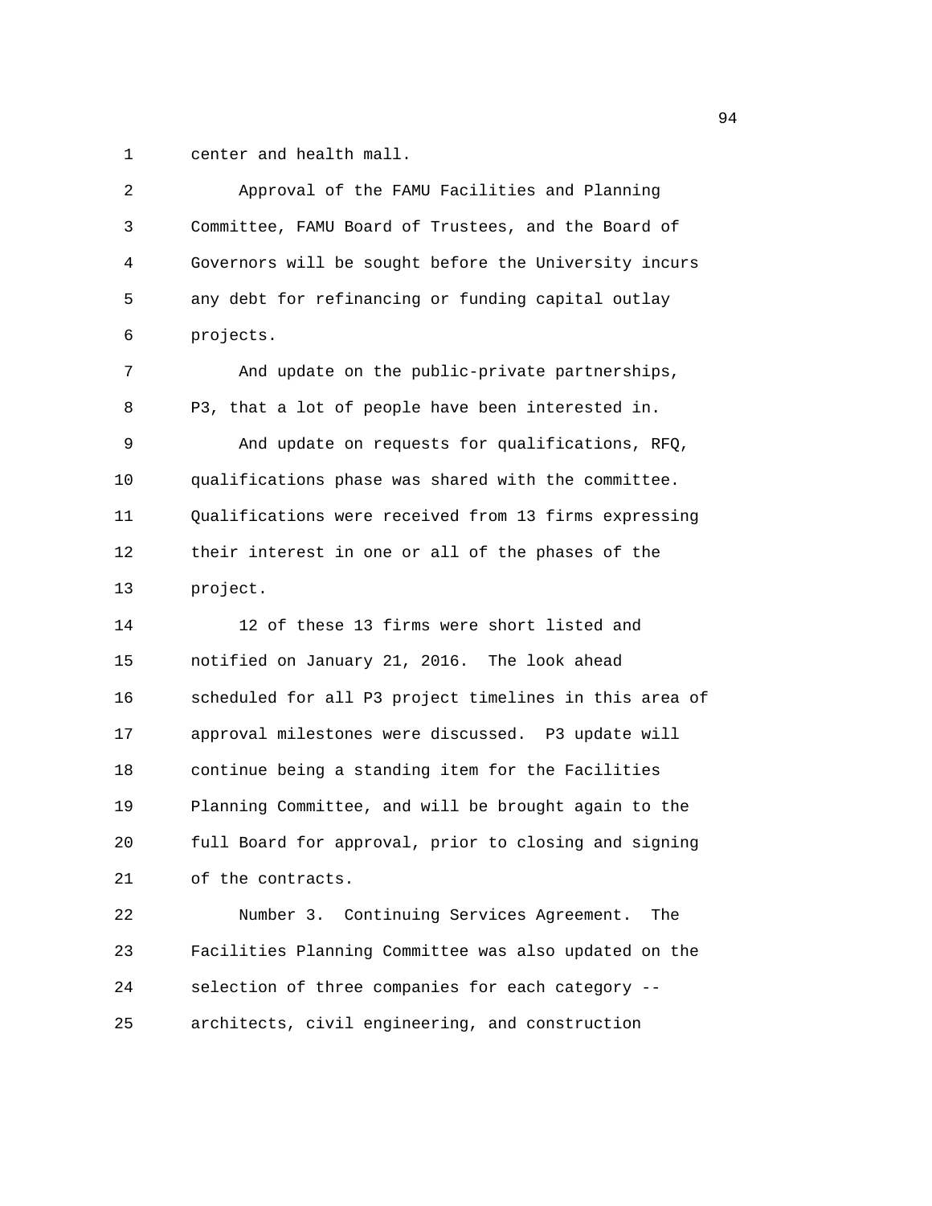center and health mall.

Approval of the FAMU Facilities and Planning Committee, FAMU Board of Trustees, and the Board of Governors will be sought before the University incurs any debt for refinancing or funding capital outlay projects.

And update on the public-private partnerships, P3, that a lot of people have been interested in.

And update on requests for qualifications, RFQ, qualifications phase was shared with the committee. Qualifications were received from 13 firms expressing their interest in one or all of the phases of the project.

12 of these 13 firms were short listed and notified on January 21, 2016. The look ahead scheduled for all P3 project timelines in this area of approval milestones were discussed. P3 update will continue being a standing item for the Facilities Planning Committee, and will be brought again to the full Board for approval, prior to closing and signing of the contracts.

Number 3. Continuing Services Agreement. The Facilities Planning Committee was also updated on the selection of three companies for each category -- architects, civil engineering, and construction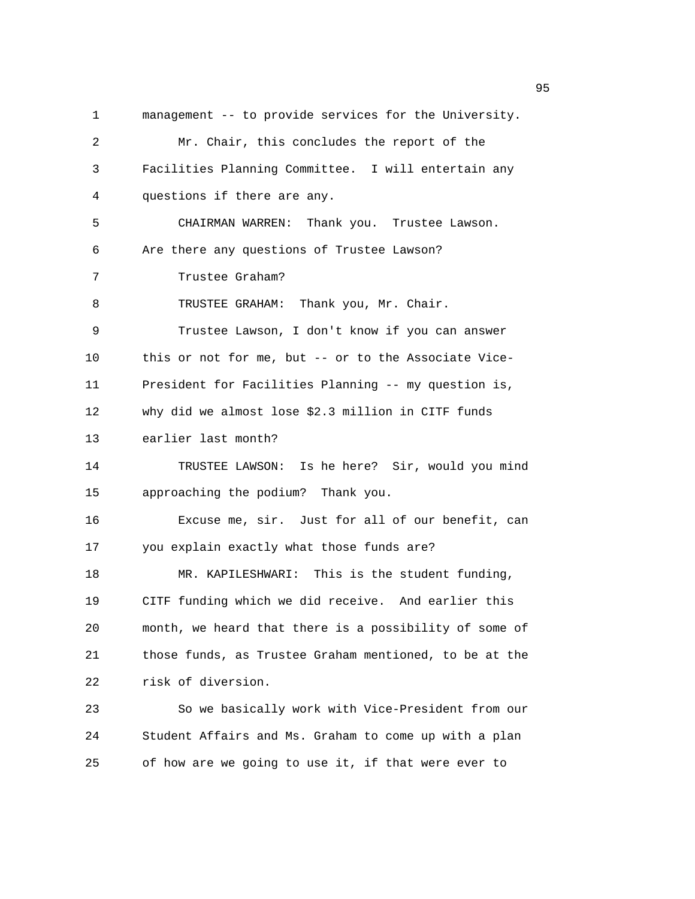1 management -- to provide services for the University.

2 Mr. Chair, this concludes the report of the

3 Facilities Planning Committee. I will entertain any

4 questions if there are any.

5 CHAIRMAN WARREN: Thank you. Trustee Lawson.

6 Are there any questions of Trustee Lawson?

7 Trustee Graham?

8 TRUSTEE GRAHAM: Thank you, Mr. Chair.

9 Trustee Lawson, I don't know if you can answer

10 this or not for me, but -- or to the Associate Vice-

11 President for Facilities Planning -- my question is,

12 why did we almost lose $2.3 million in CITF funds

13 earlier last month?

14 TRUSTEE LAWSON: Is he here? Sir, would you mind

15 approaching the podium? Thank you.

16 Excuse me, sir. Just for all of our benefit, can

17 you explain exactly what those funds are?

18 MR. KAPILESHWARI: This is the student funding,

19 CITF funding which we did receive. And earlier this

20 month, we heard that there is a possibility of some of

21 those funds, as Trustee Graham mentioned, to be at the

22 risk of diversion.

23 So we basically work with Vice-President from our

24 Student Affairs and Ms. Graham to come up with a plan

25 of how are we going to use it, if that were ever to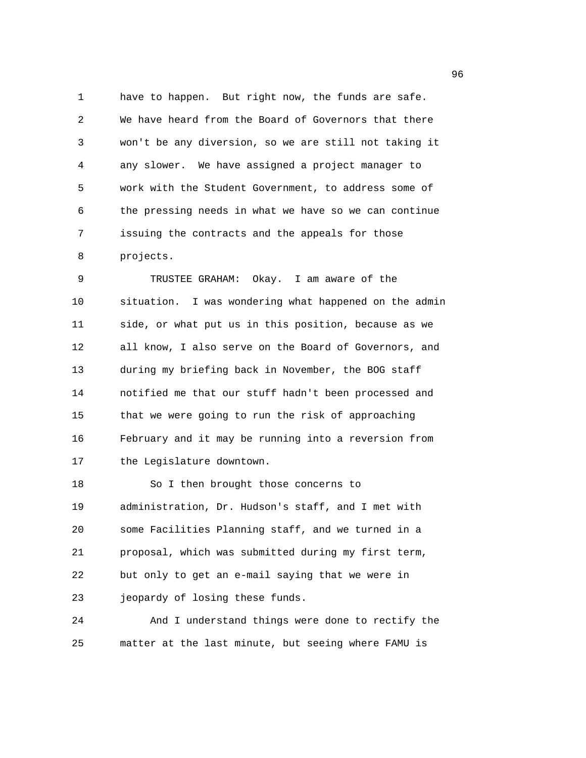have to happen. But right now, the funds are safe. We have heard from the Board of Governors that there won't be any diversion, so we are still not taking it any slower. We have assigned a project manager to work with the Student Government, to address some of the pressing needs in what we have so we can continue issuing the contracts and the appeals for those projects.

TRUSTEE GRAHAM: Okay. I am aware of the situation. I was wondering what happened on the admin side, or what put us in this position, because as we all know, I also serve on the Board of Governors, and during my briefing back in November, the BOG staff notified me that our stuff hadn't been processed and that we were going to run the risk of approaching February and it may be running into a reversion from the Legislature downtown.

So I then brought those concerns to administration, Dr. Hudson's staff, and I met with some Facilities Planning staff, and we turned in a proposal, which was submitted during my first term, but only to get an e-mail saying that we were in jeopardy of losing these funds.

And I understand things were done to rectify the matter at the last minute, but seeing where FAMU is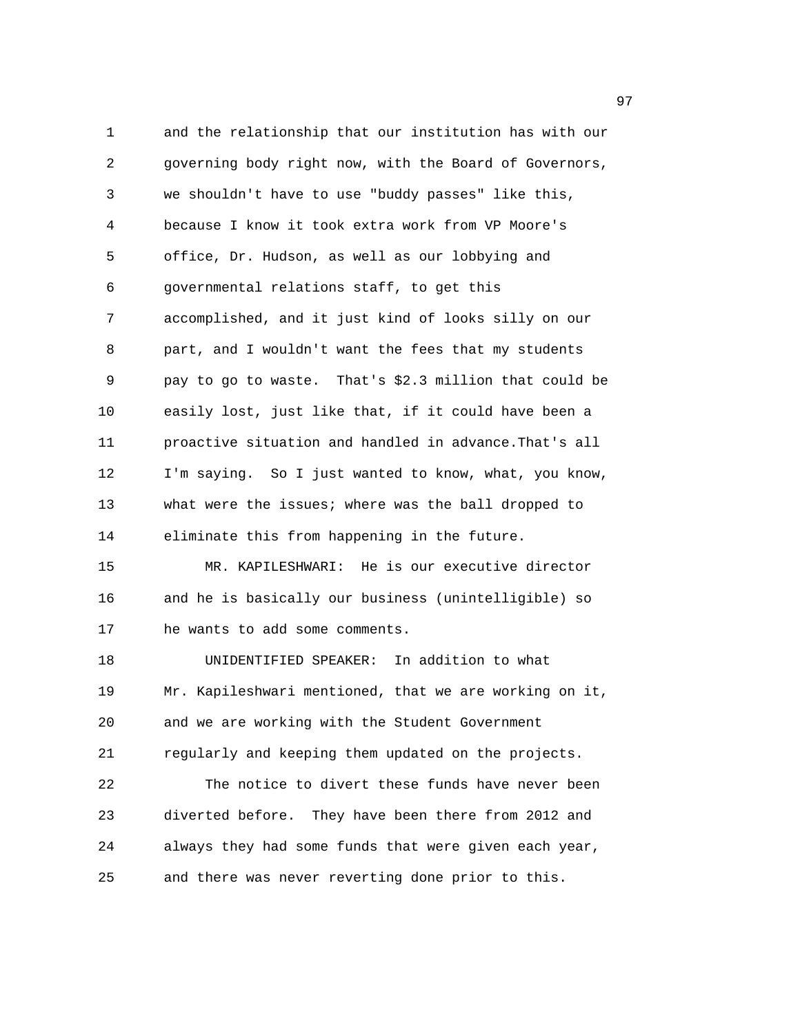and the relationship that our institution has with our governing body right now, with the Board of Governors, we shouldn't have to use "buddy passes" like this, because I know it took extra work from VP Moore's office, Dr. Hudson, as well as our lobbying and governmental relations staff, to get this accomplished, and it just kind of looks silly on our part, and I wouldn't want the fees that my students pay to go to waste. That's $2.3 million that could be easily lost, just like that, if it could have been a proactive situation and handled in advance.That's all I'm saying. So I just wanted to know, what, you know, what were the issues; where was the ball dropped to eliminate this from happening in the future.

MR. KAPILESHWARI: He is our executive director and he is basically our business (unintelligible) so he wants to add some comments.

UNIDENTIFIED SPEAKER: In addition to what Mr. Kapileshwari mentioned, that we are working on it, and we are working with the Student Government regularly and keeping them updated on the projects.

The notice to divert these funds have never been diverted before. They have been there from 2012 and always they had some funds that were given each year, and there was never reverting done prior to this.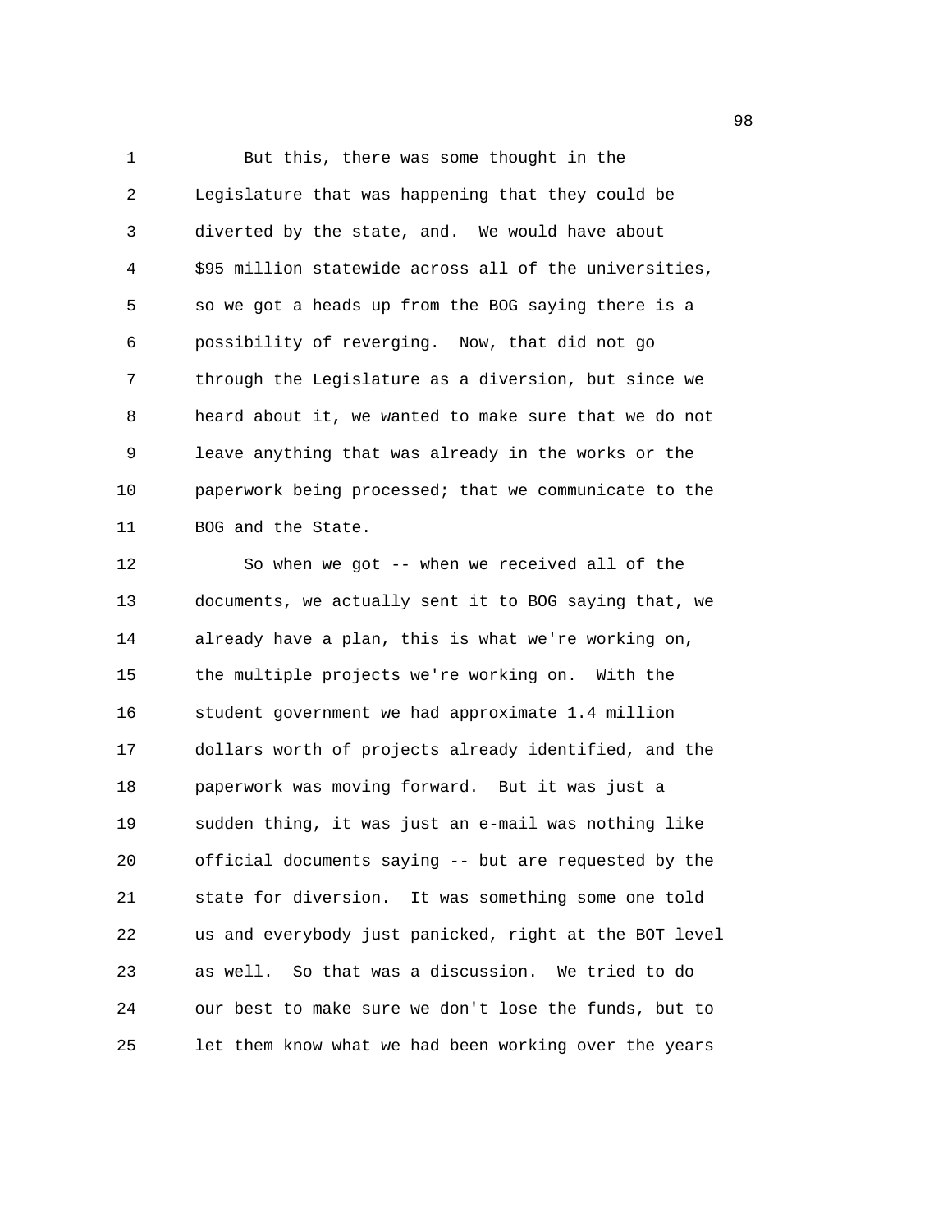But this, there was some thought in the Legislature that was happening that they could be diverted by the state, and. We would have about $95 million statewide across all of the universities, so we got a heads up from the BOG saying there is a possibility of reverging. Now, that did not go through the Legislature as a diversion, but since we heard about it, we wanted to make sure that we do not leave anything that was already in the works or the paperwork being processed; that we communicate to the BOG and the State.

So when we got -- when we received all of the documents, we actually sent it to BOG saying that, we already have a plan, this is what we're working on, the multiple projects we're working on. With the student government we had approximate 1.4 million dollars worth of projects already identified, and the paperwork was moving forward. But it was just a sudden thing, it was just an e-mail was nothing like official documents saying -- but are requested by the state for diversion. It was something some one told us and everybody just panicked, right at the BOT level as well. So that was a discussion. We tried to do our best to make sure we don't lose the funds, but to let them know what we had been working over the years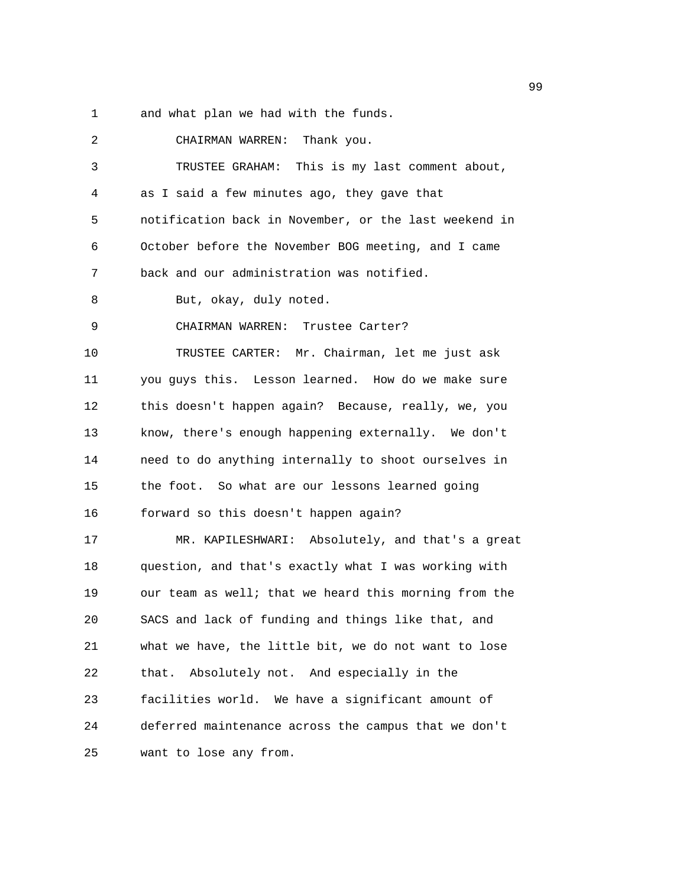and what plan we had with the funds.

CHAIRMAN WARREN: Thank you.

TRUSTEE GRAHAM: This is my last comment about, as I said a few minutes ago, they gave that notification back in November, or the last weekend in October before the November BOG meeting, and I came back and our administration was notified.

But, okay, duly noted.

CHAIRMAN WARREN: Trustee Carter?

TRUSTEE CARTER: Mr. Chairman, let me just ask you guys this. Lesson learned. How do we make sure this doesn't happen again? Because, really, we, you know, there's enough happening externally. We don't need to do anything internally to shoot ourselves in the foot. So what are our lessons learned going forward so this doesn't happen again?

MR. KAPILESHWARI: Absolutely, and that's a great question, and that's exactly what I was working with our team as well; that we heard this morning from the SACS and lack of funding and things like that, and what we have, the little bit, we do not want to lose that. Absolutely not. And especially in the facilities world. We have a significant amount of deferred maintenance across the campus that we don't want to lose any from.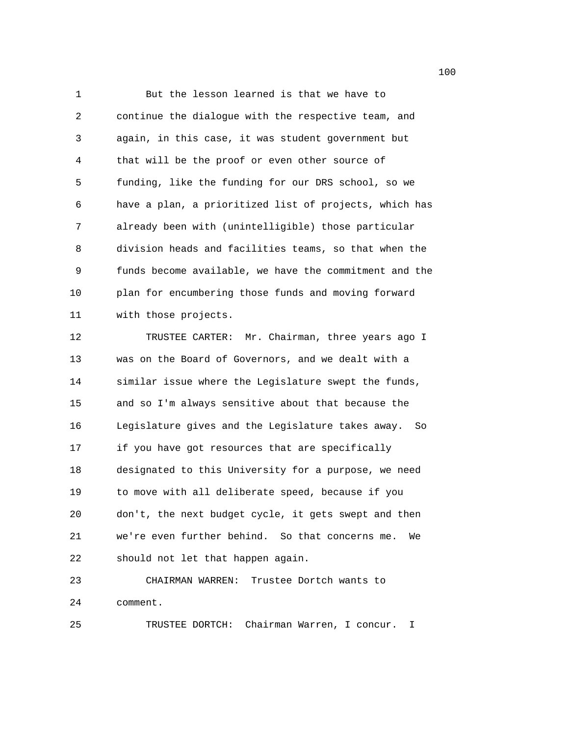But the lesson learned is that we have to continue the dialogue with the respective team, and again, in this case, it was student government but that will be the proof or even other source of funding, like the funding for our DRS school, so we have a plan, a prioritized list of projects, which has already been with (unintelligible) those particular division heads and facilities teams, so that when the funds become available, we have the commitment and the plan for encumbering those funds and moving forward with those projects.

TRUSTEE CARTER: Mr. Chairman, three years ago I was on the Board of Governors, and we dealt with a similar issue where the Legislature swept the funds, and so I'm always sensitive about that because the Legislature gives and the Legislature takes away. So if you have got resources that are specifically designated to this University for a purpose, we need to move with all deliberate speed, because if you don't, the next budget cycle, it gets swept and then we're even further behind. So that concerns me. We should not let that happen again.

CHAIRMAN WARREN: Trustee Dortch wants to comment.

TRUSTEE DORTCH: Chairman Warren, I concur. I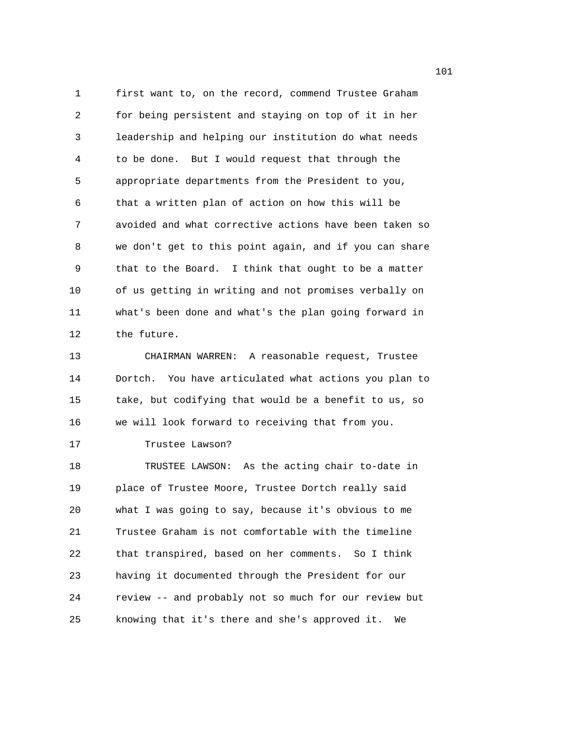first want to, on the record, commend Trustee Graham for being persistent and staying on top of it in her leadership and helping our institution do what needs to be done. But I would request that through the appropriate departments from the President to you, that a written plan of action on how this will be avoided and what corrective actions have been taken so we don't get to this point again, and if you can share that to the Board. I think that ought to be a matter of us getting in writing and not promises verbally on what's been done and what's the plan going forward in the future.

CHAIRMAN WARREN: A reasonable request, Trustee Dortch. You have articulated what actions you plan to take, but codifying that would be a benefit to us, so we will look forward to receiving that from you.

Trustee Lawson?

TRUSTEE LAWSON: As the acting chair to-date in place of Trustee Moore, Trustee Dortch really said what I was going to say, because it's obvious to me Trustee Graham is not comfortable with the timeline that transpired, based on her comments. So I think having it documented through the President for our review -- and probably not so much for our review but knowing that it's there and she's approved it. We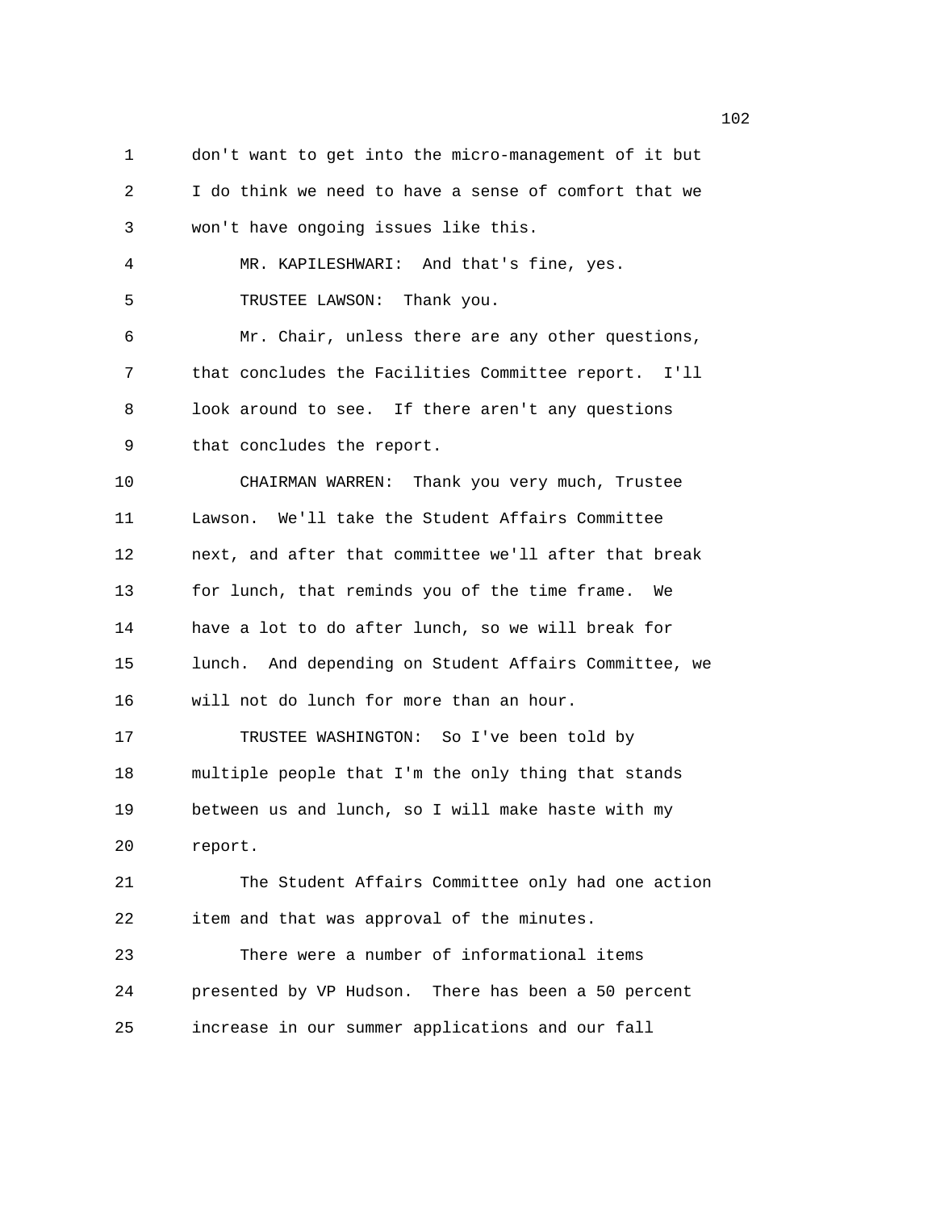don't want to get into the micro-management of it but I do think we need to have a sense of comfort that we won't have ongoing issues like this.

MR. KAPILESHWARI: And that's fine, yes.

TRUSTEE LAWSON: Thank you.

Mr. Chair, unless there are any other questions, that concludes the Facilities Committee report. I'll look around to see. If there aren't any questions that concludes the report.

CHAIRMAN WARREN: Thank you very much, Trustee Lawson. We'll take the Student Affairs Committee next, and after that committee we'll after that break for lunch, that reminds you of the time frame. We have a lot to do after lunch, so we will break for lunch. And depending on Student Affairs Committee, we will not do lunch for more than an hour.

TRUSTEE WASHINGTON: So I've been told by multiple people that I'm the only thing that stands between us and lunch, so I will make haste with my report.

The Student Affairs Committee only had one action item and that was approval of the minutes.

There were a number of informational items presented by VP Hudson. There has been a 50 percent increase in our summer applications and our fall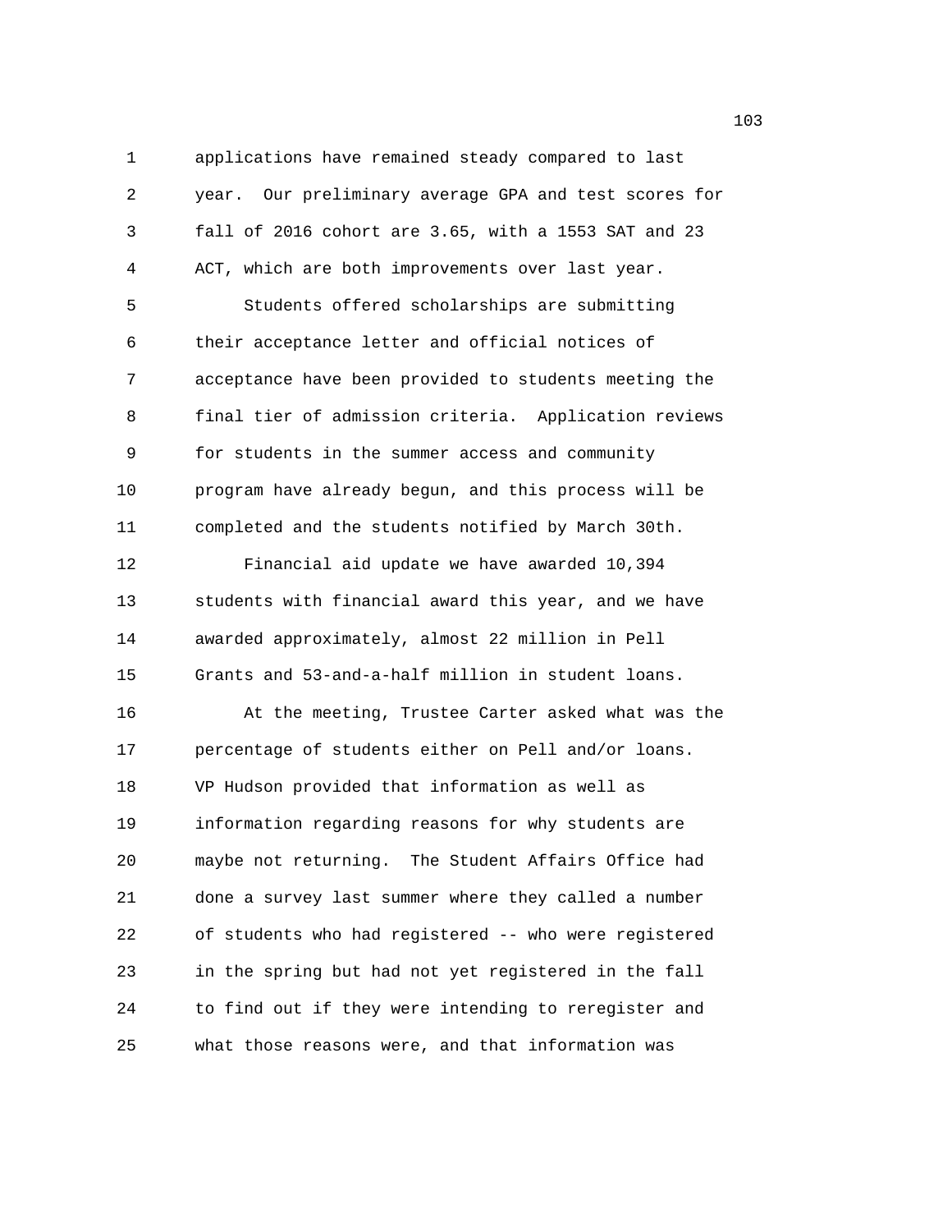applications have remained steady compared to last year. Our preliminary average GPA and test scores for fall of 2016 cohort are 3.65, with a 1553 SAT and 23 ACT, which are both improvements over last year.

Students offered scholarships are submitting their acceptance letter and official notices of acceptance have been provided to students meeting the final tier of admission criteria. Application reviews for students in the summer access and community program have already begun, and this process will be completed and the students notified by March 30th.

Financial aid update we have awarded 10,394 students with financial award this year, and we have awarded approximately, almost 22 million in Pell Grants and 53-and-a-half million in student loans.

At the meeting, Trustee Carter asked what was the percentage of students either on Pell and/or loans. VP Hudson provided that information as well as information regarding reasons for why students are maybe not returning. The Student Affairs Office had done a survey last summer where they called a number of students who had registered -- who were registered in the spring but had not yet registered in the fall to find out if they were intending to reregister and what those reasons were, and that information was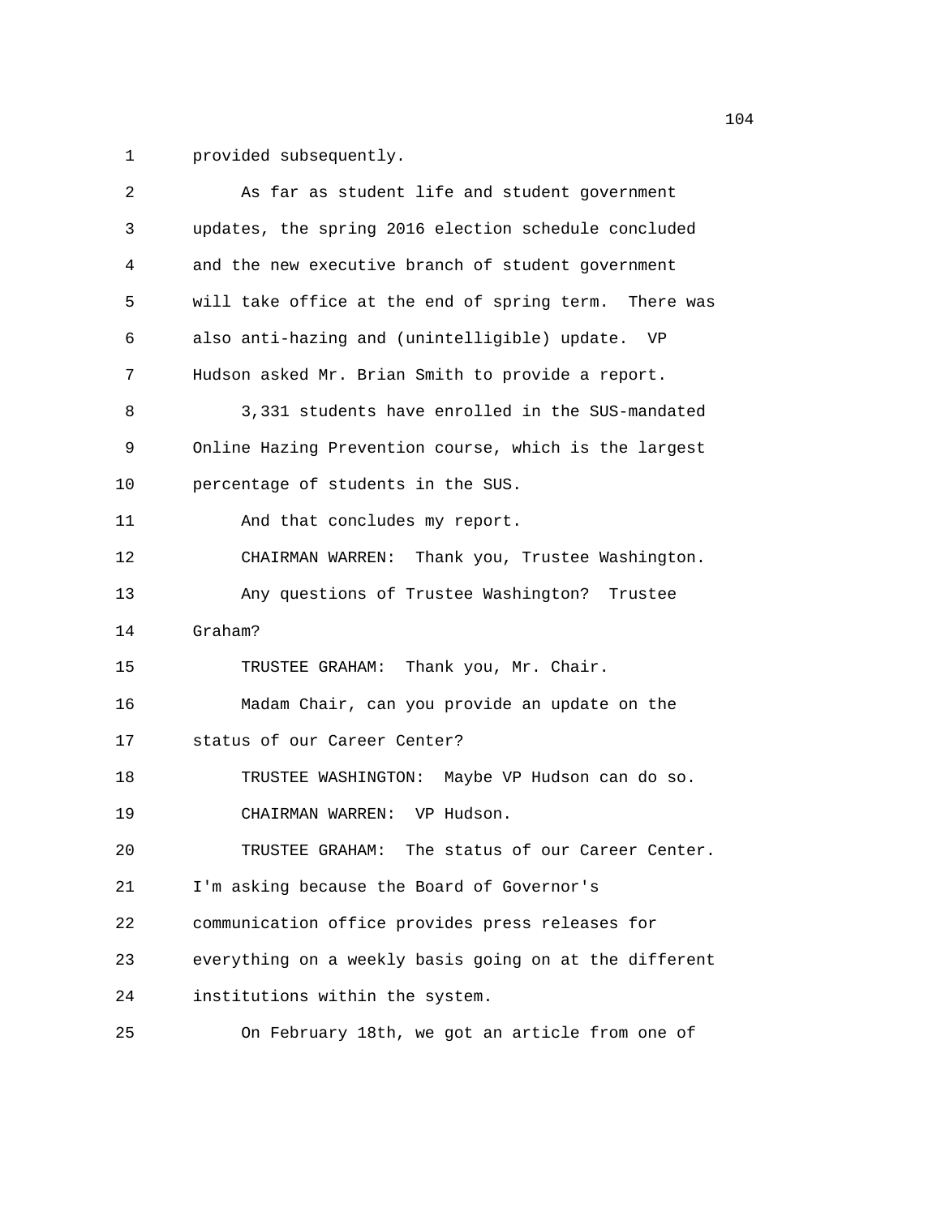provided subsequently.

As far as student life and student government updates, the spring 2016 election schedule concluded and the new executive branch of student government will take office at the end of spring term. There was also anti-hazing and (unintelligible) update. VP Hudson asked Mr. Brian Smith to provide a report.

3,331 students have enrolled in the SUS-mandated Online Hazing Prevention course, which is the largest percentage of students in the SUS.

And that concludes my report.

CHAIRMAN WARREN: Thank you, Trustee Washington.

Any questions of Trustee Washington? Trustee Graham?

TRUSTEE GRAHAM: Thank you, Mr. Chair.

Madam Chair, can you provide an update on the status of our Career Center?

TRUSTEE WASHINGTON: Maybe VP Hudson can do so.

CHAIRMAN WARREN: VP Hudson.

TRUSTEE GRAHAM: The status of our Career Center. I'm asking because the Board of Governor's communication office provides press releases for everything on a weekly basis going on at the different institutions within the system.

On February 18th, we got an article from one of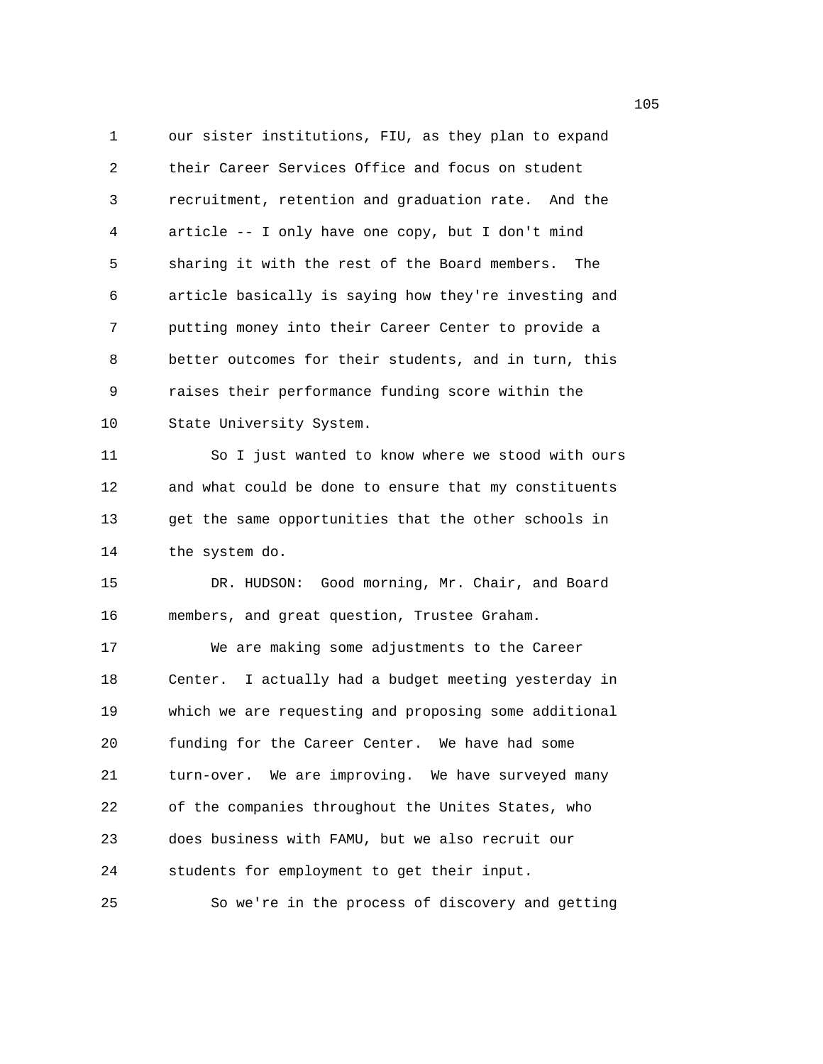our sister institutions, FIU, as they plan to expand their Career Services Office and focus on student recruitment, retention and graduation rate. And the article -- I only have one copy, but I don't mind sharing it with the rest of the Board members. The article basically is saying how they're investing and putting money into their Career Center to provide a better outcomes for their students, and in turn, this raises their performance funding score within the State University System.

So I just wanted to know where we stood with ours and what could be done to ensure that my constituents get the same opportunities that the other schools in the system do.

DR. HUDSON: Good morning, Mr. Chair, and Board members, and great question, Trustee Graham.

We are making some adjustments to the Career Center. I actually had a budget meeting yesterday in which we are requesting and proposing some additional funding for the Career Center. We have had some turn-over. We are improving. We have surveyed many of the companies throughout the Unites States, who does business with FAMU, but we also recruit our students for employment to get their input.

So we're in the process of discovery and getting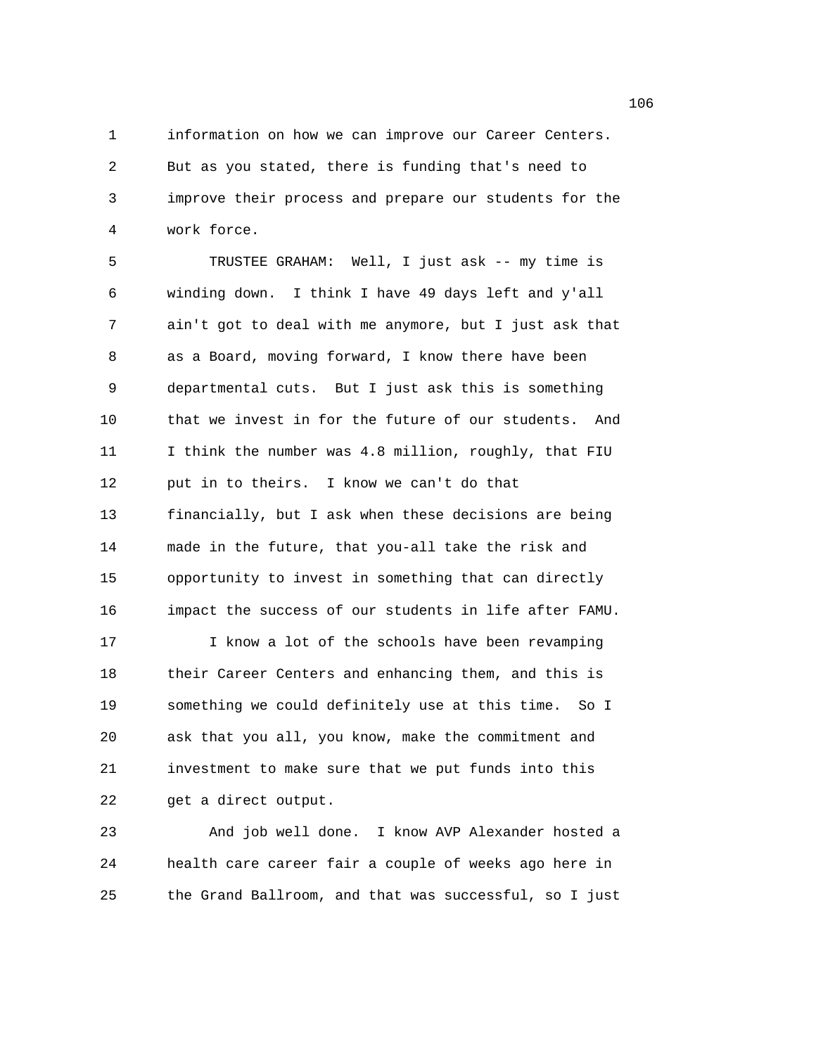information on how we can improve our Career Centers. But as you stated, there is funding that's need to improve their process and prepare our students for the work force.

TRUSTEE GRAHAM: Well, I just ask -- my time is winding down. I think I have 49 days left and y'all ain't got to deal with me anymore, but I just ask that as a Board, moving forward, I know there have been departmental cuts. But I just ask this is something that we invest in for the future of our students. And I think the number was 4.8 million, roughly, that FIU put in to theirs. I know we can't do that financially, but I ask when these decisions are being made in the future, that you-all take the risk and opportunity to invest in something that can directly impact the success of our students in life after FAMU.

I know a lot of the schools have been revamping their Career Centers and enhancing them, and this is something we could definitely use at this time. So I ask that you all, you know, make the commitment and investment to make sure that we put funds into this get a direct output.

And job well done. I know AVP Alexander hosted a health care career fair a couple of weeks ago here in the Grand Ballroom, and that was successful, so I just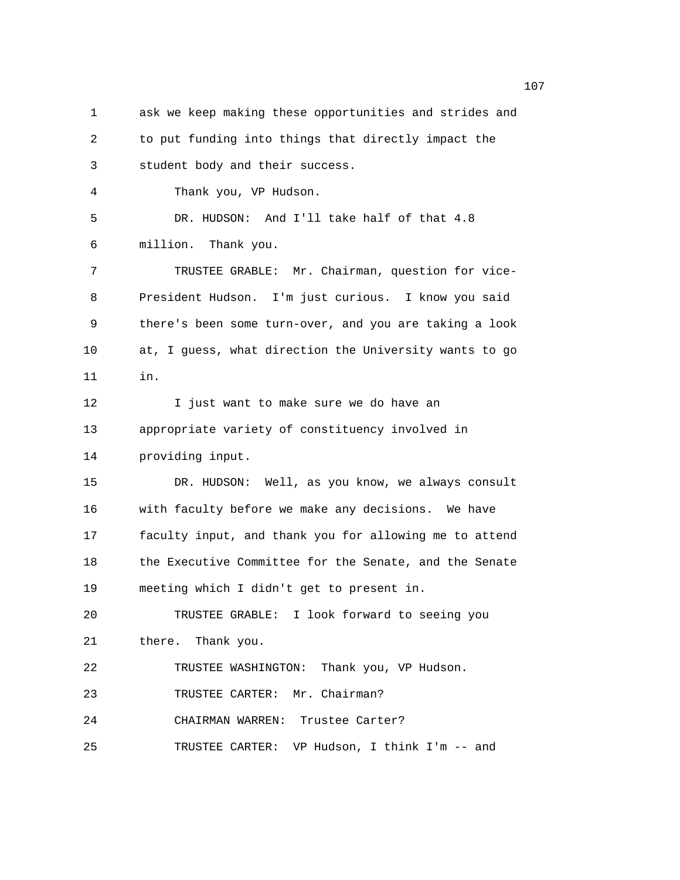ask we keep making these opportunities and strides and to put funding into things that directly impact the student body and their success.

Thank you, VP Hudson.

DR. HUDSON: And I'll take half of that 4.8 million. Thank you.

TRUSTEE GRABLE: Mr. Chairman, question for vice-President Hudson. I'm just curious. I know you said there's been some turn-over, and you are taking a look at, I guess, what direction the University wants to go in.

I just want to make sure we do have an appropriate variety of constituency involved in providing input.

DR. HUDSON: Well, as you know, we always consult with faculty before we make any decisions. We have faculty input, and thank you for allowing me to attend the Executive Committee for the Senate, and the Senate meeting which I didn't get to present in.

TRUSTEE GRABLE: I look forward to seeing you there. Thank you.

TRUSTEE WASHINGTON: Thank you, VP Hudson.

TRUSTEE CARTER: Mr. Chairman?

CHAIRMAN WARREN: Trustee Carter?

TRUSTEE CARTER: VP Hudson, I think I'm -- and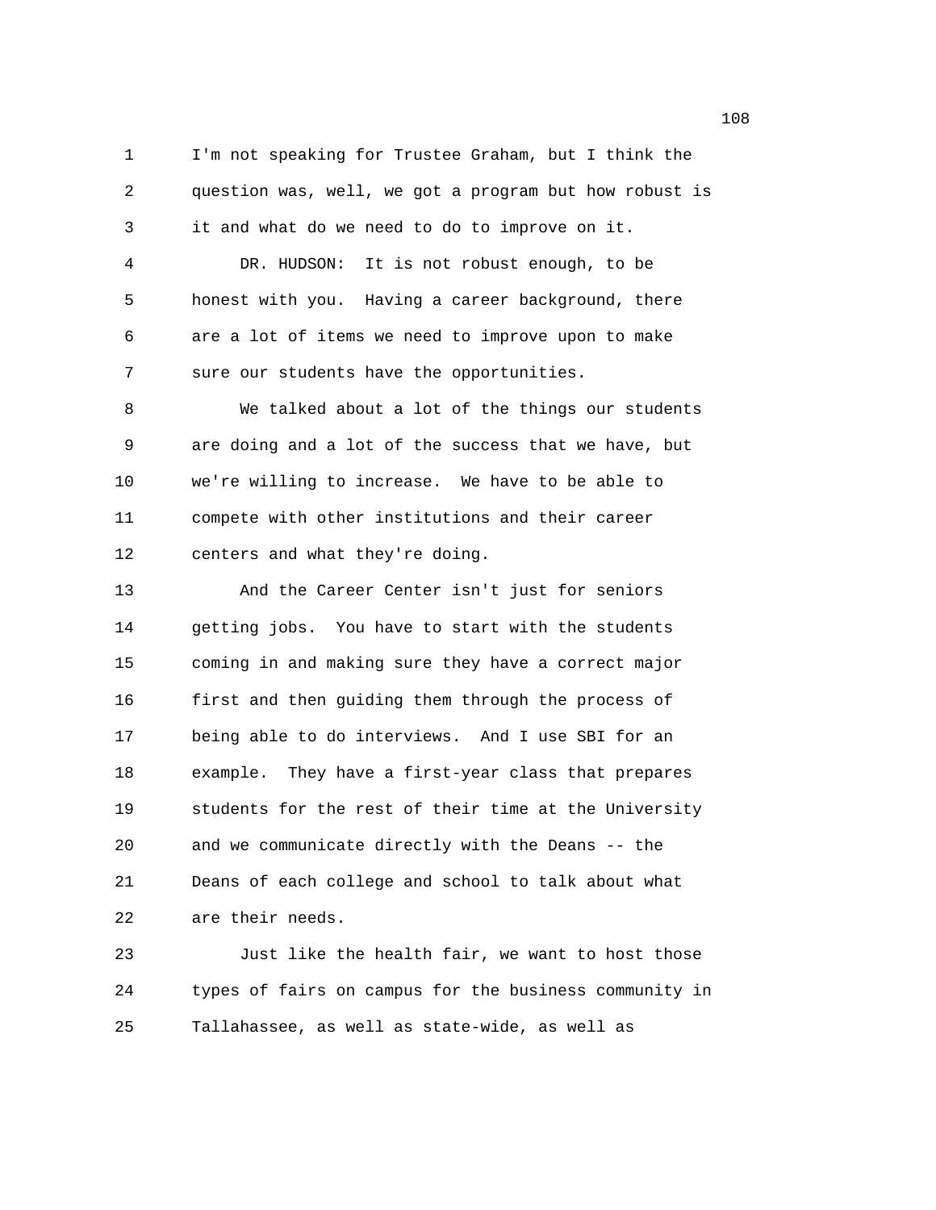I'm not speaking for Trustee Graham, but I think the question was, well, we got a program but how robust is it and what do we need to do to improve on it.

DR. HUDSON: It is not robust enough, to be honest with you. Having a career background, there are a lot of items we need to improve upon to make sure our students have the opportunities.

We talked about a lot of the things our students are doing and a lot of the success that we have, but we're willing to increase. We have to be able to compete with other institutions and their career centers and what they're doing.

And the Career Center isn't just for seniors getting jobs. You have to start with the students coming in and making sure they have a correct major first and then guiding them through the process of being able to do interviews. And I use SBI for an example. They have a first-year class that prepares students for the rest of their time at the University and we communicate directly with the Deans -- the Deans of each college and school to talk about what are their needs.

Just like the health fair, we want to host those types of fairs on campus for the business community in Tallahassee, as well as state-wide, as well as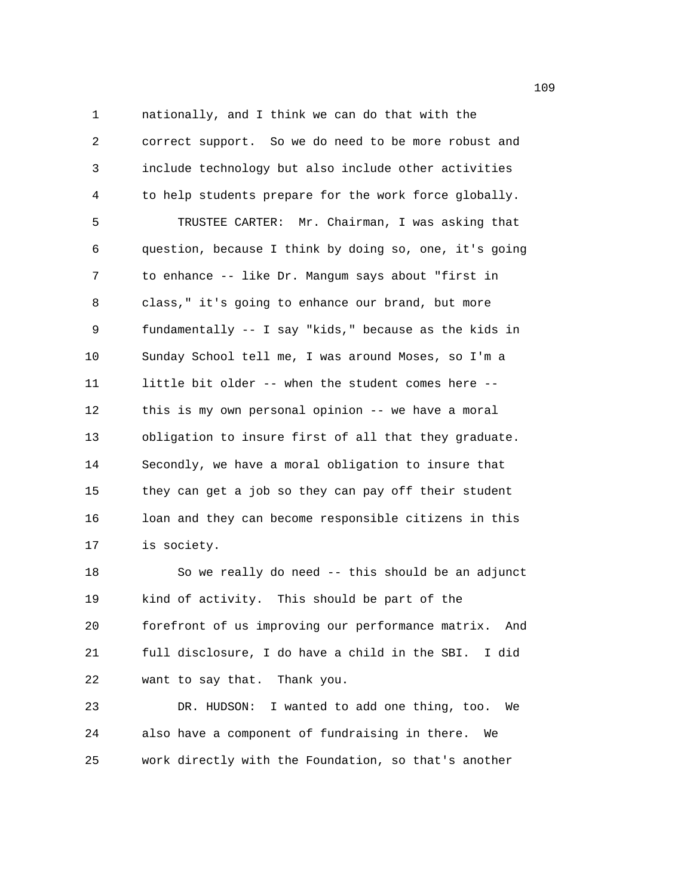nationally, and I think we can do that with the correct support. So we do need to be more robust and include technology but also include other activities to help students prepare for the work force globally.

TRUSTEE CARTER: Mr. Chairman, I was asking that question, because I think by doing so, one, it's going to enhance -- like Dr. Mangum says about "first in class," it's going to enhance our brand, but more fundamentally -- I say "kids," because as the kids in Sunday School tell me, I was around Moses, so I'm a little bit older -- when the student comes here -- this is my own personal opinion -- we have a moral obligation to insure first of all that they graduate. Secondly, we have a moral obligation to insure that they can get a job so they can pay off their student loan and they can become responsible citizens in this is society.

So we really do need -- this should be an adjunct kind of activity. This should be part of the forefront of us improving our performance matrix. And full disclosure, I do have a child in the SBI. I did want to say that. Thank you.

DR. HUDSON: I wanted to add one thing, too. We also have a component of fundraising in there. We work directly with the Foundation, so that's another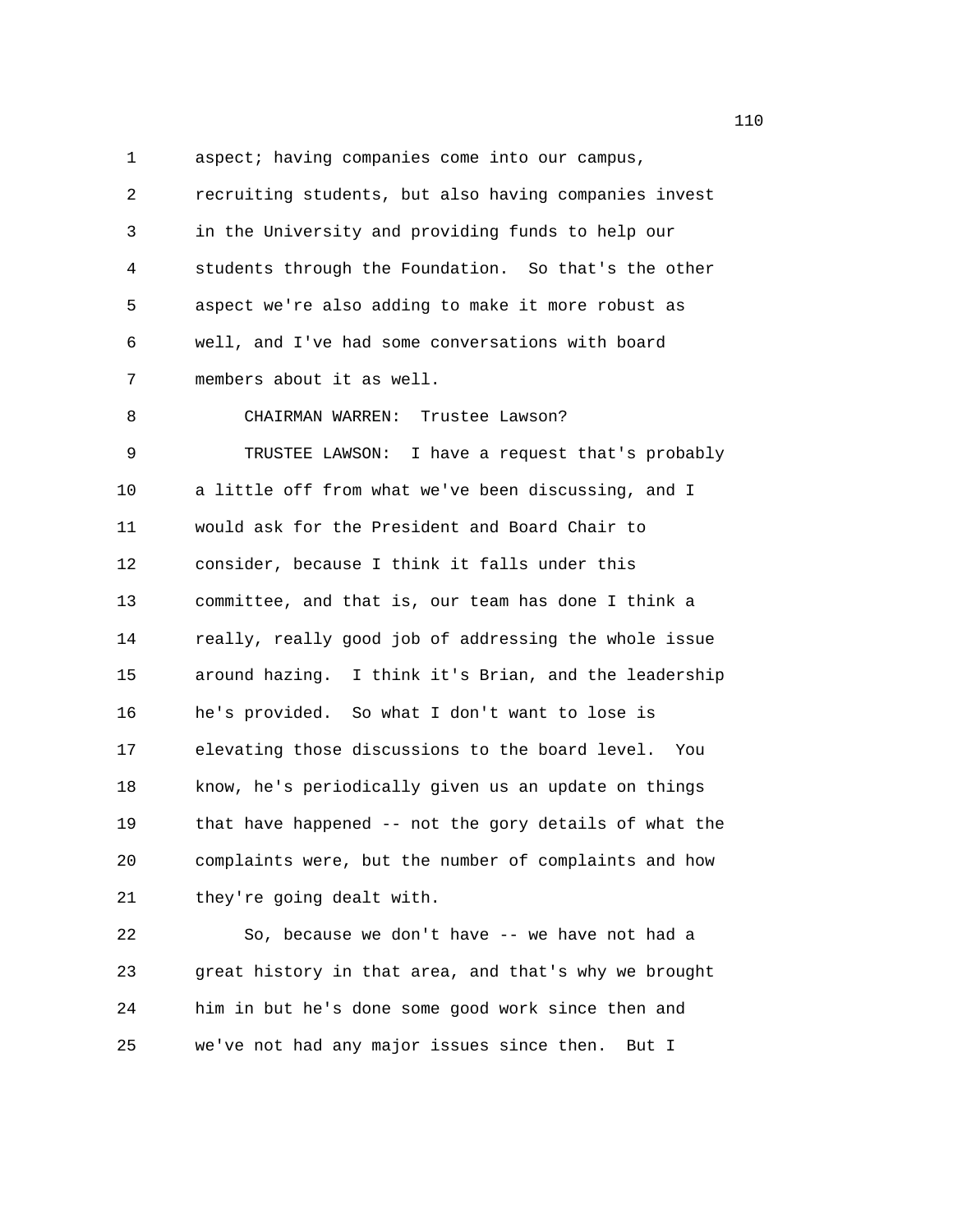aspect; having companies come into our campus, recruiting students, but also having companies invest in the University and providing funds to help our students through the Foundation. So that's the other aspect we're also adding to make it more robust as well, and I've had some conversations with board members about it as well.

CHAIRMAN WARREN: Trustee Lawson?

TRUSTEE LAWSON: I have a request that's probably a little off from what we've been discussing, and I would ask for the President and Board Chair to consider, because I think it falls under this committee, and that is, our team has done I think a really, really good job of addressing the whole issue around hazing. I think it's Brian, and the leadership he's provided. So what I don't want to lose is elevating those discussions to the board level. You know, he's periodically given us an update on things that have happened -- not the gory details of what the complaints were, but the number of complaints and how they're going dealt with.

So, because we don't have -- we have not had a great history in that area, and that's why we brought him in but he's done some good work since then and we've not had any major issues since then. But I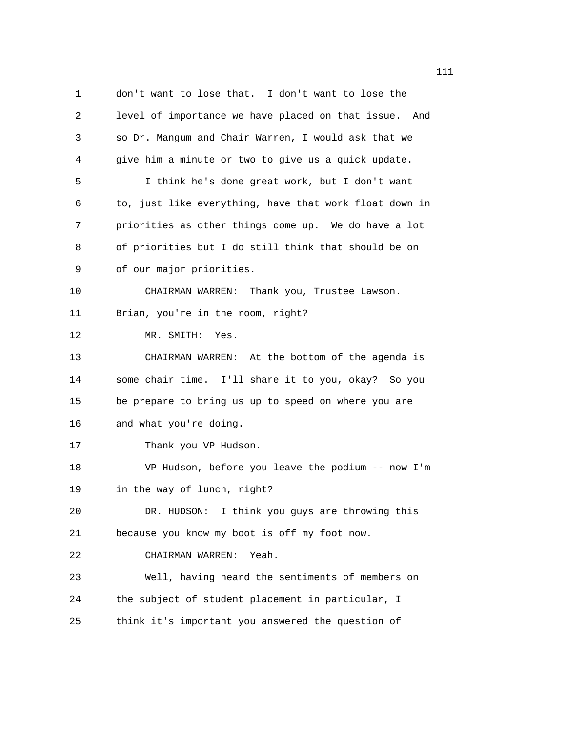1 don't want to lose that. I don't want to lose the
2 level of importance we have placed on that issue. And
3 so Dr. Mangum and Chair Warren, I would ask that we
4 give him a minute or two to give us a quick update.
5 I think he's done great work, but I don't want
6 to, just like everything, have that work float down in
7 priorities as other things come up. We do have a lot
8 of priorities but I do still think that should be on
9 of our major priorities.
10 CHAIRMAN WARREN: Thank you, Trustee Lawson.
11 Brian, you're in the room, right?
12 MR. SMITH: Yes.
13 CHAIRMAN WARREN: At the bottom of the agenda is
14 some chair time. I'll share it to you, okay? So you
15 be prepare to bring us up to speed on where you are
16 and what you're doing.
17 Thank you VP Hudson.
18 VP Hudson, before you leave the podium -- now I'm
19 in the way of lunch, right?
20 DR. HUDSON: I think you guys are throwing this
21 because you know my boot is off my foot now.
22 CHAIRMAN WARREN: Yeah.
23 Well, having heard the sentiments of members on
24 the subject of student placement in particular, I
25 think it's important you answered the question of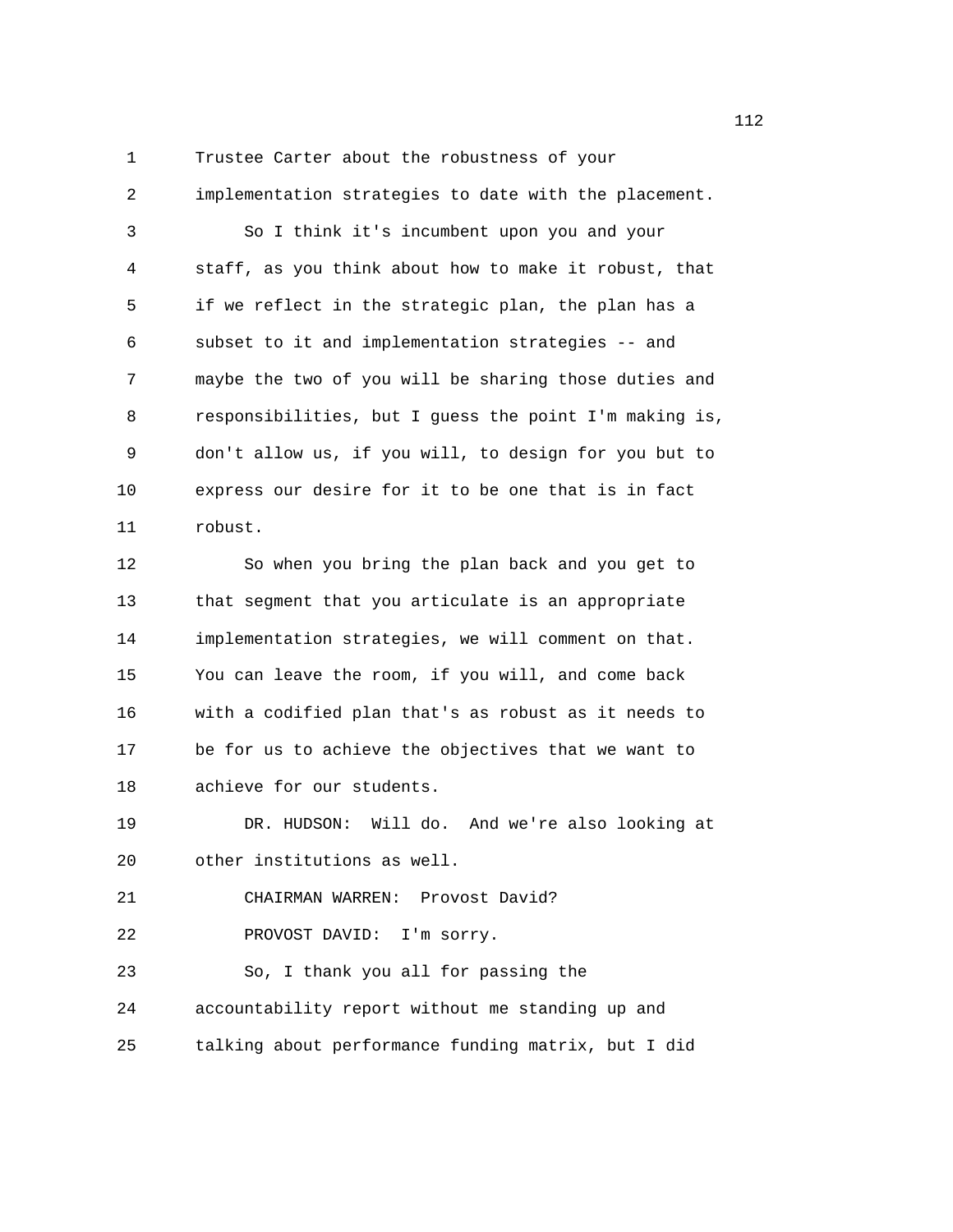Trustee Carter about the robustness of your implementation strategies to date with the placement.

So I think it's incumbent upon you and your staff, as you think about how to make it robust, that if we reflect in the strategic plan, the plan has a subset to it and implementation strategies -- and maybe the two of you will be sharing those duties and responsibilities, but I guess the point I'm making is, don't allow us, if you will, to design for you but to express our desire for it to be one that is in fact robust.

So when you bring the plan back and you get to that segment that you articulate is an appropriate implementation strategies, we will comment on that. You can leave the room, if you will, and come back with a codified plan that's as robust as it needs to be for us to achieve the objectives that we want to achieve for our students.

DR. HUDSON: Will do. And we're also looking at other institutions as well.

CHAIRMAN WARREN: Provost David?

PROVOST DAVID: I'm sorry.

So, I thank you all for passing the accountability report without me standing up and talking about performance funding matrix, but I did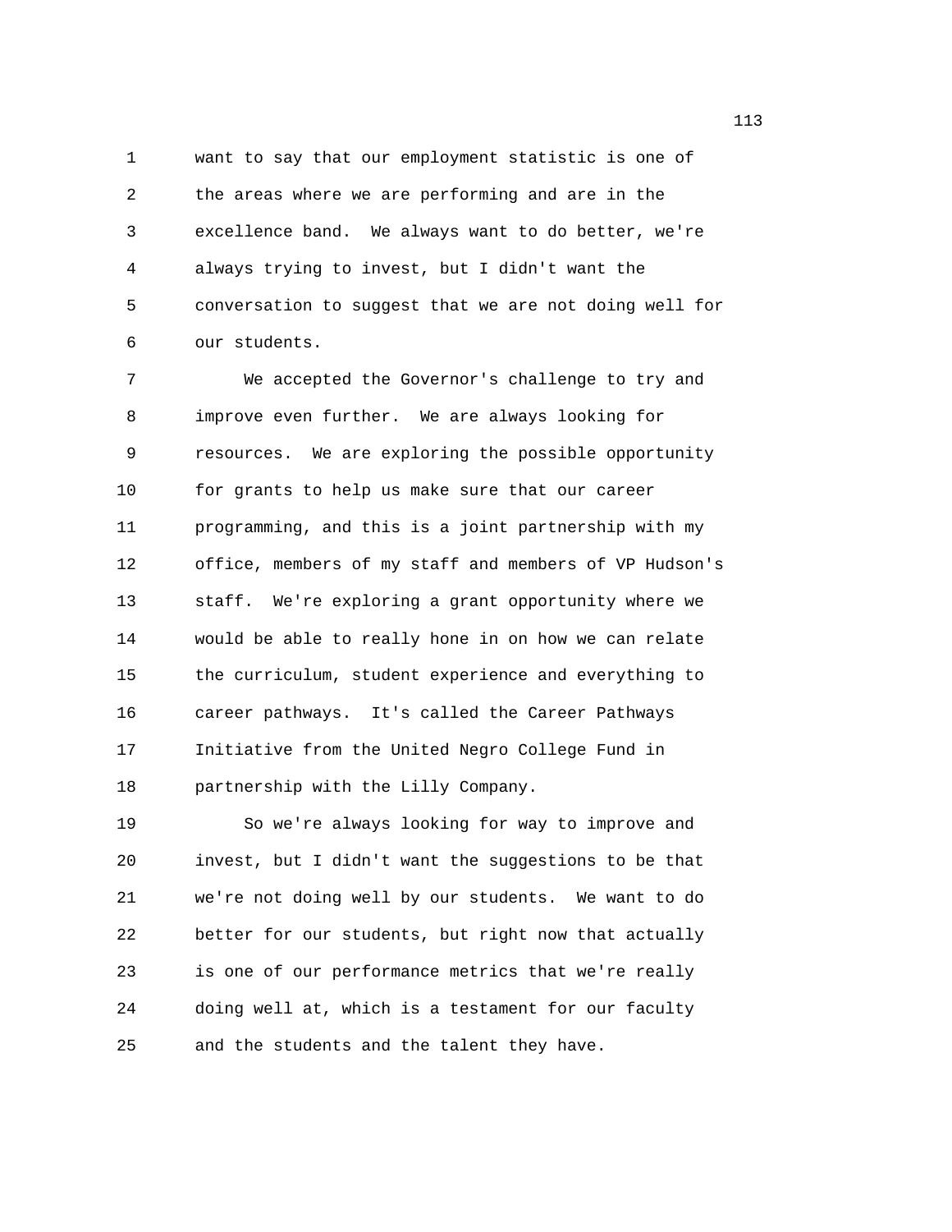want to say that our employment statistic is one of the areas where we are performing and are in the excellence band. We always want to do better, we're always trying to invest, but I didn't want the conversation to suggest that we are not doing well for our students.

We accepted the Governor's challenge to try and improve even further. We are always looking for resources. We are exploring the possible opportunity for grants to help us make sure that our career programming, and this is a joint partnership with my office, members of my staff and members of VP Hudson's staff. We're exploring a grant opportunity where we would be able to really hone in on how we can relate the curriculum, student experience and everything to career pathways. It's called the Career Pathways Initiative from the United Negro College Fund in partnership with the Lilly Company.

So we're always looking for way to improve and invest, but I didn't want the suggestions to be that we're not doing well by our students. We want to do better for our students, but right now that actually is one of our performance metrics that we're really doing well at, which is a testament for our faculty and the students and the talent they have.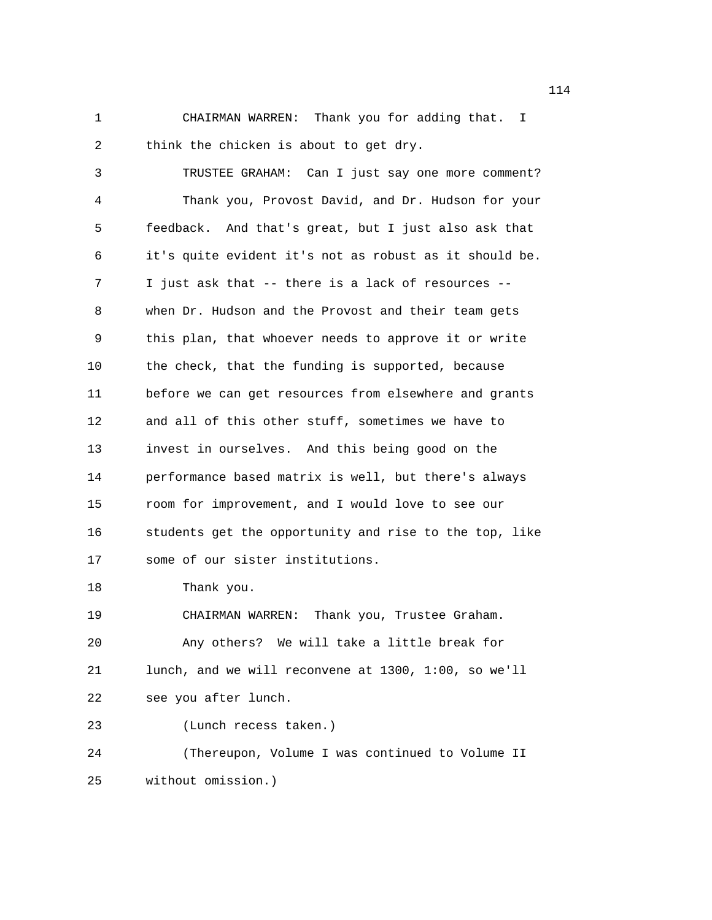CHAIRMAN WARREN: Thank you for adding that. I think the chicken is about to get dry.

TRUSTEE GRAHAM: Can I just say one more comment?

Thank you, Provost David, and Dr. Hudson for your feedback. And that's great, but I just also ask that it's quite evident it's not as robust as it should be. I just ask that -- there is a lack of resources -- when Dr. Hudson and the Provost and their team gets this plan, that whoever needs to approve it or write the check, that the funding is supported, because before we can get resources from elsewhere and grants and all of this other stuff, sometimes we have to invest in ourselves. And this being good on the performance based matrix is well, but there's always room for improvement, and I would love to see our students get the opportunity and rise to the top, like some of our sister institutions.

Thank you.

CHAIRMAN WARREN: Thank you, Trustee Graham.

Any others? We will take a little break for lunch, and we will reconvene at 1300, 1:00, so we'll see you after lunch.

(Lunch recess taken.)

(Thereupon, Volume I was continued to Volume II without omission.)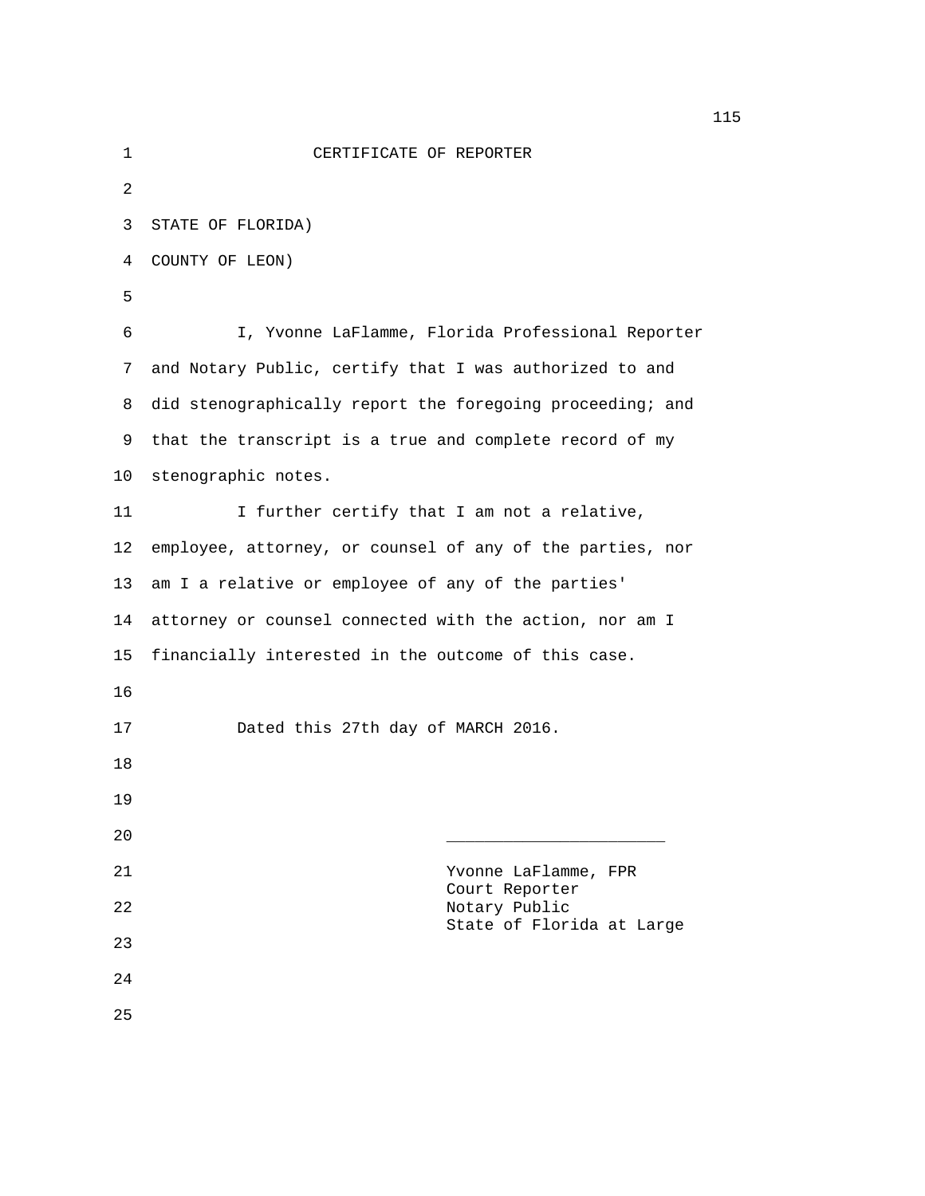# CERTIFICATE OF REPORTER

STATE OF FLORIDA)
COUNTY OF LEON)

I, Yvonne LaFlamme, Florida Professional Reporter and Notary Public, certify that I was authorized to and did stenographically report the foregoing proceeding; and that the transcript is a true and complete record of my stenographic notes.

I further certify that I am not a relative, employee, attorney, or counsel of any of the parties, nor am I a relative or employee of any of the parties' attorney or counsel connected with the action, nor am I financially interested in the outcome of this case.

Dated this 27th day of MARCH 2016.

______________________

Yvonne LaFlamme, FPR
Court Reporter
Notary Public
State of Florida at Large